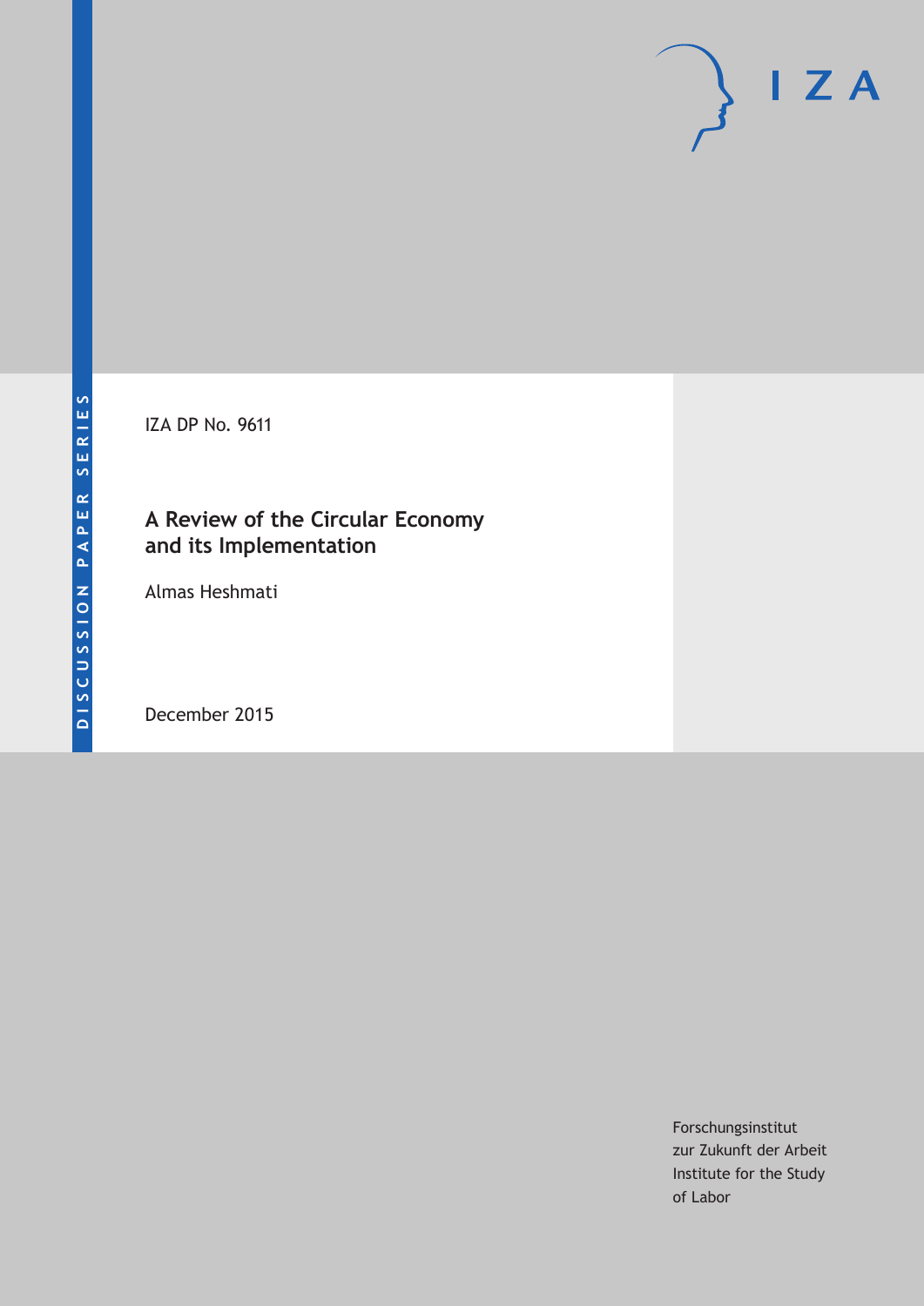DISCUSSION PAPER SERIES

IZA DP No. 9611

# A Review of the Circular Economy and its Implementation

Almas Heshmati

December 2015

Forschungsinstitut
zur Zukunft der Arbeit
Institute for the Study
of Labor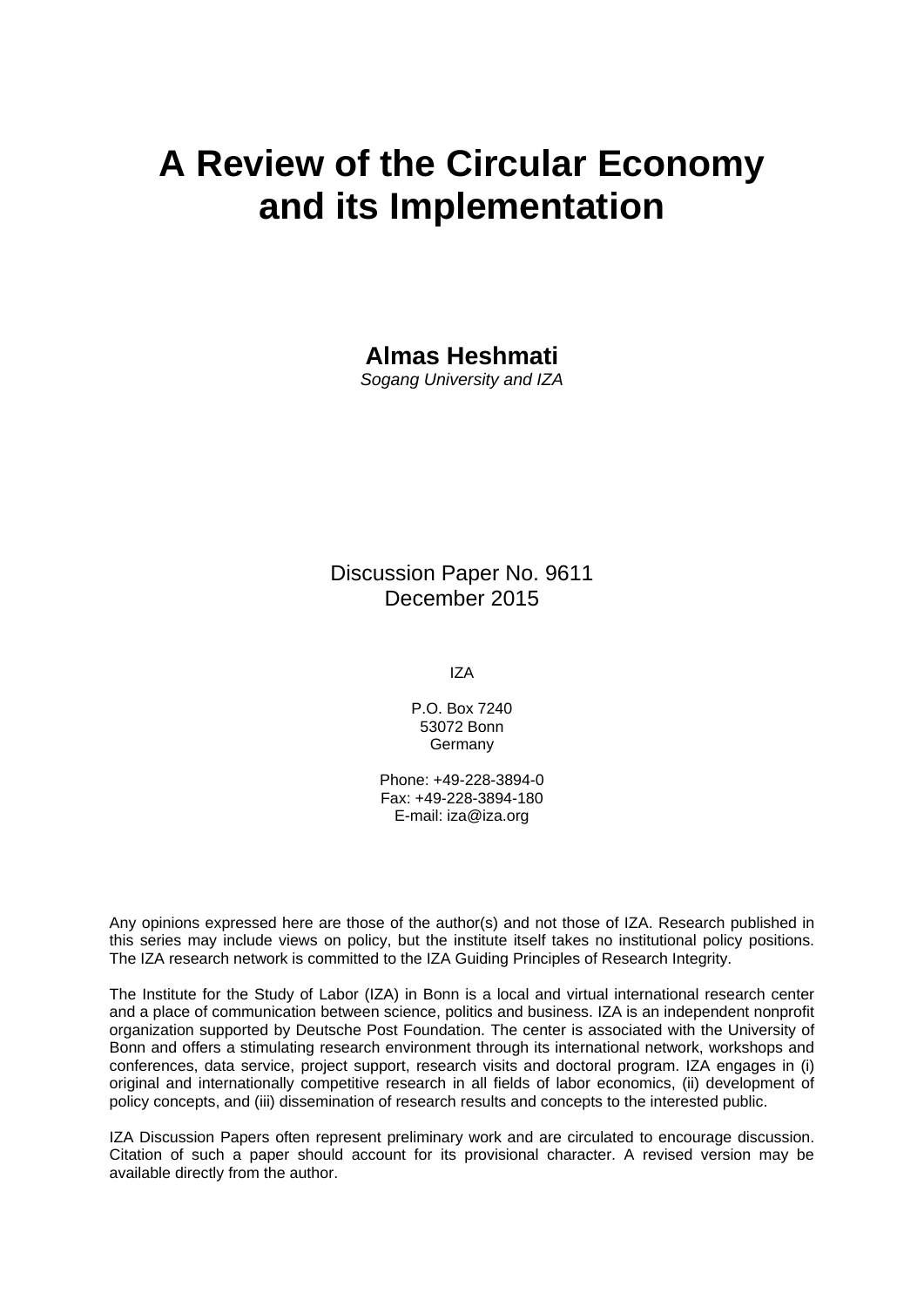# A Review of the Circular Economy and its Implementation

**Almas Heshmati**

*Sogang University and IZA*

Discussion Paper No. 9611
December 2015

IZA

P.O. Box 7240
53072 Bonn
Germany

Phone: +49-228-3894-0
Fax: +49-228-3894-180
E-mail: iza@iza.org

Any opinions expressed here are those of the author(s) and not those of IZA. Research published in this series may include views on policy, but the institute itself takes no institutional policy positions. The IZA research network is committed to the IZA Guiding Principles of Research Integrity.

The Institute for the Study of Labor (IZA) in Bonn is a local and virtual international research center and a place of communication between science, politics and business. IZA is an independent nonprofit organization supported by Deutsche Post Foundation. The center is associated with the University of Bonn and offers a stimulating research environment through its international network, workshops and conferences, data service, project support, research visits and doctoral program. IZA engages in (i) original and internationally competitive research in all fields of labor economics, (ii) development of policy concepts, and (iii) dissemination of research results and concepts to the interested public.

IZA Discussion Papers often represent preliminary work and are circulated to encourage discussion. Citation of such a paper should account for its provisional character. A revised version may be available directly from the author.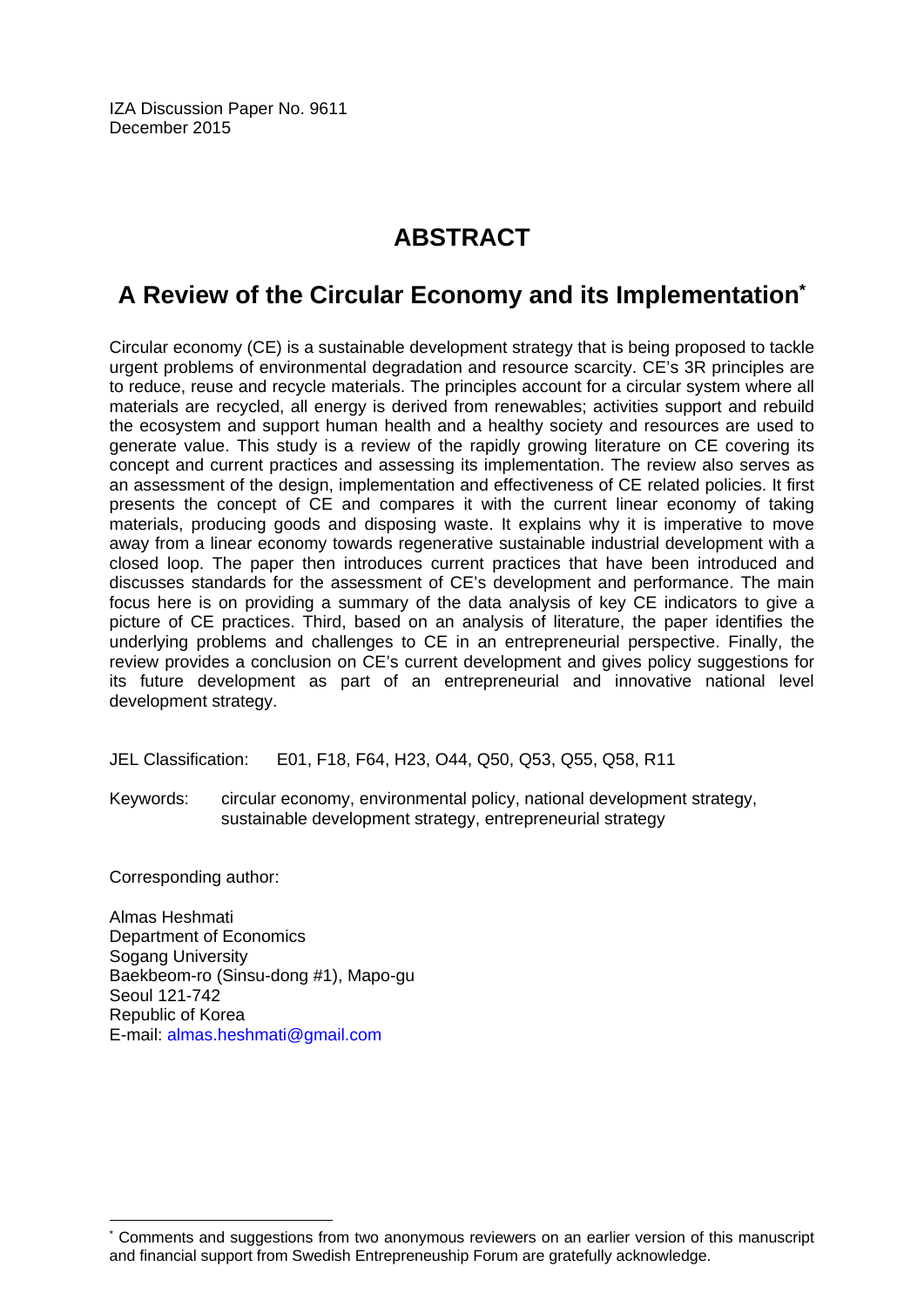IZA Discussion Paper No. 9611
December 2015

# ABSTRACT

## A Review of the Circular Economy and its Implementation*

Circular economy (CE) is a sustainable development strategy that is being proposed to tackle urgent problems of environmental degradation and resource scarcity. CE's 3R principles are to reduce, reuse and recycle materials. The principles account for a circular system where all materials are recycled, all energy is derived from renewables; activities support and rebuild the ecosystem and support human health and a healthy society and resources are used to generate value. This study is a review of the rapidly growing literature on CE covering its concept and current practices and assessing its implementation. The review also serves as an assessment of the design, implementation and effectiveness of CE related policies. It first presents the concept of CE and compares it with the current linear economy of taking materials, producing goods and disposing waste. It explains why it is imperative to move away from a linear economy towards regenerative sustainable industrial development with a closed loop. The paper then introduces current practices that have been introduced and discusses standards for the assessment of CE's development and performance. The main focus here is on providing a summary of the data analysis of key CE indicators to give a picture of CE practices. Third, based on an analysis of literature, the paper identifies the underlying problems and challenges to CE in an entrepreneurial perspective. Finally, the review provides a conclusion on CE's current development and gives policy suggestions for its future development as part of an entrepreneurial and innovative national level development strategy.

JEL Classification: E01, F18, F64, H23, O44, Q50, Q53, Q55, Q58, R11

Keywords: circular economy, environmental policy, national development strategy, sustainable development strategy, entrepreneurial strategy

Corresponding author:

Almas Heshmati
Department of Economics
Sogang University
Baekbeom-ro (Sinsu-dong #1), Mapo-gu
Seoul 121-742
Republic of Korea
E-mail: almas.heshmati@gmail.com

* Comments and suggestions from two anonymous reviewers on an earlier version of this manuscript and financial support from Swedish Entrepreneuship Forum are gratefully acknowledge.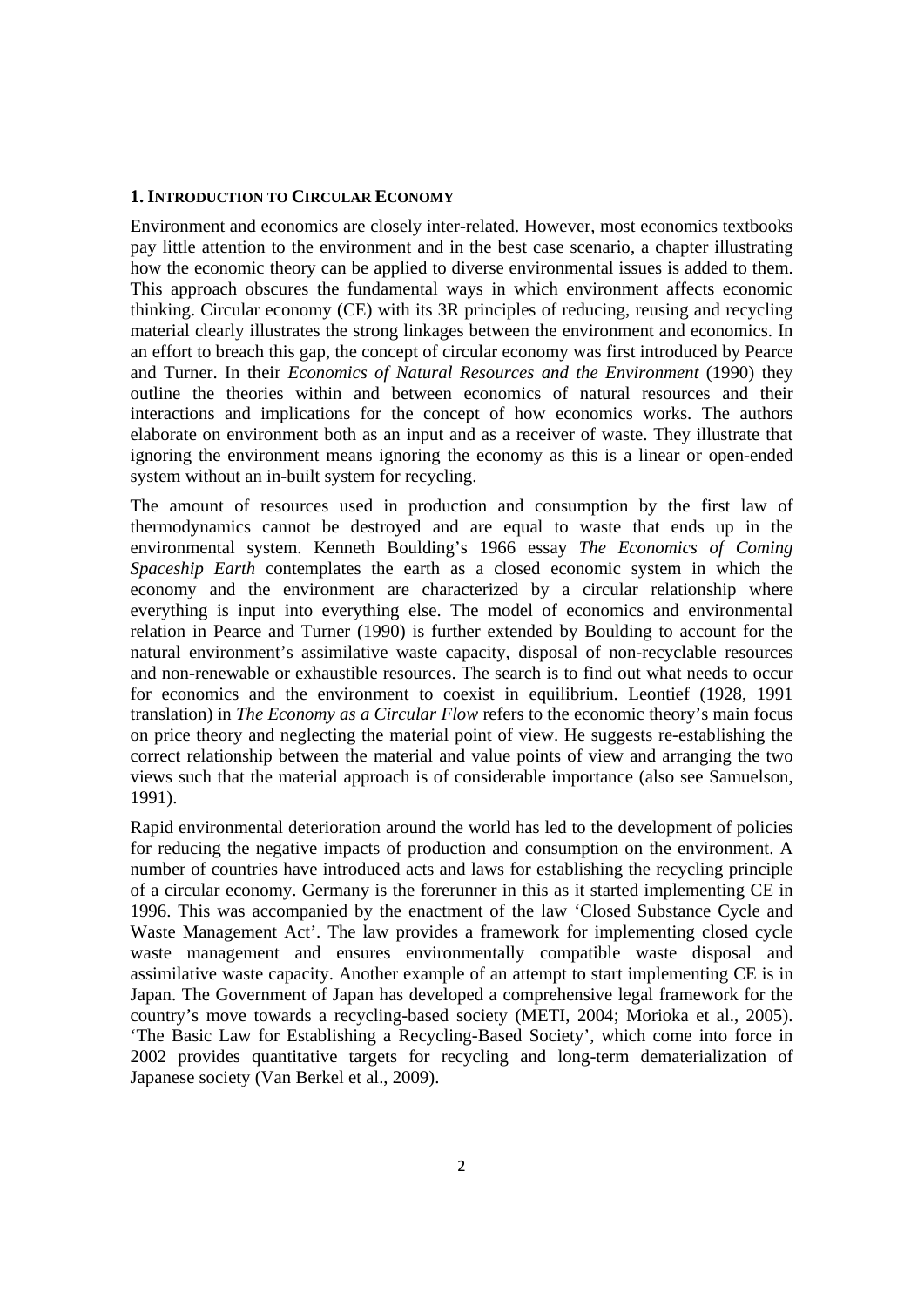## 1. Introduction to Circular Economy

Environment and economics are closely inter-related. However, most economics textbooks pay little attention to the environment and in the best case scenario, a chapter illustrating how the economic theory can be applied to diverse environmental issues is added to them. This approach obscures the fundamental ways in which environment affects economic thinking. Circular economy (CE) with its 3R principles of reducing, reusing and recycling material clearly illustrates the strong linkages between the environment and economics. In an effort to breach this gap, the concept of circular economy was first introduced by Pearce and Turner. In their *Economics of Natural Resources and the Environment* (1990) they outline the theories within and between economics of natural resources and their interactions and implications for the concept of how economics works. The authors elaborate on environment both as an input and as a receiver of waste. They illustrate that ignoring the environment means ignoring the economy as this is a linear or open-ended system without an in-built system for recycling.

The amount of resources used in production and consumption by the first law of thermodynamics cannot be destroyed and are equal to waste that ends up in the environmental system. Kenneth Boulding's 1966 essay *The Economics of Coming Spaceship Earth* contemplates the earth as a closed economic system in which the economy and the environment are characterized by a circular relationship where everything is input into everything else. The model of economics and environmental relation in Pearce and Turner (1990) is further extended by Boulding to account for the natural environment's assimilative waste capacity, disposal of non-recyclable resources and non-renewable or exhaustible resources. The search is to find out what needs to occur for economics and the environment to coexist in equilibrium. Leontief (1928, 1991 translation) in *The Economy as a Circular Flow* refers to the economic theory's main focus on price theory and neglecting the material point of view. He suggests re-establishing the correct relationship between the material and value points of view and arranging the two views such that the material approach is of considerable importance (also see Samuelson, 1991).

Rapid environmental deterioration around the world has led to the development of policies for reducing the negative impacts of production and consumption on the environment. A number of countries have introduced acts and laws for establishing the recycling principle of a circular economy. Germany is the forerunner in this as it started implementing CE in 1996. This was accompanied by the enactment of the law 'Closed Substance Cycle and Waste Management Act'. The law provides a framework for implementing closed cycle waste management and ensures environmentally compatible waste disposal and assimilative waste capacity. Another example of an attempt to start implementing CE is in Japan. The Government of Japan has developed a comprehensive legal framework for the country's move towards a recycling-based society (METI, 2004; Morioka et al., 2005). 'The Basic Law for Establishing a Recycling-Based Society', which come into force in 2002 provides quantitative targets for recycling and long-term dematerialization of Japanese society (Van Berkel et al., 2009).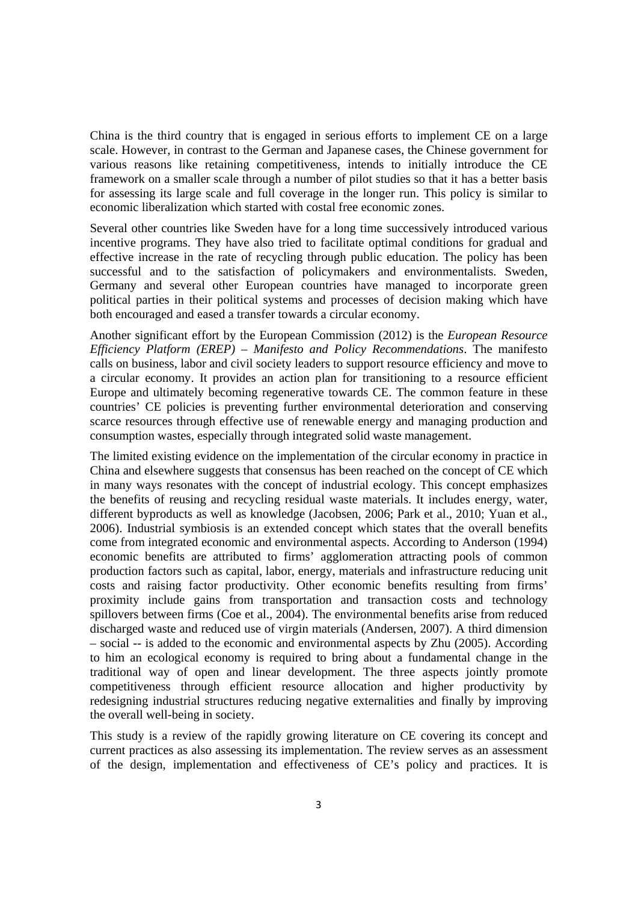China is the third country that is engaged in serious efforts to implement CE on a large scale. However, in contrast to the German and Japanese cases, the Chinese government for various reasons like retaining competitiveness, intends to initially introduce the CE framework on a smaller scale through a number of pilot studies so that it has a better basis for assessing its large scale and full coverage in the longer run. This policy is similar to economic liberalization which started with costal free economic zones.

Several other countries like Sweden have for a long time successively introduced various incentive programs. They have also tried to facilitate optimal conditions for gradual and effective increase in the rate of recycling through public education. The policy has been successful and to the satisfaction of policymakers and environmentalists. Sweden, Germany and several other European countries have managed to incorporate green political parties in their political systems and processes of decision making which have both encouraged and eased a transfer towards a circular economy.

Another significant effort by the European Commission (2012) is the *European Resource Efficiency Platform (EREP) – Manifesto and Policy Recommendations*. The manifesto calls on business, labor and civil society leaders to support resource efficiency and move to a circular economy. It provides an action plan for transitioning to a resource efficient Europe and ultimately becoming regenerative towards CE. The common feature in these countries' CE policies is preventing further environmental deterioration and conserving scarce resources through effective use of renewable energy and managing production and consumption wastes, especially through integrated solid waste management.

The limited existing evidence on the implementation of the circular economy in practice in China and elsewhere suggests that consensus has been reached on the concept of CE which in many ways resonates with the concept of industrial ecology. This concept emphasizes the benefits of reusing and recycling residual waste materials. It includes energy, water, different byproducts as well as knowledge (Jacobsen, 2006; Park et al., 2010; Yuan et al., 2006). Industrial symbiosis is an extended concept which states that the overall benefits come from integrated economic and environmental aspects. According to Anderson (1994) economic benefits are attributed to firms' agglomeration attracting pools of common production factors such as capital, labor, energy, materials and infrastructure reducing unit costs and raising factor productivity. Other economic benefits resulting from firms' proximity include gains from transportation and transaction costs and technology spillovers between firms (Coe et al., 2004). The environmental benefits arise from reduced discharged waste and reduced use of virgin materials (Andersen, 2007). A third dimension – social -- is added to the economic and environmental aspects by Zhu (2005). According to him an ecological economy is required to bring about a fundamental change in the traditional way of open and linear development. The three aspects jointly promote competitiveness through efficient resource allocation and higher productivity by redesigning industrial structures reducing negative externalities and finally by improving the overall well-being in society.

This study is a review of the rapidly growing literature on CE covering its concept and current practices as also assessing its implementation. The review serves as an assessment of the design, implementation and effectiveness of CE's policy and practices. It is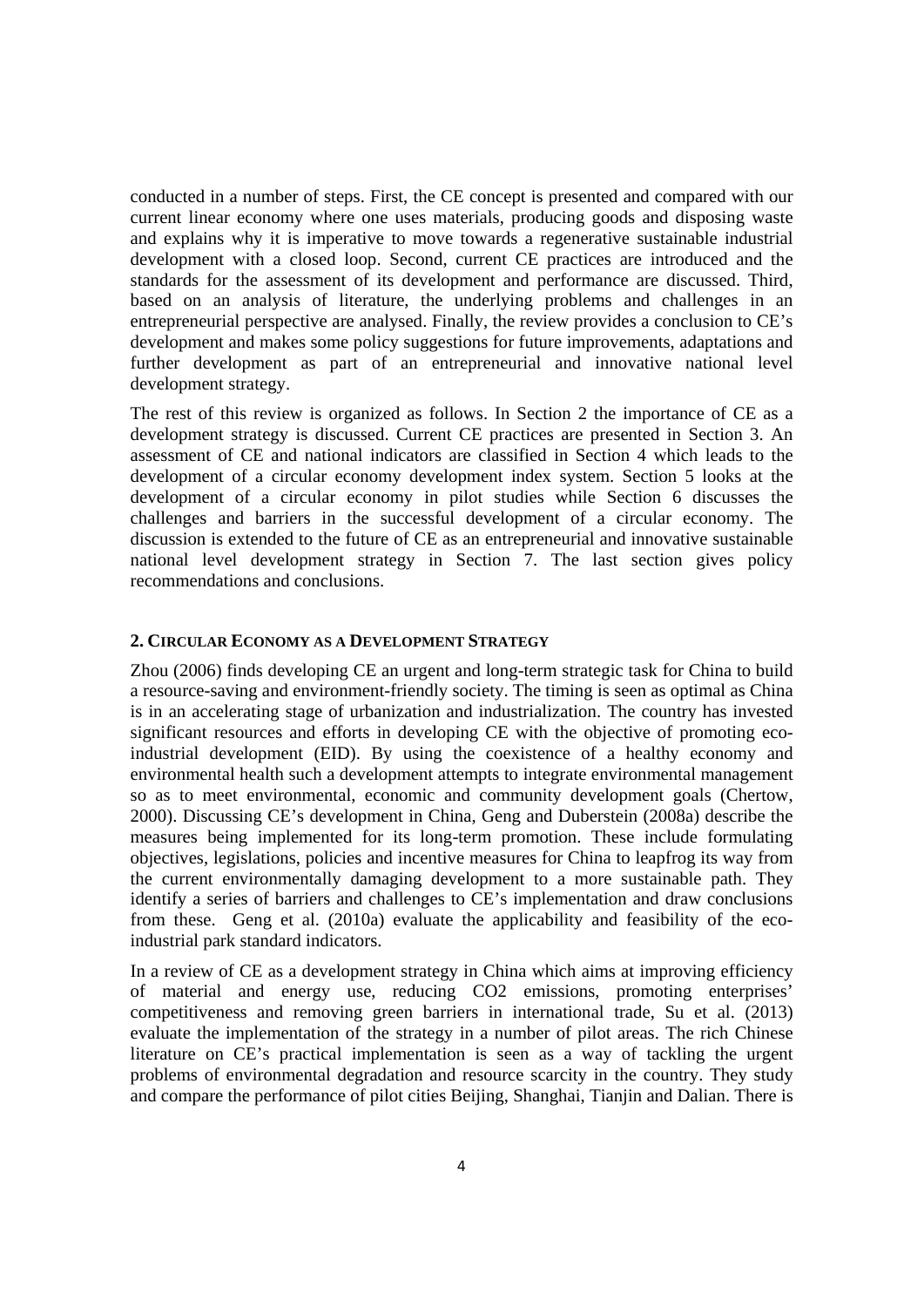conducted in a number of steps. First, the CE concept is presented and compared with our current linear economy where one uses materials, producing goods and disposing waste and explains why it is imperative to move towards a regenerative sustainable industrial development with a closed loop. Second, current CE practices are introduced and the standards for the assessment of its development and performance are discussed. Third, based on an analysis of literature, the underlying problems and challenges in an entrepreneurial perspective are analysed. Finally, the review provides a conclusion to CE's development and makes some policy suggestions for future improvements, adaptations and further development as part of an entrepreneurial and innovative national level development strategy.

The rest of this review is organized as follows. In Section 2 the importance of CE as a development strategy is discussed. Current CE practices are presented in Section 3. An assessment of CE and national indicators are classified in Section 4 which leads to the development of a circular economy development index system. Section 5 looks at the development of a circular economy in pilot studies while Section 6 discusses the challenges and barriers in the successful development of a circular economy. The discussion is extended to the future of CE as an entrepreneurial and innovative sustainable national level development strategy in Section 7. The last section gives policy recommendations and conclusions.

## 2. Circular Economy as a Development Strategy

Zhou (2006) finds developing CE an urgent and long-term strategic task for China to build a resource-saving and environment-friendly society. The timing is seen as optimal as China is in an accelerating stage of urbanization and industrialization. The country has invested significant resources and efforts in developing CE with the objective of promoting eco-industrial development (EID). By using the coexistence of a healthy economy and environmental health such a development attempts to integrate environmental management so as to meet environmental, economic and community development goals (Chertow, 2000). Discussing CE's development in China, Geng and Duberstein (2008a) describe the measures being implemented for its long-term promotion. These include formulating objectives, legislations, policies and incentive measures for China to leapfrog its way from the current environmentally damaging development to a more sustainable path. They identify a series of barriers and challenges to CE's implementation and draw conclusions from these. Geng et al. (2010a) evaluate the applicability and feasibility of the eco-industrial park standard indicators.

In a review of CE as a development strategy in China which aims at improving efficiency of material and energy use, reducing $CO_2$ emissions, promoting enterprises' competitiveness and removing green barriers in international trade, Su et al. (2013) evaluate the implementation of the strategy in a number of pilot areas. The rich Chinese literature on CE's practical implementation is seen as a way of tackling the urgent problems of environmental degradation and resource scarcity in the country. They study and compare the performance of pilot cities Beijing, Shanghai, Tianjin and Dalian. There is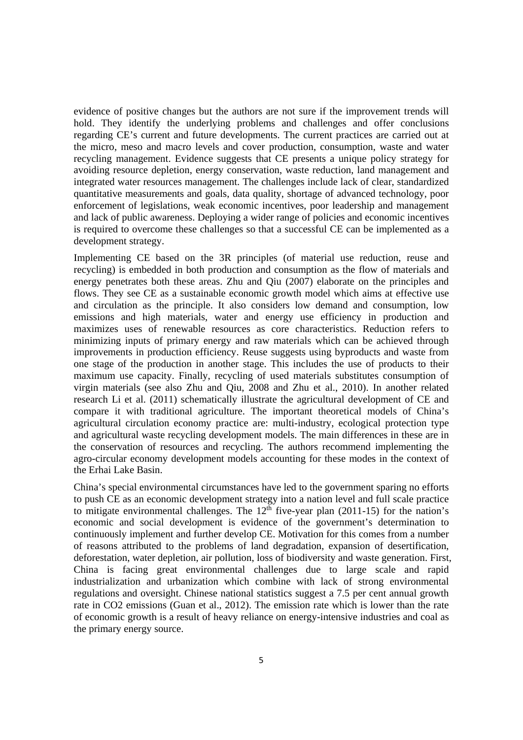evidence of positive changes but the authors are not sure if the improvement trends will hold. They identify the underlying problems and challenges and offer conclusions regarding CE's current and future developments. The current practices are carried out at the micro, meso and macro levels and cover production, consumption, waste and water recycling management. Evidence suggests that CE presents a unique policy strategy for avoiding resource depletion, energy conservation, waste reduction, land management and integrated water resources management. The challenges include lack of clear, standardized quantitative measurements and goals, data quality, shortage of advanced technology, poor enforcement of legislations, weak economic incentives, poor leadership and management and lack of public awareness. Deploying a wider range of policies and economic incentives is required to overcome these challenges so that a successful CE can be implemented as a development strategy.

Implementing CE based on the 3R principles (of material use reduction, reuse and recycling) is embedded in both production and consumption as the flow of materials and energy penetrates both these areas. Zhu and Qiu (2007) elaborate on the principles and flows. They see CE as a sustainable economic growth model which aims at effective use and circulation as the principle. It also considers low demand and consumption, low emissions and high materials, water and energy use efficiency in production and maximizes uses of renewable resources as core characteristics. Reduction refers to minimizing inputs of primary energy and raw materials which can be achieved through improvements in production efficiency. Reuse suggests using byproducts and waste from one stage of the production in another stage. This includes the use of products to their maximum use capacity. Finally, recycling of used materials substitutes consumption of virgin materials (see also Zhu and Qiu, 2008 and Zhu et al., 2010). In another related research Li et al. (2011) schematically illustrate the agricultural development of CE and compare it with traditional agriculture. The important theoretical models of China's agricultural circulation economy practice are: multi-industry, ecological protection type and agricultural waste recycling development models. The main differences in these are in the conservation of resources and recycling. The authors recommend implementing the agro-circular economy development models accounting for these modes in the context of the Erhai Lake Basin.

China's special environmental circumstances have led to the government sparing no efforts to push CE as an economic development strategy into a nation level and full scale practice to mitigate environmental challenges. The $12^{th}$ five-year plan (2011-15) for the nation's economic and social development is evidence of the government's determination to continuously implement and further develop CE. Motivation for this comes from a number of reasons attributed to the problems of land degradation, expansion of desertification, deforestation, water depletion, air pollution, loss of biodiversity and waste generation. First, China is facing great environmental challenges due to large scale and rapid industrialization and urbanization which combine with lack of strong environmental regulations and oversight. Chinese national statistics suggest a 7.5 per cent annual growth rate in $CO_2$ emissions (Guan et al., 2012). The emission rate which is lower than the rate of economic growth is a result of heavy reliance on energy-intensive industries and coal as the primary energy source.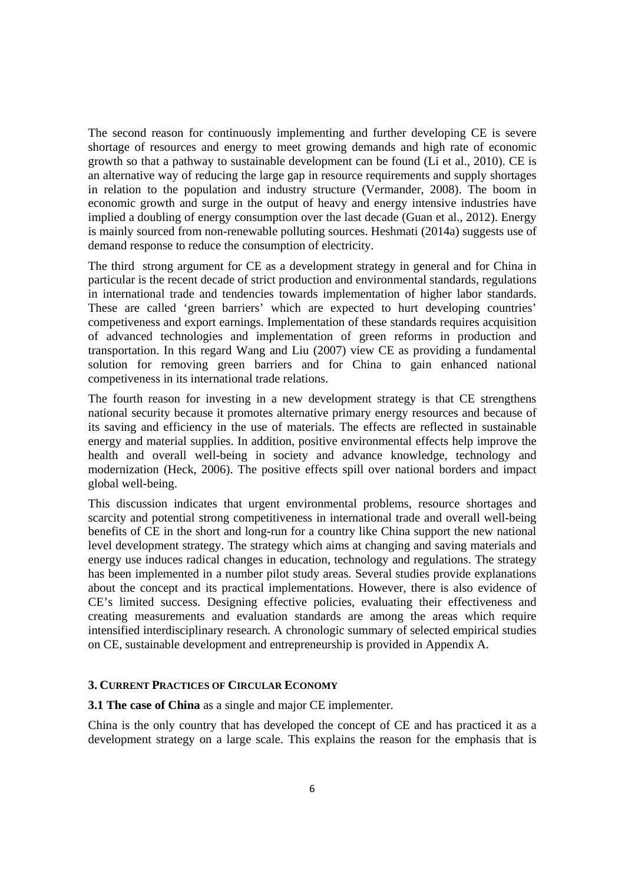The second reason for continuously implementing and further developing CE is severe shortage of resources and energy to meet growing demands and high rate of economic growth so that a pathway to sustainable development can be found (Li et al., 2010). CE is an alternative way of reducing the large gap in resource requirements and supply shortages in relation to the population and industry structure (Vermander, 2008). The boom in economic growth and surge in the output of heavy and energy intensive industries have implied a doubling of energy consumption over the last decade (Guan et al., 2012). Energy is mainly sourced from non-renewable polluting sources. Heshmati (2014a) suggests use of demand response to reduce the consumption of electricity.

The third strong argument for CE as a development strategy in general and for China in particular is the recent decade of strict production and environmental standards, regulations in international trade and tendencies towards implementation of higher labor standards. These are called 'green barriers' which are expected to hurt developing countries' competiveness and export earnings. Implementation of these standards requires acquisition of advanced technologies and implementation of green reforms in production and transportation. In this regard Wang and Liu (2007) view CE as providing a fundamental solution for removing green barriers and for China to gain enhanced national competiveness in its international trade relations.

The fourth reason for investing in a new development strategy is that CE strengthens national security because it promotes alternative primary energy resources and because of its saving and efficiency in the use of materials. The effects are reflected in sustainable energy and material supplies. In addition, positive environmental effects help improve the health and overall well-being in society and advance knowledge, technology and modernization (Heck, 2006). The positive effects spill over national borders and impact global well-being.

This discussion indicates that urgent environmental problems, resource shortages and scarcity and potential strong competitiveness in international trade and overall well-being benefits of CE in the short and long-run for a country like China support the new national level development strategy. The strategy which aims at changing and saving materials and energy use induces radical changes in education, technology and regulations. The strategy has been implemented in a number pilot study areas. Several studies provide explanations about the concept and its practical implementations. However, there is also evidence of CE's limited success. Designing effective policies, evaluating their effectiveness and creating measurements and evaluation standards are among the areas which require intensified interdisciplinary research. A chronologic summary of selected empirical studies on CE, sustainable development and entrepreneurship is provided in Appendix A.

## 3. Current Practices of Circular Economy

**3.1 The case of China** as a single and major CE implementer.

China is the only country that has developed the concept of CE and has practiced it as a development strategy on a large scale. This explains the reason for the emphasis that is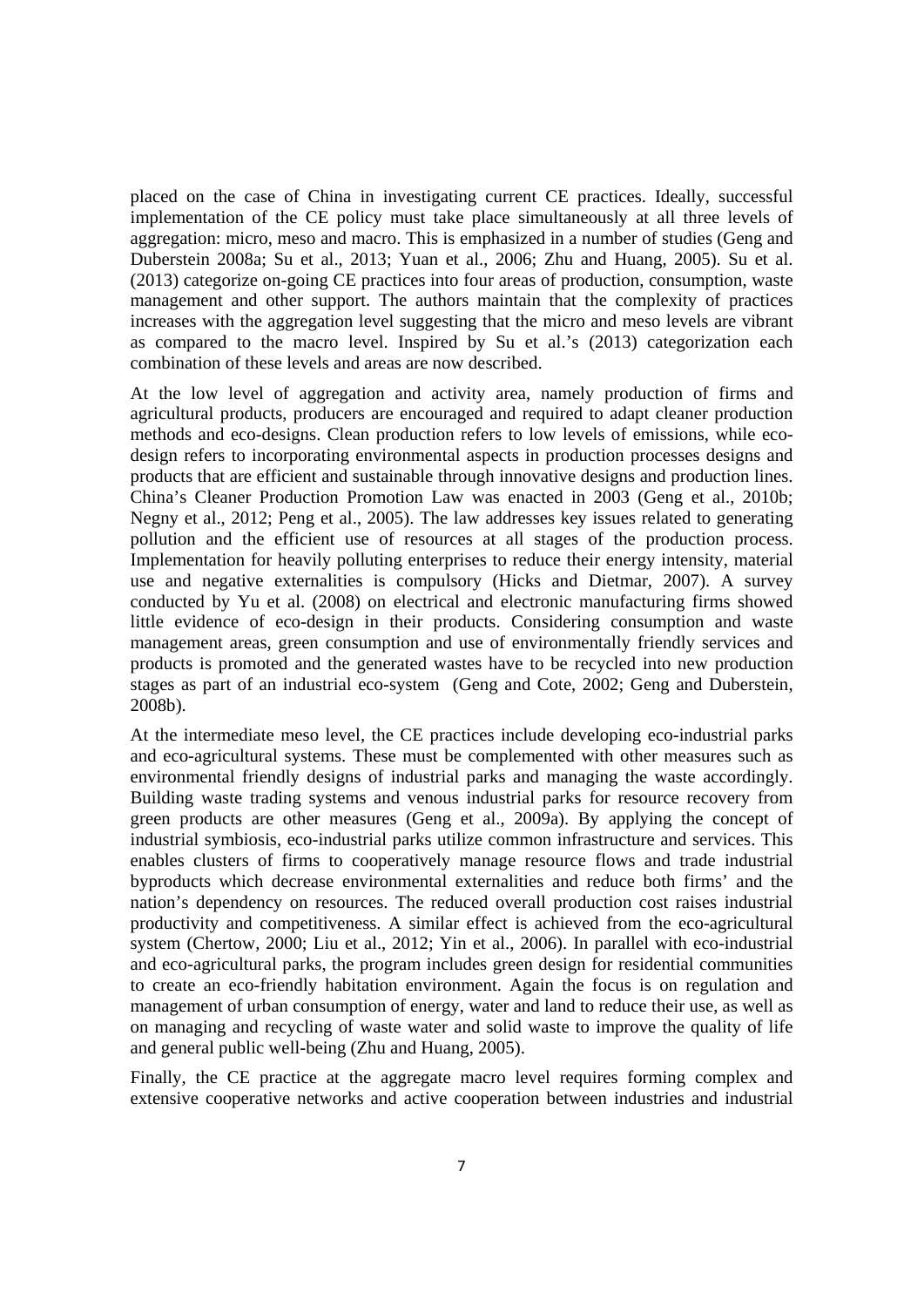placed on the case of China in investigating current CE practices. Ideally, successful implementation of the CE policy must take place simultaneously at all three levels of aggregation: micro, meso and macro. This is emphasized in a number of studies (Geng and Duberstein 2008a; Su et al., 2013; Yuan et al., 2006; Zhu and Huang, 2005). Su et al. (2013) categorize on-going CE practices into four areas of production, consumption, waste management and other support. The authors maintain that the complexity of practices increases with the aggregation level suggesting that the micro and meso levels are vibrant as compared to the macro level. Inspired by Su et al.'s (2013) categorization each combination of these levels and areas are now described.

At the low level of aggregation and activity area, namely production of firms and agricultural products, producers are encouraged and required to adapt cleaner production methods and eco-designs. Clean production refers to low levels of emissions, while eco-design refers to incorporating environmental aspects in production processes designs and products that are efficient and sustainable through innovative designs and production lines. China's Cleaner Production Promotion Law was enacted in 2003 (Geng et al., 2010b; Negny et al., 2012; Peng et al., 2005). The law addresses key issues related to generating pollution and the efficient use of resources at all stages of the production process. Implementation for heavily polluting enterprises to reduce their energy intensity, material use and negative externalities is compulsory (Hicks and Dietmar, 2007). A survey conducted by Yu et al. (2008) on electrical and electronic manufacturing firms showed little evidence of eco-design in their products. Considering consumption and waste management areas, green consumption and use of environmentally friendly services and products is promoted and the generated wastes have to be recycled into new production stages as part of an industrial eco-system (Geng and Cote, 2002; Geng and Duberstein, 2008b).

At the intermediate meso level, the CE practices include developing eco-industrial parks and eco-agricultural systems. These must be complemented with other measures such as environmental friendly designs of industrial parks and managing the waste accordingly. Building waste trading systems and venous industrial parks for resource recovery from green products are other measures (Geng et al., 2009a). By applying the concept of industrial symbiosis, eco-industrial parks utilize common infrastructure and services. This enables clusters of firms to cooperatively manage resource flows and trade industrial byproducts which decrease environmental externalities and reduce both firms' and the nation's dependency on resources. The reduced overall production cost raises industrial productivity and competitiveness. A similar effect is achieved from the eco-agricultural system (Chertow, 2000; Liu et al., 2012; Yin et al., 2006). In parallel with eco-industrial and eco-agricultural parks, the program includes green design for residential communities to create an eco-friendly habitation environment. Again the focus is on regulation and management of urban consumption of energy, water and land to reduce their use, as well as on managing and recycling of waste water and solid waste to improve the quality of life and general public well-being (Zhu and Huang, 2005).

Finally, the CE practice at the aggregate macro level requires forming complex and extensive cooperative networks and active cooperation between industries and industrial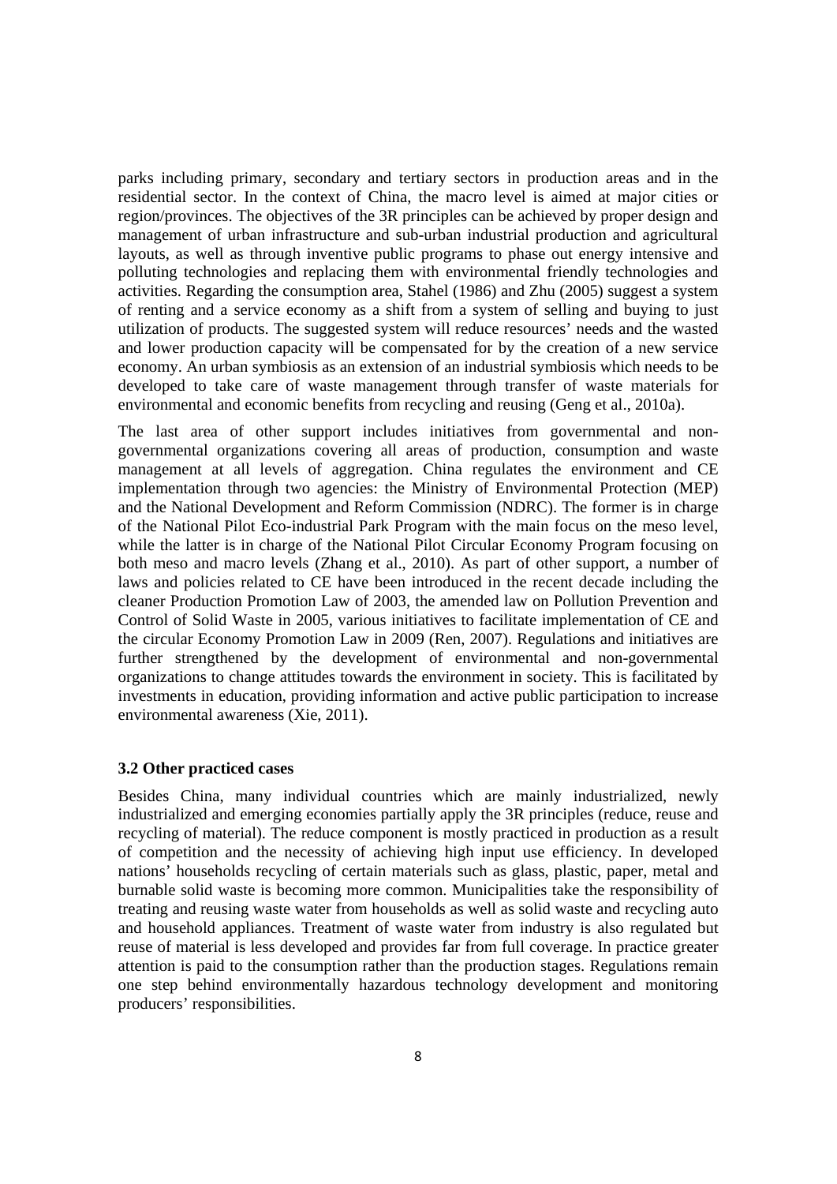parks including primary, secondary and tertiary sectors in production areas and in the residential sector. In the context of China, the macro level is aimed at major cities or region/provinces. The objectives of the 3R principles can be achieved by proper design and management of urban infrastructure and sub-urban industrial production and agricultural layouts, as well as through inventive public programs to phase out energy intensive and polluting technologies and replacing them with environmental friendly technologies and activities. Regarding the consumption area, Stahel (1986) and Zhu (2005) suggest a system of renting and a service economy as a shift from a system of selling and buying to just utilization of products. The suggested system will reduce resources' needs and the wasted and lower production capacity will be compensated for by the creation of a new service economy. An urban symbiosis as an extension of an industrial symbiosis which needs to be developed to take care of waste management through transfer of waste materials for environmental and economic benefits from recycling and reusing (Geng et al., 2010a).

The last area of other support includes initiatives from governmental and non-governmental organizations covering all areas of production, consumption and waste management at all levels of aggregation. China regulates the environment and CE implementation through two agencies: the Ministry of Environmental Protection (MEP) and the National Development and Reform Commission (NDRC). The former is in charge of the National Pilot Eco-industrial Park Program with the main focus on the meso level, while the latter is in charge of the National Pilot Circular Economy Program focusing on both meso and macro levels (Zhang et al., 2010). As part of other support, a number of laws and policies related to CE have been introduced in the recent decade including the cleaner Production Promotion Law of 2003, the amended law on Pollution Prevention and Control of Solid Waste in 2005, various initiatives to facilitate implementation of CE and the circular Economy Promotion Law in 2009 (Ren, 2007). Regulations and initiatives are further strengthened by the development of environmental and non-governmental organizations to change attitudes towards the environment in society. This is facilitated by investments in education, providing information and active public participation to increase environmental awareness (Xie, 2011).

### 3.2 Other practiced cases

Besides China, many individual countries which are mainly industrialized, newly industrialized and emerging economies partially apply the 3R principles (reduce, reuse and recycling of material). The reduce component is mostly practiced in production as a result of competition and the necessity of achieving high input use efficiency. In developed nations' households recycling of certain materials such as glass, plastic, paper, metal and burnable solid waste is becoming more common. Municipalities take the responsibility of treating and reusing waste water from households as well as solid waste and recycling auto and household appliances. Treatment of waste water from industry is also regulated but reuse of material is less developed and provides far from full coverage. In practice greater attention is paid to the consumption rather than the production stages. Regulations remain one step behind environmentally hazardous technology development and monitoring producers' responsibilities.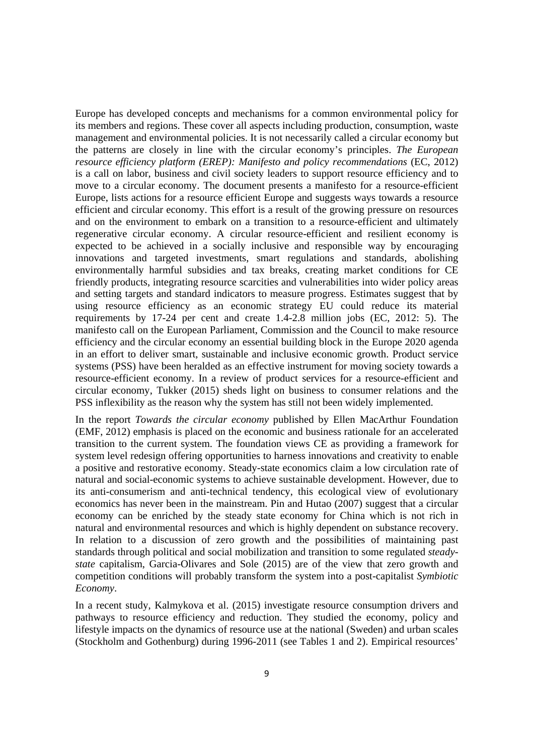Europe has developed concepts and mechanisms for a common environmental policy for its members and regions. These cover all aspects including production, consumption, waste management and environmental policies. It is not necessarily called a circular economy but the patterns are closely in line with the circular economy's principles. *The European resource efficiency platform (EREP): Manifesto and policy recommendations* (EC, 2012) is a call on labor, business and civil society leaders to support resource efficiency and to move to a circular economy. The document presents a manifesto for a resource-efficient Europe, lists actions for a resource efficient Europe and suggests ways towards a resource efficient and circular economy. This effort is a result of the growing pressure on resources and on the environment to embark on a transition to a resource-efficient and ultimately regenerative circular economy. A circular resource-efficient and resilient economy is expected to be achieved in a socially inclusive and responsible way by encouraging innovations and targeted investments, smart regulations and standards, abolishing environmentally harmful subsidies and tax breaks, creating market conditions for CE friendly products, integrating resource scarcities and vulnerabilities into wider policy areas and setting targets and standard indicators to measure progress. Estimates suggest that by using resource efficiency as an economic strategy EU could reduce its material requirements by 17-24 per cent and create 1.4-2.8 million jobs (EC, 2012: 5). The manifesto call on the European Parliament, Commission and the Council to make resource efficiency and the circular economy an essential building block in the Europe 2020 agenda in an effort to deliver smart, sustainable and inclusive economic growth. Product service systems (PSS) have been heralded as an effective instrument for moving society towards a resource-efficient economy. In a review of product services for a resource-efficient and circular economy, Tukker (2015) sheds light on business to consumer relations and the PSS inflexibility as the reason why the system has still not been widely implemented.

In the report *Towards the circular economy* published by Ellen MacArthur Foundation (EMF, 2012) emphasis is placed on the economic and business rationale for an accelerated transition to the current system. The foundation views CE as providing a framework for system level redesign offering opportunities to harness innovations and creativity to enable a positive and restorative economy. Steady-state economics claim a low circulation rate of natural and social-economic systems to achieve sustainable development. However, due to its anti-consumerism and anti-technical tendency, this ecological view of evolutionary economics has never been in the mainstream. Pin and Hutao (2007) suggest that a circular economy can be enriched by the steady state economy for China which is not rich in natural and environmental resources and which is highly dependent on substance recovery. In relation to a discussion of zero growth and the possibilities of maintaining past standards through political and social mobilization and transition to some regulated *steady-state* capitalism, Garcia-Olivares and Sole (2015) are of the view that zero growth and competition conditions will probably transform the system into a post-capitalist *Symbiotic Economy*.

In a recent study, Kalmykova et al. (2015) investigate resource consumption drivers and pathways to resource efficiency and reduction. They studied the economy, policy and lifestyle impacts on the dynamics of resource use at the national (Sweden) and urban scales (Stockholm and Gothenburg) during 1996-2011 (see Tables 1 and 2). Empirical resources'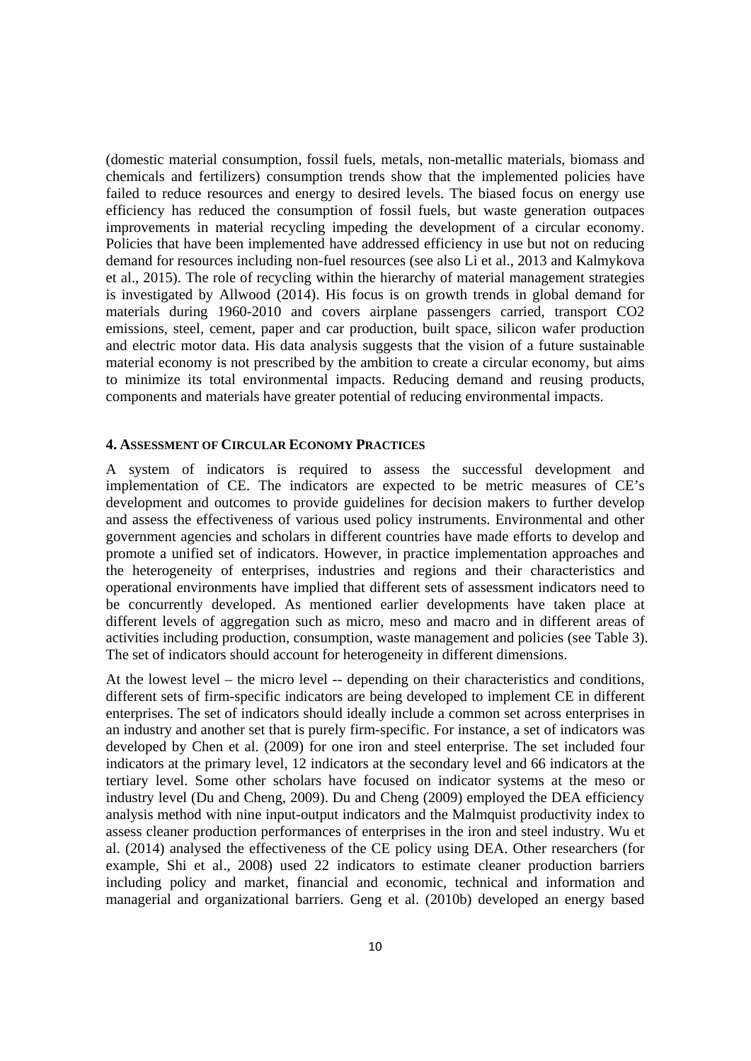(domestic material consumption, fossil fuels, metals, non-metallic materials, biomass and chemicals and fertilizers) consumption trends show that the implemented policies have failed to reduce resources and energy to desired levels. The biased focus on energy use efficiency has reduced the consumption of fossil fuels, but waste generation outpaces improvements in material recycling impeding the development of a circular economy. Policies that have been implemented have addressed efficiency in use but not on reducing demand for resources including non-fuel resources (see also Li et al., 2013 and Kalmykova et al., 2015). The role of recycling within the hierarchy of material management strategies is investigated by Allwood (2014). His focus is on growth trends in global demand for materials during 1960-2010 and covers airplane passengers carried, transport $CO_2$ emissions, steel, cement, paper and car production, built space, silicon wafer production and electric motor data. His data analysis suggests that the vision of a future sustainable material economy is not prescribed by the ambition to create a circular economy, but aims to minimize its total environmental impacts. Reducing demand and reusing products, components and materials have greater potential of reducing environmental impacts.

## 4. Assessment of Circular Economy Practices

A system of indicators is required to assess the successful development and implementation of CE. The indicators are expected to be metric measures of CE's development and outcomes to provide guidelines for decision makers to further develop and assess the effectiveness of various used policy instruments. Environmental and other government agencies and scholars in different countries have made efforts to develop and promote a unified set of indicators. However, in practice implementation approaches and the heterogeneity of enterprises, industries and regions and their characteristics and operational environments have implied that different sets of assessment indicators need to be concurrently developed. As mentioned earlier developments have taken place at different levels of aggregation such as micro, meso and macro and in different areas of activities including production, consumption, waste management and policies (see Table 3). The set of indicators should account for heterogeneity in different dimensions.

At the lowest level – the micro level -- depending on their characteristics and conditions, different sets of firm-specific indicators are being developed to implement CE in different enterprises. The set of indicators should ideally include a common set across enterprises in an industry and another set that is purely firm-specific. For instance, a set of indicators was developed by Chen et al. (2009) for one iron and steel enterprise. The set included four indicators at the primary level, 12 indicators at the secondary level and 66 indicators at the tertiary level. Some other scholars have focused on indicator systems at the meso or industry level (Du and Cheng, 2009). Du and Cheng (2009) employed the DEA efficiency analysis method with nine input-output indicators and the Malmquist productivity index to assess cleaner production performances of enterprises in the iron and steel industry. Wu et al. (2014) analysed the effectiveness of the CE policy using DEA. Other researchers (for example, Shi et al., 2008) used 22 indicators to estimate cleaner production barriers including policy and market, financial and economic, technical and information and managerial and organizational barriers. Geng et al. (2010b) developed an energy based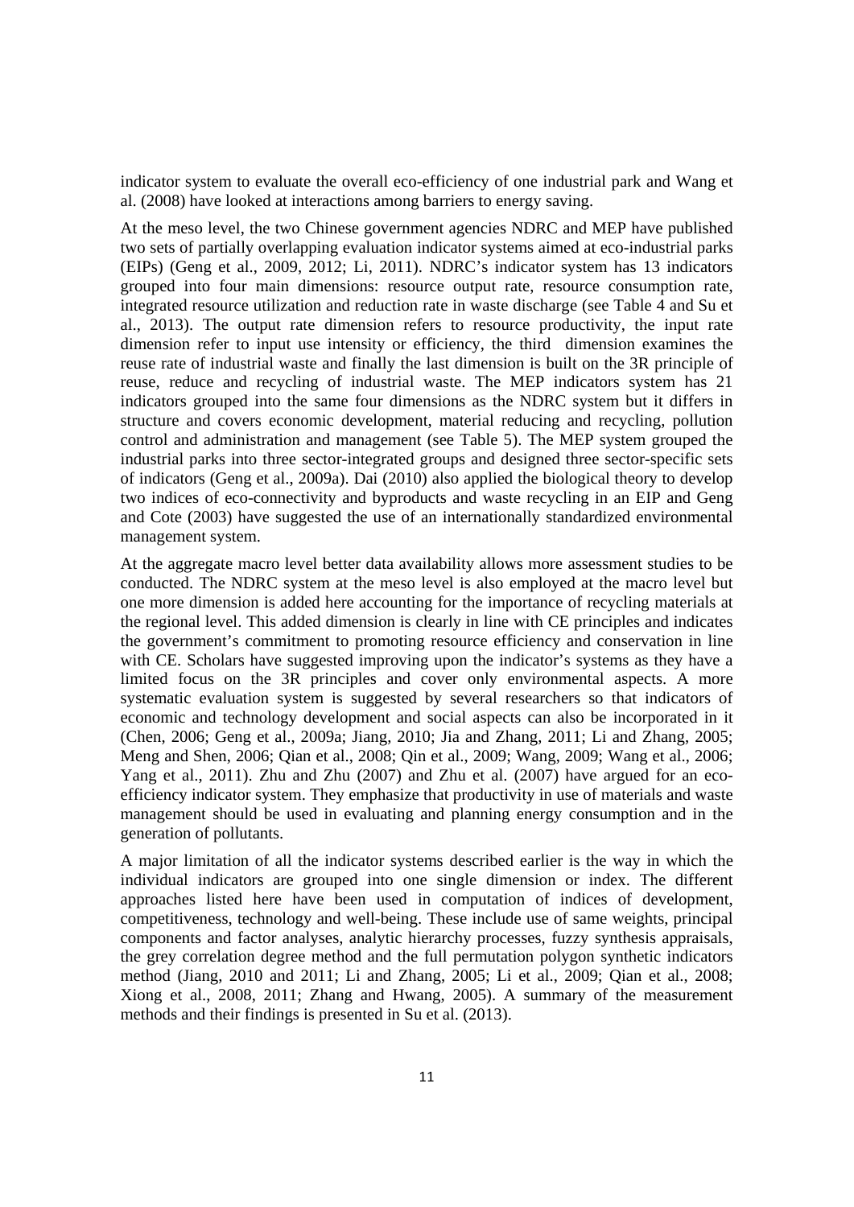indicator system to evaluate the overall eco-efficiency of one industrial park and Wang et al. (2008) have looked at interactions among barriers to energy saving.

At the meso level, the two Chinese government agencies NDRC and MEP have published two sets of partially overlapping evaluation indicator systems aimed at eco-industrial parks (EIPs) (Geng et al., 2009, 2012; Li, 2011). NDRC's indicator system has 13 indicators grouped into four main dimensions: resource output rate, resource consumption rate, integrated resource utilization and reduction rate in waste discharge (see Table 4 and Su et al., 2013). The output rate dimension refers to resource productivity, the input rate dimension refer to input use intensity or efficiency, the third dimension examines the reuse rate of industrial waste and finally the last dimension is built on the 3R principle of reuse, reduce and recycling of industrial waste. The MEP indicators system has 21 indicators grouped into the same four dimensions as the NDRC system but it differs in structure and covers economic development, material reducing and recycling, pollution control and administration and management (see Table 5). The MEP system grouped the industrial parks into three sector-integrated groups and designed three sector-specific sets of indicators (Geng et al., 2009a). Dai (2010) also applied the biological theory to develop two indices of eco-connectivity and byproducts and waste recycling in an EIP and Geng and Cote (2003) have suggested the use of an internationally standardized environmental management system.

At the aggregate macro level better data availability allows more assessment studies to be conducted. The NDRC system at the meso level is also employed at the macro level but one more dimension is added here accounting for the importance of recycling materials at the regional level. This added dimension is clearly in line with CE principles and indicates the government's commitment to promoting resource efficiency and conservation in line with CE. Scholars have suggested improving upon the indicator's systems as they have a limited focus on the 3R principles and cover only environmental aspects. A more systematic evaluation system is suggested by several researchers so that indicators of economic and technology development and social aspects can also be incorporated in it (Chen, 2006; Geng et al., 2009a; Jiang, 2010; Jia and Zhang, 2011; Li and Zhang, 2005; Meng and Shen, 2006; Qian et al., 2008; Qin et al., 2009; Wang, 2009; Wang et al., 2006; Yang et al., 2011). Zhu and Zhu (2007) and Zhu et al. (2007) have argued for an eco-efficiency indicator system. They emphasize that productivity in use of materials and waste management should be used in evaluating and planning energy consumption and in the generation of pollutants.

A major limitation of all the indicator systems described earlier is the way in which the individual indicators are grouped into one single dimension or index. The different approaches listed here have been used in computation of indices of development, competitiveness, technology and well-being. These include use of same weights, principal components and factor analyses, analytic hierarchy processes, fuzzy synthesis appraisals, the grey correlation degree method and the full permutation polygon synthetic indicators method (Jiang, 2010 and 2011; Li and Zhang, 2005; Li et al., 2009; Qian et al., 2008; Xiong et al., 2008, 2011; Zhang and Hwang, 2005). A summary of the measurement methods and their findings is presented in Su et al. (2013).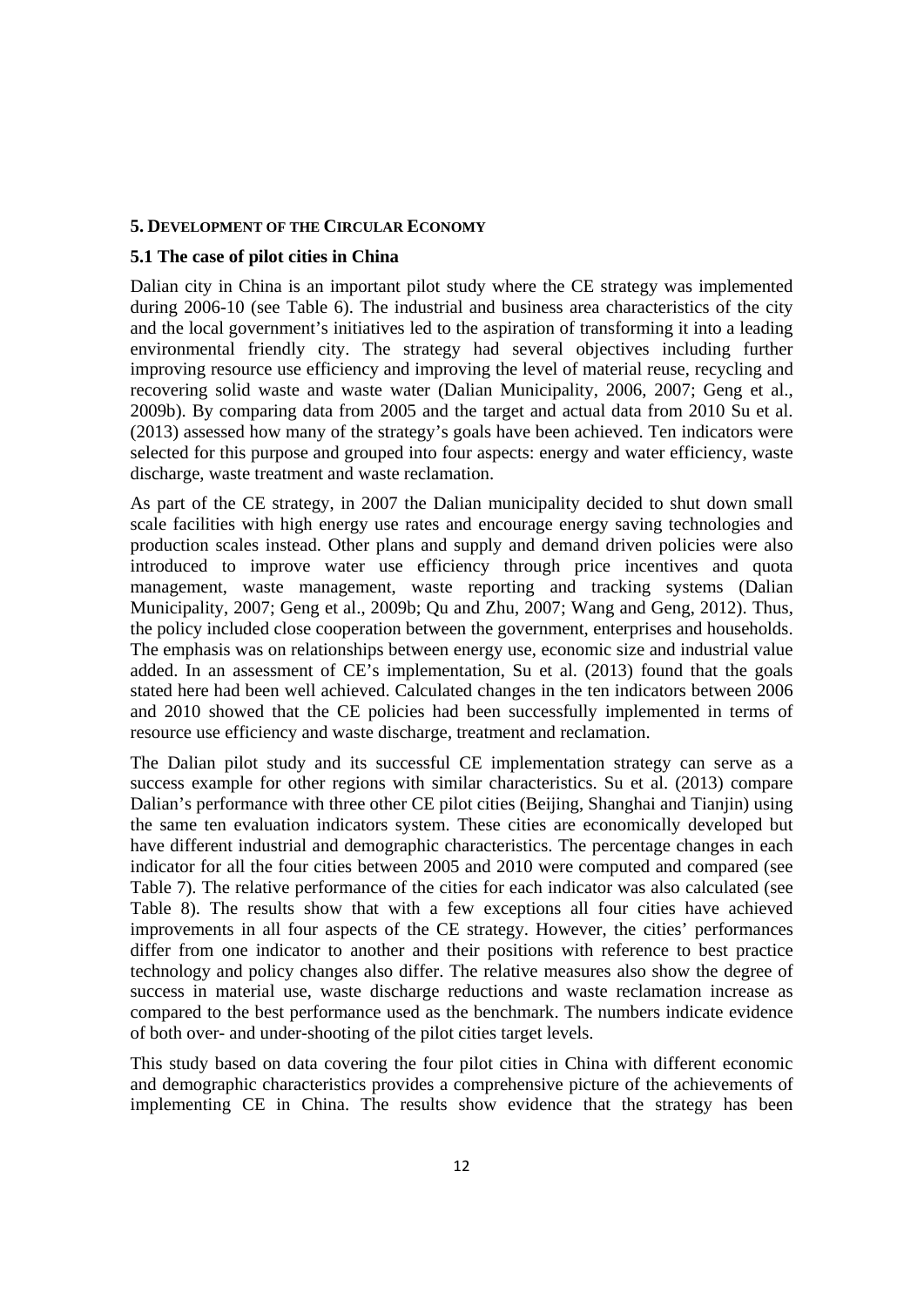### 5. Development of the Circular Economy

### 5.1 The case of pilot cities in China

Dalian city in China is an important pilot study where the CE strategy was implemented during 2006-10 (see Table 6). The industrial and business area characteristics of the city and the local government's initiatives led to the aspiration of transforming it into a leading environmental friendly city. The strategy had several objectives including further improving resource use efficiency and improving the level of material reuse, recycling and recovering solid waste and waste water (Dalian Municipality, 2006, 2007; Geng et al., 2009b). By comparing data from 2005 and the target and actual data from 2010 Su et al. (2013) assessed how many of the strategy's goals have been achieved. Ten indicators were selected for this purpose and grouped into four aspects: energy and water efficiency, waste discharge, waste treatment and waste reclamation.

As part of the CE strategy, in 2007 the Dalian municipality decided to shut down small scale facilities with high energy use rates and encourage energy saving technologies and production scales instead. Other plans and supply and demand driven policies were also introduced to improve water use efficiency through price incentives and quota management, waste management, waste reporting and tracking systems (Dalian Municipality, 2007; Geng et al., 2009b; Qu and Zhu, 2007; Wang and Geng, 2012). Thus, the policy included close cooperation between the government, enterprises and households. The emphasis was on relationships between energy use, economic size and industrial value added. In an assessment of CE's implementation, Su et al. (2013) found that the goals stated here had been well achieved. Calculated changes in the ten indicators between 2006 and 2010 showed that the CE policies had been successfully implemented in terms of resource use efficiency and waste discharge, treatment and reclamation.

The Dalian pilot study and its successful CE implementation strategy can serve as a success example for other regions with similar characteristics. Su et al. (2013) compare Dalian's performance with three other CE pilot cities (Beijing, Shanghai and Tianjin) using the same ten evaluation indicators system. These cities are economically developed but have different industrial and demographic characteristics. The percentage changes in each indicator for all the four cities between 2005 and 2010 were computed and compared (see Table 7). The relative performance of the cities for each indicator was also calculated (see Table 8). The results show that with a few exceptions all four cities have achieved improvements in all four aspects of the CE strategy. However, the cities' performances differ from one indicator to another and their positions with reference to best practice technology and policy changes also differ. The relative measures also show the degree of success in material use, waste discharge reductions and waste reclamation increase as compared to the best performance used as the benchmark. The numbers indicate evidence of both over- and under-shooting of the pilot cities target levels.

This study based on data covering the four pilot cities in China with different economic and demographic characteristics provides a comprehensive picture of the achievements of implementing CE in China. The results show evidence that the strategy has been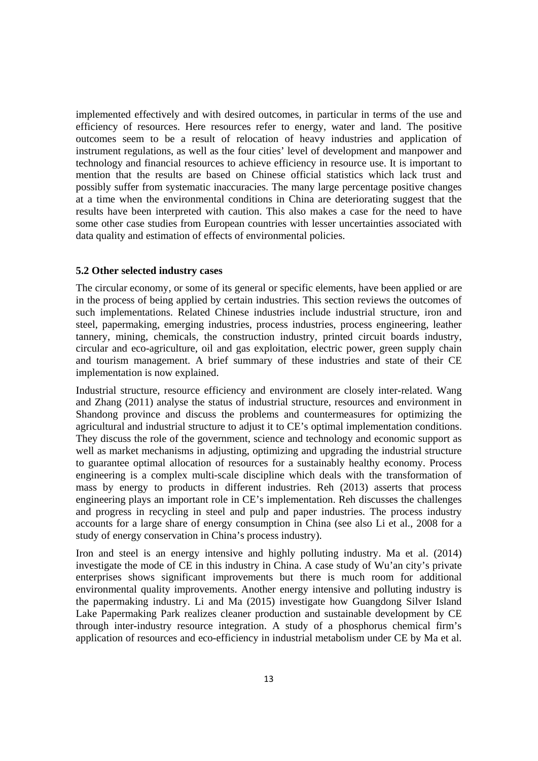implemented effectively and with desired outcomes, in particular in terms of the use and efficiency of resources. Here resources refer to energy, water and land. The positive outcomes seem to be a result of relocation of heavy industries and application of instrument regulations, as well as the four cities' level of development and manpower and technology and financial resources to achieve efficiency in resource use. It is important to mention that the results are based on Chinese official statistics which lack trust and possibly suffer from systematic inaccuracies. The many large percentage positive changes at a time when the environmental conditions in China are deteriorating suggest that the results have been interpreted with caution. This also makes a case for the need to have some other case studies from European countries with lesser uncertainties associated with data quality and estimation of effects of environmental policies.

### 5.2 Other selected industry cases

The circular economy, or some of its general or specific elements, have been applied or are in the process of being applied by certain industries. This section reviews the outcomes of such implementations. Related Chinese industries include industrial structure, iron and steel, papermaking, emerging industries, process industries, process engineering, leather tannery, mining, chemicals, the construction industry, printed circuit boards industry, circular and eco-agriculture, oil and gas exploitation, electric power, green supply chain and tourism management. A brief summary of these industries and state of their CE implementation is now explained.

Industrial structure, resource efficiency and environment are closely inter-related. Wang and Zhang (2011) analyse the status of industrial structure, resources and environment in Shandong province and discuss the problems and countermeasures for optimizing the agricultural and industrial structure to adjust it to CE's optimal implementation conditions. They discuss the role of the government, science and technology and economic support as well as market mechanisms in adjusting, optimizing and upgrading the industrial structure to guarantee optimal allocation of resources for a sustainably healthy economy. Process engineering is a complex multi-scale discipline which deals with the transformation of mass by energy to products in different industries. Reh (2013) asserts that process engineering plays an important role in CE's implementation. Reh discusses the challenges and progress in recycling in steel and pulp and paper industries. The process industry accounts for a large share of energy consumption in China (see also Li et al., 2008 for a study of energy conservation in China's process industry).

Iron and steel is an energy intensive and highly polluting industry. Ma et al. (2014) investigate the mode of CE in this industry in China. A case study of Wu'an city's private enterprises shows significant improvements but there is much room for additional environmental quality improvements. Another energy intensive and polluting industry is the papermaking industry. Li and Ma (2015) investigate how Guangdong Silver Island Lake Papermaking Park realizes cleaner production and sustainable development by CE through inter-industry resource integration. A study of a phosphorus chemical firm's application of resources and eco-efficiency in industrial metabolism under CE by Ma et al.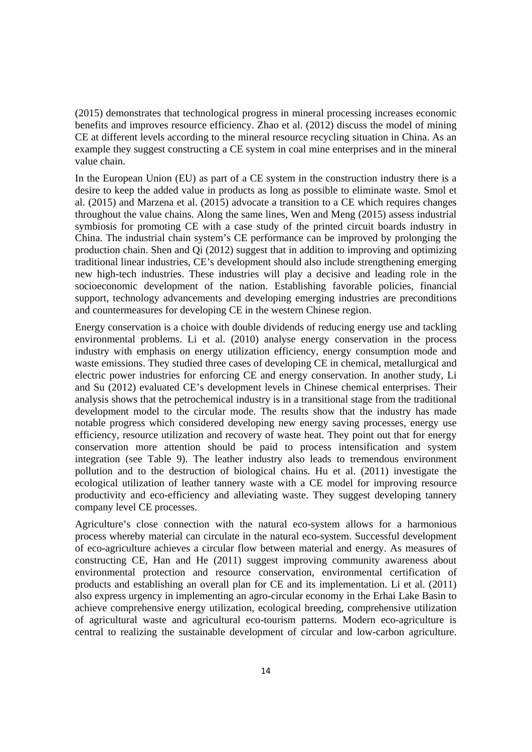(2015) demonstrates that technological progress in mineral processing increases economic benefits and improves resource efficiency. Zhao et al. (2012) discuss the model of mining CE at different levels according to the mineral resource recycling situation in China. As an example they suggest constructing a CE system in coal mine enterprises and in the mineral value chain.

In the European Union (EU) as part of a CE system in the construction industry there is a desire to keep the added value in products as long as possible to eliminate waste. Smol et al. (2015) and Marzena et al. (2015) advocate a transition to a CE which requires changes throughout the value chains. Along the same lines, Wen and Meng (2015) assess industrial symbiosis for promoting CE with a case study of the printed circuit boards industry in China. The industrial chain system's CE performance can be improved by prolonging the production chain. Shen and Qi (2012) suggest that in addition to improving and optimizing traditional linear industries, CE's development should also include strengthening emerging new high-tech industries. These industries will play a decisive and leading role in the socioeconomic development of the nation. Establishing favorable policies, financial support, technology advancements and developing emerging industries are preconditions and countermeasures for developing CE in the western Chinese region.

Energy conservation is a choice with double dividends of reducing energy use and tackling environmental problems. Li et al. (2010) analyse energy conservation in the process industry with emphasis on energy utilization efficiency, energy consumption mode and waste emissions. They studied three cases of developing CE in chemical, metallurgical and electric power industries for enforcing CE and energy conservation. In another study, Li and Su (2012) evaluated CE's development levels in Chinese chemical enterprises. Their analysis shows that the petrochemical industry is in a transitional stage from the traditional development model to the circular mode. The results show that the industry has made notable progress which considered developing new energy saving processes, energy use efficiency, resource utilization and recovery of waste heat. They point out that for energy conservation more attention should be paid to process intensification and system integration (see Table 9). The leather industry also leads to tremendous environment pollution and to the destruction of biological chains. Hu et al. (2011) investigate the ecological utilization of leather tannery waste with a CE model for improving resource productivity and eco-efficiency and alleviating waste. They suggest developing tannery company level CE processes.

Agriculture's close connection with the natural eco-system allows for a harmonious process whereby material can circulate in the natural eco-system. Successful development of eco-agriculture achieves a circular flow between material and energy. As measures of constructing CE, Han and He (2011) suggest improving community awareness about environmental protection and resource conservation, environmental certification of products and establishing an overall plan for CE and its implementation. Li et al. (2011) also express urgency in implementing an agro-circular economy in the Erhai Lake Basin to achieve comprehensive energy utilization, ecological breeding, comprehensive utilization of agricultural waste and agricultural eco-tourism patterns. Modern eco-agriculture is central to realizing the sustainable development of circular and low-carbon agriculture.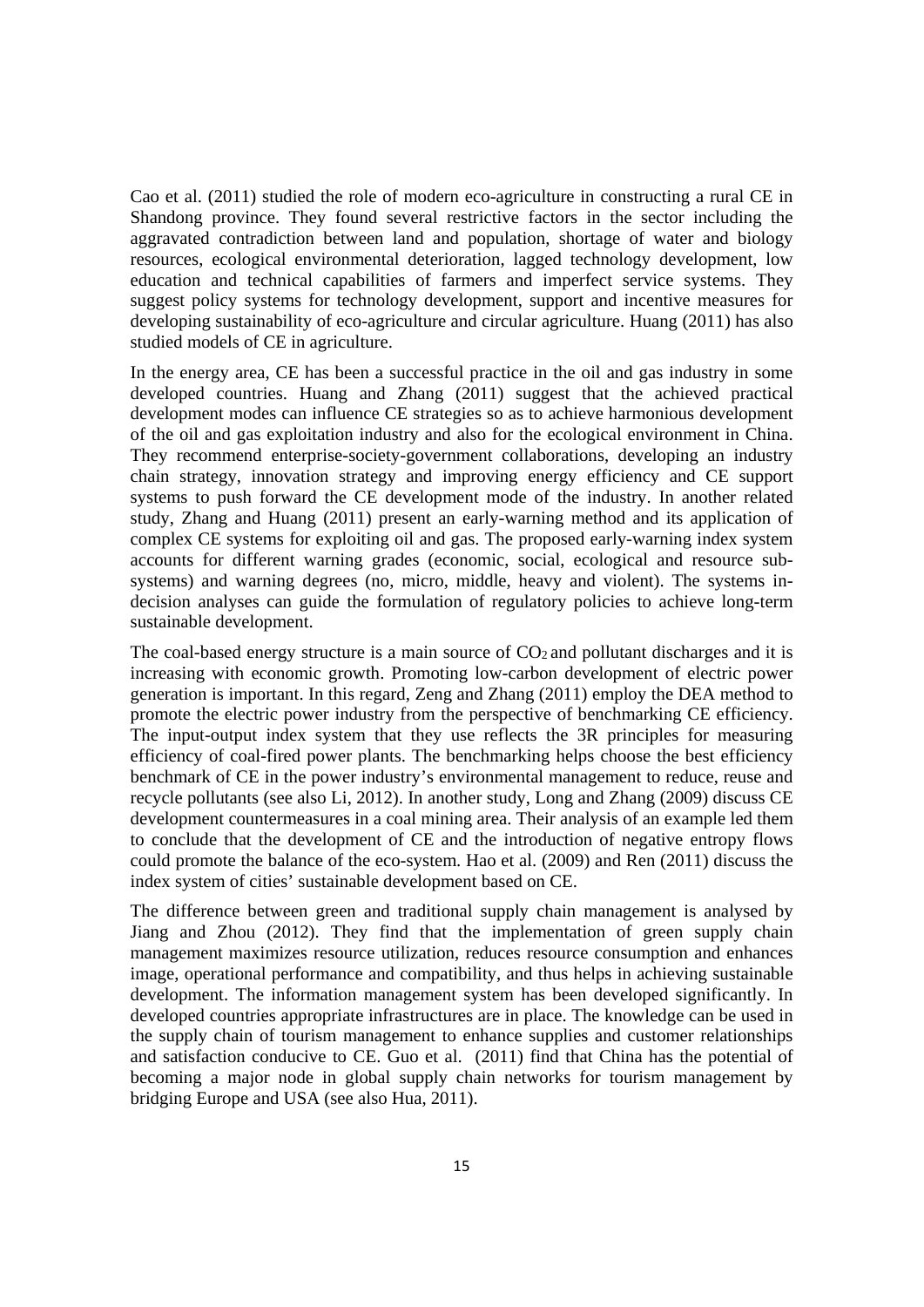Cao et al. (2011) studied the role of modern eco-agriculture in constructing a rural CE in Shandong province. They found several restrictive factors in the sector including the aggravated contradiction between land and population, shortage of water and biology resources, ecological environmental deterioration, lagged technology development, low education and technical capabilities of farmers and imperfect service systems. They suggest policy systems for technology development, support and incentive measures for developing sustainability of eco-agriculture and circular agriculture. Huang (2011) has also studied models of CE in agriculture.

In the energy area, CE has been a successful practice in the oil and gas industry in some developed countries. Huang and Zhang (2011) suggest that the achieved practical development modes can influence CE strategies so as to achieve harmonious development of the oil and gas exploitation industry and also for the ecological environment in China. They recommend enterprise-society-government collaborations, developing an industry chain strategy, innovation strategy and improving energy efficiency and CE support systems to push forward the CE development mode of the industry. In another related study, Zhang and Huang (2011) present an early-warning method and its application of complex CE systems for exploiting oil and gas. The proposed early-warning index system accounts for different warning grades (economic, social, ecological and resource sub-systems) and warning degrees (no, micro, middle, heavy and violent). The systems in-decision analyses can guide the formulation of regulatory policies to achieve long-term sustainable development.

The coal-based energy structure is a main source of $CO_2$ and pollutant discharges and it is increasing with economic growth. Promoting low-carbon development of electric power generation is important. In this regard, Zeng and Zhang (2011) employ the DEA method to promote the electric power industry from the perspective of benchmarking CE efficiency. The input-output index system that they use reflects the 3R principles for measuring efficiency of coal-fired power plants. The benchmarking helps choose the best efficiency benchmark of CE in the power industry's environmental management to reduce, reuse and recycle pollutants (see also Li, 2012). In another study, Long and Zhang (2009) discuss CE development countermeasures in a coal mining area. Their analysis of an example led them to conclude that the development of CE and the introduction of negative entropy flows could promote the balance of the eco-system. Hao et al. (2009) and Ren (2011) discuss the index system of cities' sustainable development based on CE.

The difference between green and traditional supply chain management is analysed by Jiang and Zhou (2012). They find that the implementation of green supply chain management maximizes resource utilization, reduces resource consumption and enhances image, operational performance and compatibility, and thus helps in achieving sustainable development. The information management system has been developed significantly. In developed countries appropriate infrastructures are in place. The knowledge can be used in the supply chain of tourism management to enhance supplies and customer relationships and satisfaction conducive to CE. Guo et al. (2011) find that China has the potential of becoming a major node in global supply chain networks for tourism management by bridging Europe and USA (see also Hua, 2011).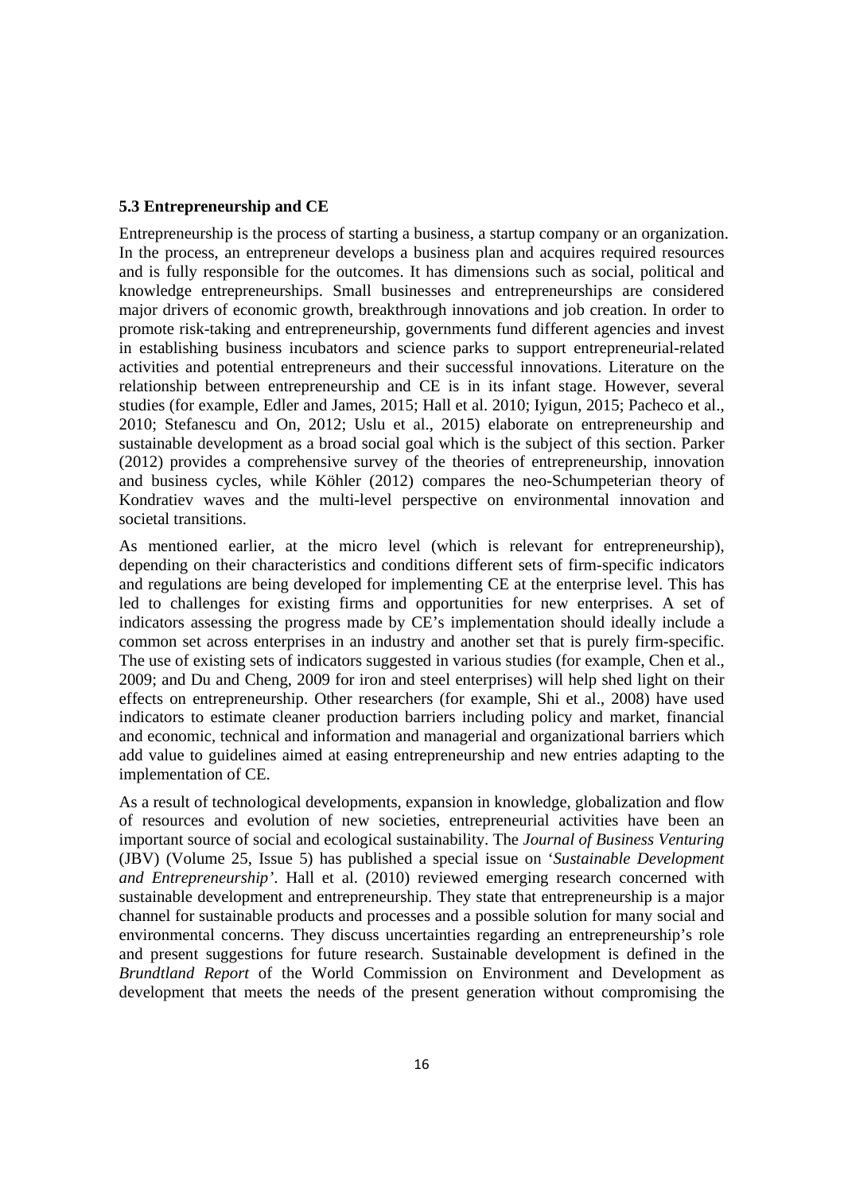### 5.3 Entrepreneurship and CE

Entrepreneurship is the process of starting a business, a startup company or an organization. In the process, an entrepreneur develops a business plan and acquires required resources and is fully responsible for the outcomes. It has dimensions such as social, political and knowledge entrepreneurships. Small businesses and entrepreneurships are considered major drivers of economic growth, breakthrough innovations and job creation. In order to promote risk-taking and entrepreneurship, governments fund different agencies and invest in establishing business incubators and science parks to support entrepreneurial-related activities and potential entrepreneurs and their successful innovations. Literature on the relationship between entrepreneurship and CE is in its infant stage. However, several studies (for example, Edler and James, 2015; Hall et al. 2010; Iyigun, 2015; Pacheco et al., 2010; Stefanescu and On, 2012; Uslu et al., 2015) elaborate on entrepreneurship and sustainable development as a broad social goal which is the subject of this section. Parker (2012) provides a comprehensive survey of the theories of entrepreneurship, innovation and business cycles, while Köhler (2012) compares the neo-Schumpeterian theory of Kondratiev waves and the multi-level perspective on environmental innovation and societal transitions.

As mentioned earlier, at the micro level (which is relevant for entrepreneurship), depending on their characteristics and conditions different sets of firm-specific indicators and regulations are being developed for implementing CE at the enterprise level. This has led to challenges for existing firms and opportunities for new enterprises. A set of indicators assessing the progress made by CE's implementation should ideally include a common set across enterprises in an industry and another set that is purely firm-specific. The use of existing sets of indicators suggested in various studies (for example, Chen et al., 2009; and Du and Cheng, 2009 for iron and steel enterprises) will help shed light on their effects on entrepreneurship. Other researchers (for example, Shi et al., 2008) have used indicators to estimate cleaner production barriers including policy and market, financial and economic, technical and information and managerial and organizational barriers which add value to guidelines aimed at easing entrepreneurship and new entries adapting to the implementation of CE.

As a result of technological developments, expansion in knowledge, globalization and flow of resources and evolution of new societies, entrepreneurial activities have been an important source of social and ecological sustainability. The *Journal of Business Venturing* (JBV) (Volume 25, Issue 5) has published a special issue on '*Sustainable Development and Entrepreneurship'*. Hall et al. (2010) reviewed emerging research concerned with sustainable development and entrepreneurship. They state that entrepreneurship is a major channel for sustainable products and processes and a possible solution for many social and environmental concerns. They discuss uncertainties regarding an entrepreneurship's role and present suggestions for future research. Sustainable development is defined in the *Brundtland Report* of the World Commission on Environment and Development as development that meets the needs of the present generation without compromising the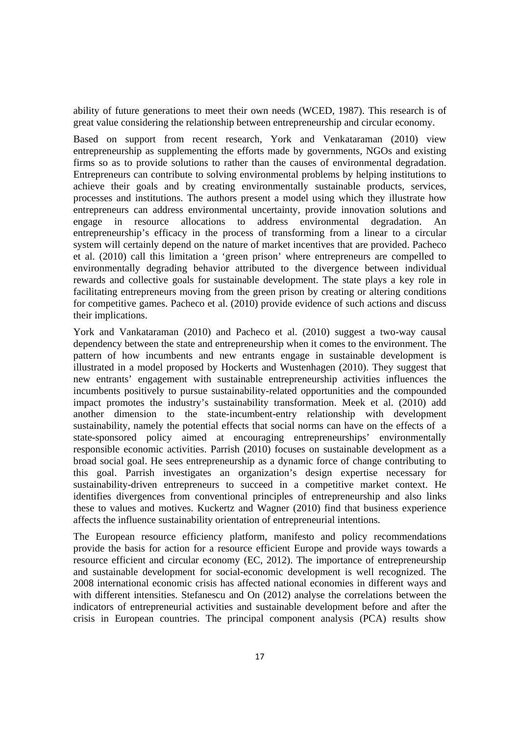ability of future generations to meet their own needs (WCED, 1987). This research is of great value considering the relationship between entrepreneurship and circular economy.

Based on support from recent research, York and Venkataraman (2010) view entrepreneurship as supplementing the efforts made by governments, NGOs and existing firms so as to provide solutions to rather than the causes of environmental degradation. Entrepreneurs can contribute to solving environmental problems by helping institutions to achieve their goals and by creating environmentally sustainable products, services, processes and institutions. The authors present a model using which they illustrate how entrepreneurs can address environmental uncertainty, provide innovation solutions and engage in resource allocations to address environmental degradation. An entrepreneurship's efficacy in the process of transforming from a linear to a circular system will certainly depend on the nature of market incentives that are provided. Pacheco et al. (2010) call this limitation a 'green prison' where entrepreneurs are compelled to environmentally degrading behavior attributed to the divergence between individual rewards and collective goals for sustainable development. The state plays a key role in facilitating entrepreneurs moving from the green prison by creating or altering conditions for competitive games. Pacheco et al. (2010) provide evidence of such actions and discuss their implications.

York and Vankataraman (2010) and Pacheco et al. (2010) suggest a two-way causal dependency between the state and entrepreneurship when it comes to the environment. The pattern of how incumbents and new entrants engage in sustainable development is illustrated in a model proposed by Hockerts and Wustenhagen (2010). They suggest that new entrants' engagement with sustainable entrepreneurship activities influences the incumbents positively to pursue sustainability-related opportunities and the compounded impact promotes the industry's sustainability transformation. Meek et al. (2010) add another dimension to the state-incumbent-entry relationship with development sustainability, namely the potential effects that social norms can have on the effects of a state-sponsored policy aimed at encouraging entrepreneurships' environmentally responsible economic activities. Parrish (2010) focuses on sustainable development as a broad social goal. He sees entrepreneurship as a dynamic force of change contributing to this goal. Parrish investigates an organization's design expertise necessary for sustainability-driven entrepreneurs to succeed in a competitive market context. He identifies divergences from conventional principles of entrepreneurship and also links these to values and motives. Kuckertz and Wagner (2010) find that business experience affects the influence sustainability orientation of entrepreneurial intentions.

The European resource efficiency platform, manifesto and policy recommendations provide the basis for action for a resource efficient Europe and provide ways towards a resource efficient and circular economy (EC, 2012). The importance of entrepreneurship and sustainable development for social-economic development is well recognized. The 2008 international economic crisis has affected national economies in different ways and with different intensities. Stefanescu and On (2012) analyse the correlations between the indicators of entrepreneurial activities and sustainable development before and after the crisis in European countries. The principal component analysis (PCA) results show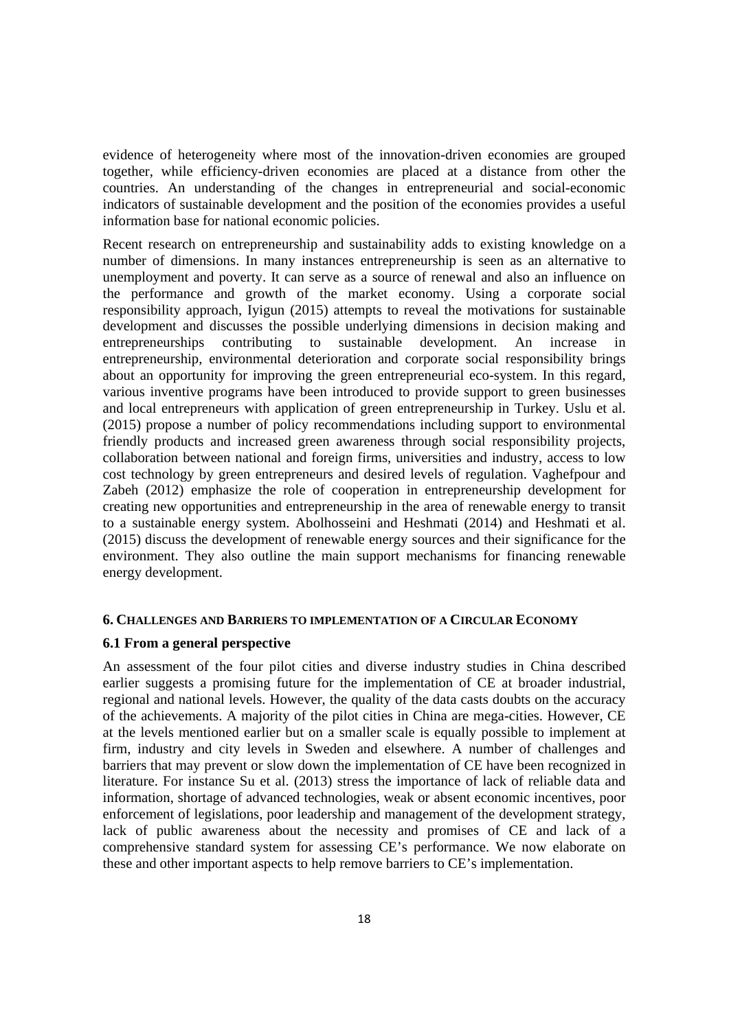evidence of heterogeneity where most of the innovation-driven economies are grouped together, while efficiency-driven economies are placed at a distance from other the countries. An understanding of the changes in entrepreneurial and social-economic indicators of sustainable development and the position of the economies provides a useful information base for national economic policies.

Recent research on entrepreneurship and sustainability adds to existing knowledge on a number of dimensions. In many instances entrepreneurship is seen as an alternative to unemployment and poverty. It can serve as a source of renewal and also an influence on the performance and growth of the market economy. Using a corporate social responsibility approach, Iyigun (2015) attempts to reveal the motivations for sustainable development and discusses the possible underlying dimensions in decision making and entrepreneurships contributing to sustainable development. An increase in entrepreneurship, environmental deterioration and corporate social responsibility brings about an opportunity for improving the green entrepreneurial eco-system. In this regard, various inventive programs have been introduced to provide support to green businesses and local entrepreneurs with application of green entrepreneurship in Turkey. Uslu et al. (2015) propose a number of policy recommendations including support to environmental friendly products and increased green awareness through social responsibility projects, collaboration between national and foreign firms, universities and industry, access to low cost technology by green entrepreneurs and desired levels of regulation. Vaghefpour and Zabeh (2012) emphasize the role of cooperation in entrepreneurship development for creating new opportunities and entrepreneurship in the area of renewable energy to transit to a sustainable energy system. Abolhosseini and Heshmati (2014) and Heshmati et al. (2015) discuss the development of renewable energy sources and their significance for the environment. They also outline the main support mechanisms for financing renewable energy development.

## 6. Challenges and Barriers to Implementation of a Circular Economy

### 6.1 From a general perspective

An assessment of the four pilot cities and diverse industry studies in China described earlier suggests a promising future for the implementation of CE at broader industrial, regional and national levels. However, the quality of the data casts doubts on the accuracy of the achievements. A majority of the pilot cities in China are mega-cities. However, CE at the levels mentioned earlier but on a smaller scale is equally possible to implement at firm, industry and city levels in Sweden and elsewhere. A number of challenges and barriers that may prevent or slow down the implementation of CE have been recognized in literature. For instance Su et al. (2013) stress the importance of lack of reliable data and information, shortage of advanced technologies, weak or absent economic incentives, poor enforcement of legislations, poor leadership and management of the development strategy, lack of public awareness about the necessity and promises of CE and lack of a comprehensive standard system for assessing CE's performance. We now elaborate on these and other important aspects to help remove barriers to CE's implementation.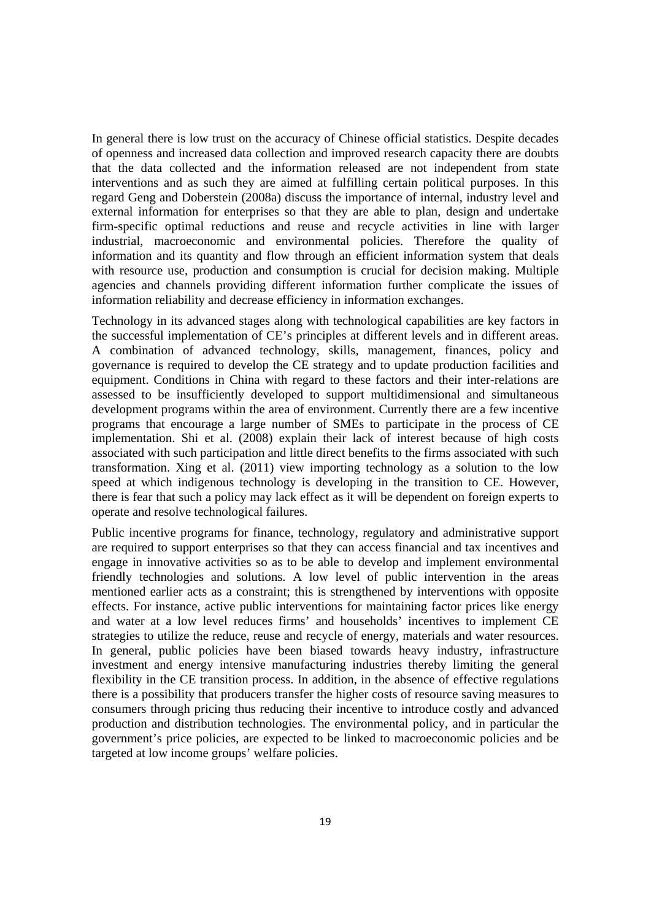In general there is low trust on the accuracy of Chinese official statistics. Despite decades of openness and increased data collection and improved research capacity there are doubts that the data collected and the information released are not independent from state interventions and as such they are aimed at fulfilling certain political purposes. In this regard Geng and Doberstein (2008a) discuss the importance of internal, industry level and external information for enterprises so that they are able to plan, design and undertake firm-specific optimal reductions and reuse and recycle activities in line with larger industrial, macroeconomic and environmental policies. Therefore the quality of information and its quantity and flow through an efficient information system that deals with resource use, production and consumption is crucial for decision making. Multiple agencies and channels providing different information further complicate the issues of information reliability and decrease efficiency in information exchanges.

Technology in its advanced stages along with technological capabilities are key factors in the successful implementation of CE's principles at different levels and in different areas. A combination of advanced technology, skills, management, finances, policy and governance is required to develop the CE strategy and to update production facilities and equipment. Conditions in China with regard to these factors and their inter-relations are assessed to be insufficiently developed to support multidimensional and simultaneous development programs within the area of environment. Currently there are a few incentive programs that encourage a large number of SMEs to participate in the process of CE implementation. Shi et al. (2008) explain their lack of interest because of high costs associated with such participation and little direct benefits to the firms associated with such transformation. Xing et al. (2011) view importing technology as a solution to the low speed at which indigenous technology is developing in the transition to CE. However, there is fear that such a policy may lack effect as it will be dependent on foreign experts to operate and resolve technological failures.

Public incentive programs for finance, technology, regulatory and administrative support are required to support enterprises so that they can access financial and tax incentives and engage in innovative activities so as to be able to develop and implement environmental friendly technologies and solutions. A low level of public intervention in the areas mentioned earlier acts as a constraint; this is strengthened by interventions with opposite effects. For instance, active public interventions for maintaining factor prices like energy and water at a low level reduces firms' and households' incentives to implement CE strategies to utilize the reduce, reuse and recycle of energy, materials and water resources. In general, public policies have been biased towards heavy industry, infrastructure investment and energy intensive manufacturing industries thereby limiting the general flexibility in the CE transition process. In addition, in the absence of effective regulations there is a possibility that producers transfer the higher costs of resource saving measures to consumers through pricing thus reducing their incentive to introduce costly and advanced production and distribution technologies. The environmental policy, and in particular the government's price policies, are expected to be linked to macroeconomic policies and be targeted at low income groups' welfare policies.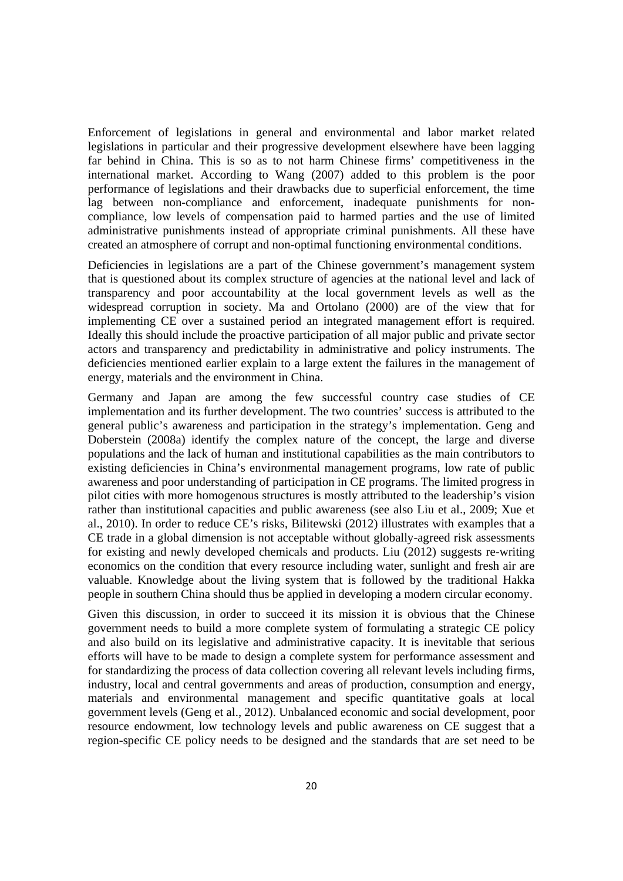Enforcement of legislations in general and environmental and labor market related legislations in particular and their progressive development elsewhere have been lagging far behind in China. This is so as to not harm Chinese firms' competitiveness in the international market. According to Wang (2007) added to this problem is the poor performance of legislations and their drawbacks due to superficial enforcement, the time lag between non-compliance and enforcement, inadequate punishments for non-compliance, low levels of compensation paid to harmed parties and the use of limited administrative punishments instead of appropriate criminal punishments. All these have created an atmosphere of corrupt and non-optimal functioning environmental conditions.

Deficiencies in legislations are a part of the Chinese government's management system that is questioned about its complex structure of agencies at the national level and lack of transparency and poor accountability at the local government levels as well as the widespread corruption in society. Ma and Ortolano (2000) are of the view that for implementing CE over a sustained period an integrated management effort is required. Ideally this should include the proactive participation of all major public and private sector actors and transparency and predictability in administrative and policy instruments. The deficiencies mentioned earlier explain to a large extent the failures in the management of energy, materials and the environment in China.

Germany and Japan are among the few successful country case studies of CE implementation and its further development. The two countries' success is attributed to the general public's awareness and participation in the strategy's implementation. Geng and Doberstein (2008a) identify the complex nature of the concept, the large and diverse populations and the lack of human and institutional capabilities as the main contributors to existing deficiencies in China's environmental management programs, low rate of public awareness and poor understanding of participation in CE programs. The limited progress in pilot cities with more homogenous structures is mostly attributed to the leadership's vision rather than institutional capacities and public awareness (see also Liu et al., 2009; Xue et al., 2010). In order to reduce CE's risks, Bilitewski (2012) illustrates with examples that a CE trade in a global dimension is not acceptable without globally-agreed risk assessments for existing and newly developed chemicals and products. Liu (2012) suggests re-writing economics on the condition that every resource including water, sunlight and fresh air are valuable. Knowledge about the living system that is followed by the traditional Hakka people in southern China should thus be applied in developing a modern circular economy.

Given this discussion, in order to succeed it its mission it is obvious that the Chinese government needs to build a more complete system of formulating a strategic CE policy and also build on its legislative and administrative capacity. It is inevitable that serious efforts will have to be made to design a complete system for performance assessment and for standardizing the process of data collection covering all relevant levels including firms, industry, local and central governments and areas of production, consumption and energy, materials and environmental management and specific quantitative goals at local government levels (Geng et al., 2012). Unbalanced economic and social development, poor resource endowment, low technology levels and public awareness on CE suggest that a region-specific CE policy needs to be designed and the standards that are set need to be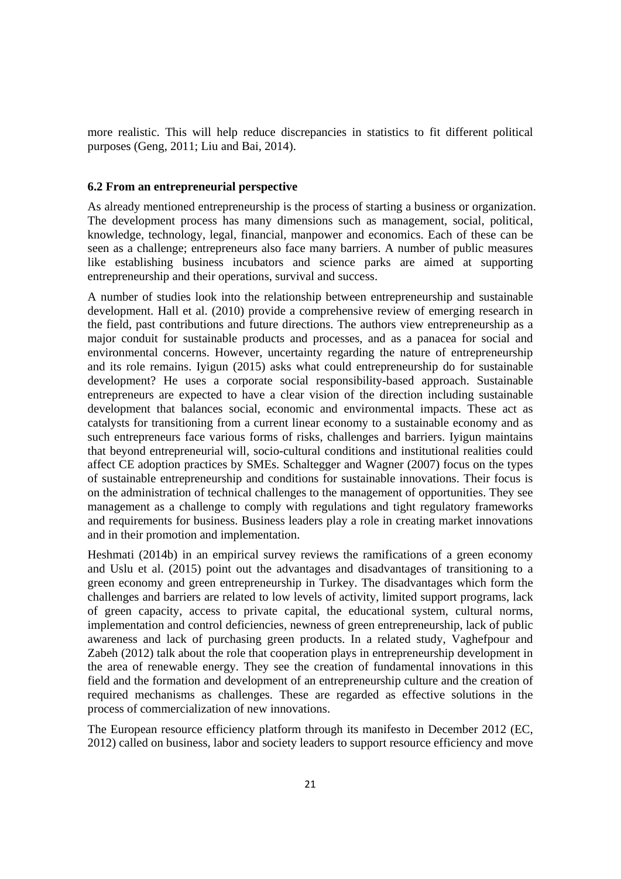more realistic. This will help reduce discrepancies in statistics to fit different political purposes (Geng, 2011; Liu and Bai, 2014).

### 6.2 From an entrepreneurial perspective

As already mentioned entrepreneurship is the process of starting a business or organization. The development process has many dimensions such as management, social, political, knowledge, technology, legal, financial, manpower and economics. Each of these can be seen as a challenge; entrepreneurs also face many barriers. A number of public measures like establishing business incubators and science parks are aimed at supporting entrepreneurship and their operations, survival and success.

A number of studies look into the relationship between entrepreneurship and sustainable development. Hall et al. (2010) provide a comprehensive review of emerging research in the field, past contributions and future directions. The authors view entrepreneurship as a major conduit for sustainable products and processes, and as a panacea for social and environmental concerns. However, uncertainty regarding the nature of entrepreneurship and its role remains. Iyigun (2015) asks what could entrepreneurship do for sustainable development? He uses a corporate social responsibility-based approach. Sustainable entrepreneurs are expected to have a clear vision of the direction including sustainable development that balances social, economic and environmental impacts. These act as catalysts for transitioning from a current linear economy to a sustainable economy and as such entrepreneurs face various forms of risks, challenges and barriers. Iyigun maintains that beyond entrepreneurial will, socio-cultural conditions and institutional realities could affect CE adoption practices by SMEs. Schaltegger and Wagner (2007) focus on the types of sustainable entrepreneurship and conditions for sustainable innovations. Their focus is on the administration of technical challenges to the management of opportunities. They see management as a challenge to comply with regulations and tight regulatory frameworks and requirements for business. Business leaders play a role in creating market innovations and in their promotion and implementation.

Heshmati (2014b) in an empirical survey reviews the ramifications of a green economy and Uslu et al. (2015) point out the advantages and disadvantages of transitioning to a green economy and green entrepreneurship in Turkey. The disadvantages which form the challenges and barriers are related to low levels of activity, limited support programs, lack of green capacity, access to private capital, the educational system, cultural norms, implementation and control deficiencies, newness of green entrepreneurship, lack of public awareness and lack of purchasing green products. In a related study, Vaghefpour and Zabeh (2012) talk about the role that cooperation plays in entrepreneurship development in the area of renewable energy. They see the creation of fundamental innovations in this field and the formation and development of an entrepreneurship culture and the creation of required mechanisms as challenges. These are regarded as effective solutions in the process of commercialization of new innovations.

The European resource efficiency platform through its manifesto in December 2012 (EC, 2012) called on business, labor and society leaders to support resource efficiency and move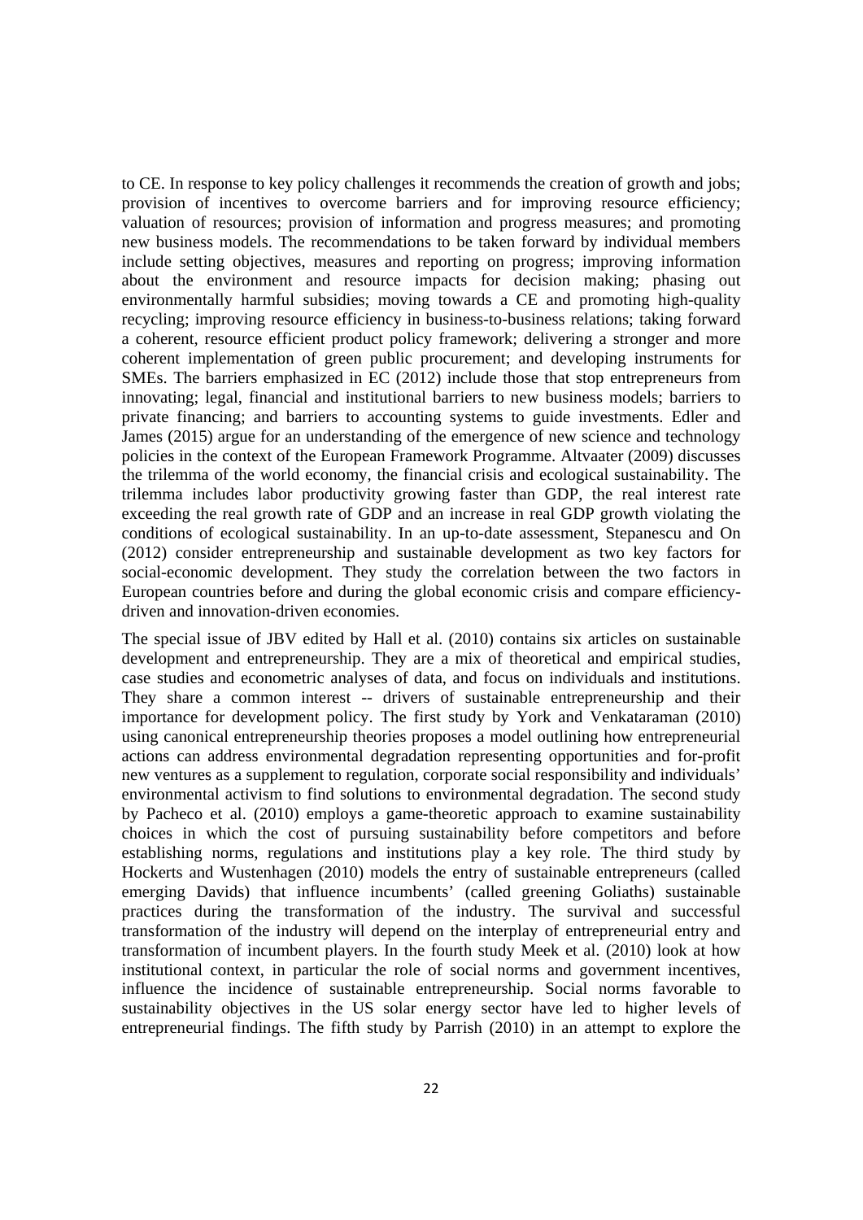to CE. In response to key policy challenges it recommends the creation of growth and jobs; provision of incentives to overcome barriers and for improving resource efficiency; valuation of resources; provision of information and progress measures; and promoting new business models. The recommendations to be taken forward by individual members include setting objectives, measures and reporting on progress; improving information about the environment and resource impacts for decision making; phasing out environmentally harmful subsidies; moving towards a CE and promoting high-quality recycling; improving resource efficiency in business-to-business relations; taking forward a coherent, resource efficient product policy framework; delivering a stronger and more coherent implementation of green public procurement; and developing instruments for SMEs. The barriers emphasized in EC (2012) include those that stop entrepreneurs from innovating; legal, financial and institutional barriers to new business models; barriers to private financing; and barriers to accounting systems to guide investments. Edler and James (2015) argue for an understanding of the emergence of new science and technology policies in the context of the European Framework Programme. Altvaater (2009) discusses the trilemma of the world economy, the financial crisis and ecological sustainability. The trilemma includes labor productivity growing faster than GDP, the real interest rate exceeding the real growth rate of GDP and an increase in real GDP growth violating the conditions of ecological sustainability. In an up-to-date assessment, Stepanescu and On (2012) consider entrepreneurship and sustainable development as two key factors for social-economic development. They study the correlation between the two factors in European countries before and during the global economic crisis and compare efficiency-driven and innovation-driven economies.

The special issue of JBV edited by Hall et al. (2010) contains six articles on sustainable development and entrepreneurship. They are a mix of theoretical and empirical studies, case studies and econometric analyses of data, and focus on individuals and institutions. They share a common interest -- drivers of sustainable entrepreneurship and their importance for development policy. The first study by York and Venkataraman (2010) using canonical entrepreneurship theories proposes a model outlining how entrepreneurial actions can address environmental degradation representing opportunities and for-profit new ventures as a supplement to regulation, corporate social responsibility and individuals' environmental activism to find solutions to environmental degradation. The second study by Pacheco et al. (2010) employs a game-theoretic approach to examine sustainability choices in which the cost of pursuing sustainability before competitors and before establishing norms, regulations and institutions play a key role. The third study by Hockerts and Wustenhagen (2010) models the entry of sustainable entrepreneurs (called emerging Davids) that influence incumbents' (called greening Goliaths) sustainable practices during the transformation of the industry. The survival and successful transformation of the industry will depend on the interplay of entrepreneurial entry and transformation of incumbent players. In the fourth study Meek et al. (2010) look at how institutional context, in particular the role of social norms and government incentives, influence the incidence of sustainable entrepreneurship. Social norms favorable to sustainability objectives in the US solar energy sector have led to higher levels of entrepreneurial findings. The fifth study by Parrish (2010) in an attempt to explore the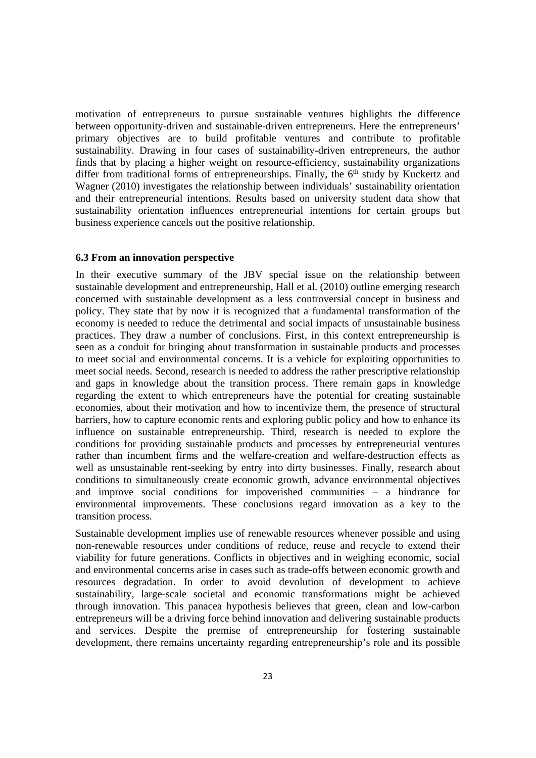motivation of entrepreneurs to pursue sustainable ventures highlights the difference between opportunity-driven and sustainable-driven entrepreneurs. Here the entrepreneurs' primary objectives are to build profitable ventures and contribute to profitable sustainability. Drawing in four cases of sustainability-driven entrepreneurs, the author finds that by placing a higher weight on resource-efficiency, sustainability organizations differ from traditional forms of entrepreneurships. Finally, the 6th study by Kuckertz and Wagner (2010) investigates the relationship between individuals' sustainability orientation and their entrepreneurial intentions. Results based on university student data show that sustainability orientation influences entrepreneurial intentions for certain groups but business experience cancels out the positive relationship.

### 6.3 From an innovation perspective

In their executive summary of the JBV special issue on the relationship between sustainable development and entrepreneurship, Hall et al. (2010) outline emerging research concerned with sustainable development as a less controversial concept in business and policy. They state that by now it is recognized that a fundamental transformation of the economy is needed to reduce the detrimental and social impacts of unsustainable business practices. They draw a number of conclusions. First, in this context entrepreneurship is seen as a conduit for bringing about transformation in sustainable products and processes to meet social and environmental concerns. It is a vehicle for exploiting opportunities to meet social needs. Second, research is needed to address the rather prescriptive relationship and gaps in knowledge about the transition process. There remain gaps in knowledge regarding the extent to which entrepreneurs have the potential for creating sustainable economies, about their motivation and how to incentivize them, the presence of structural barriers, how to capture economic rents and exploring public policy and how to enhance its influence on sustainable entrepreneurship. Third, research is needed to explore the conditions for providing sustainable products and processes by entrepreneurial ventures rather than incumbent firms and the welfare-creation and welfare-destruction effects as well as unsustainable rent-seeking by entry into dirty businesses. Finally, research about conditions to simultaneously create economic growth, advance environmental objectives and improve social conditions for impoverished communities – a hindrance for environmental improvements. These conclusions regard innovation as a key to the transition process.

Sustainable development implies use of renewable resources whenever possible and using non-renewable resources under conditions of reduce, reuse and recycle to extend their viability for future generations. Conflicts in objectives and in weighing economic, social and environmental concerns arise in cases such as trade-offs between economic growth and resources degradation. In order to avoid devolution of development to achieve sustainability, large-scale societal and economic transformations might be achieved through innovation. This panacea hypothesis believes that green, clean and low-carbon entrepreneurs will be a driving force behind innovation and delivering sustainable products and services. Despite the premise of entrepreneurship for fostering sustainable development, there remains uncertainty regarding entrepreneurship's role and its possible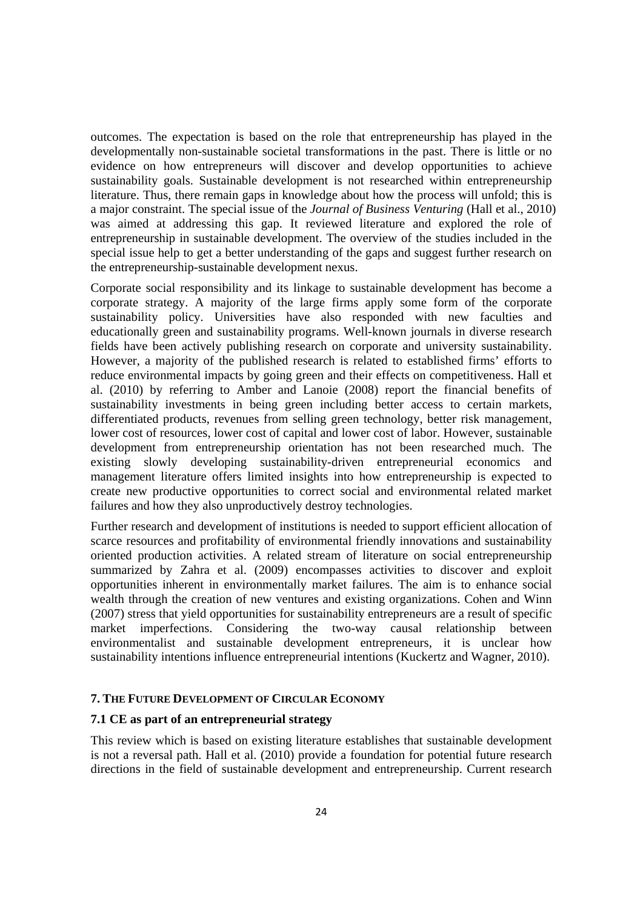outcomes. The expectation is based on the role that entrepreneurship has played in the developmentally non-sustainable societal transformations in the past. There is little or no evidence on how entrepreneurs will discover and develop opportunities to achieve sustainability goals. Sustainable development is not researched within entrepreneurship literature. Thus, there remain gaps in knowledge about how the process will unfold; this is a major constraint. The special issue of the *Journal of Business Venturing* (Hall et al., 2010) was aimed at addressing this gap. It reviewed literature and explored the role of entrepreneurship in sustainable development. The overview of the studies included in the special issue help to get a better understanding of the gaps and suggest further research on the entrepreneurship-sustainable development nexus.

Corporate social responsibility and its linkage to sustainable development has become a corporate strategy. A majority of the large firms apply some form of the corporate sustainability policy. Universities have also responded with new faculties and educationally green and sustainability programs. Well-known journals in diverse research fields have been actively publishing research on corporate and university sustainability. However, a majority of the published research is related to established firms' efforts to reduce environmental impacts by going green and their effects on competitiveness. Hall et al. (2010) by referring to Amber and Lanoie (2008) report the financial benefits of sustainability investments in being green including better access to certain markets, differentiated products, revenues from selling green technology, better risk management, lower cost of resources, lower cost of capital and lower cost of labor. However, sustainable development from entrepreneurship orientation has not been researched much. The existing slowly developing sustainability-driven entrepreneurial economics and management literature offers limited insights into how entrepreneurship is expected to create new productive opportunities to correct social and environmental related market failures and how they also unproductively destroy technologies.

Further research and development of institutions is needed to support efficient allocation of scarce resources and profitability of environmental friendly innovations and sustainability oriented production activities. A related stream of literature on social entrepreneurship summarized by Zahra et al. (2009) encompasses activities to discover and exploit opportunities inherent in environmentally market failures. The aim is to enhance social wealth through the creation of new ventures and existing organizations. Cohen and Winn (2007) stress that yield opportunities for sustainability entrepreneurs are a result of specific market imperfections. Considering the two-way causal relationship between environmentalist and sustainable development entrepreneurs, it is unclear how sustainability intentions influence entrepreneurial intentions (Kuckertz and Wagner, 2010).

## 7. The Future Development of Circular Economy

### 7.1 CE as part of an entrepreneurial strategy

This review which is based on existing literature establishes that sustainable development is not a reversal path. Hall et al. (2010) provide a foundation for potential future research directions in the field of sustainable development and entrepreneurship. Current research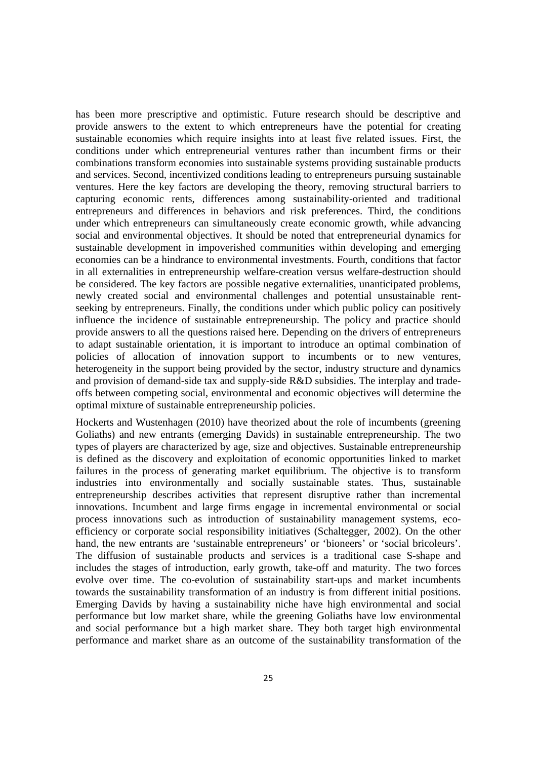has been more prescriptive and optimistic. Future research should be descriptive and provide answers to the extent to which entrepreneurs have the potential for creating sustainable economies which require insights into at least five related issues. First, the conditions under which entrepreneurial ventures rather than incumbent firms or their combinations transform economies into sustainable systems providing sustainable products and services. Second, incentivized conditions leading to entrepreneurs pursuing sustainable ventures. Here the key factors are developing the theory, removing structural barriers to capturing economic rents, differences among sustainability-oriented and traditional entrepreneurs and differences in behaviors and risk preferences. Third, the conditions under which entrepreneurs can simultaneously create economic growth, while advancing social and environmental objectives. It should be noted that entrepreneurial dynamics for sustainable development in impoverished communities within developing and emerging economies can be a hindrance to environmental investments. Fourth, conditions that factor in all externalities in entrepreneurship welfare-creation versus welfare-destruction should be considered. The key factors are possible negative externalities, unanticipated problems, newly created social and environmental challenges and potential unsustainable rent-seeking by entrepreneurs. Finally, the conditions under which public policy can positively influence the incidence of sustainable entrepreneurship. The policy and practice should provide answers to all the questions raised here. Depending on the drivers of entrepreneurs to adapt sustainable orientation, it is important to introduce an optimal combination of policies of allocation of innovation support to incumbents or to new ventures, heterogeneity in the support being provided by the sector, industry structure and dynamics and provision of demand-side tax and supply-side R&D subsidies. The interplay and trade-offs between competing social, environmental and economic objectives will determine the optimal mixture of sustainable entrepreneurship policies.

Hockerts and Wustenhagen (2010) have theorized about the role of incumbents (greening Goliaths) and new entrants (emerging Davids) in sustainable entrepreneurship. The two types of players are characterized by age, size and objectives. Sustainable entrepreneurship is defined as the discovery and exploitation of economic opportunities linked to market failures in the process of generating market equilibrium. The objective is to transform industries into environmentally and socially sustainable states. Thus, sustainable entrepreneurship describes activities that represent disruptive rather than incremental innovations. Incumbent and large firms engage in incremental environmental or social process innovations such as introduction of sustainability management systems, eco-efficiency or corporate social responsibility initiatives (Schaltegger, 2002). On the other hand, the new entrants are 'sustainable entrepreneurs' or 'bioneers' or 'social bricoleurs'. The diffusion of sustainable products and services is a traditional case S-shape and includes the stages of introduction, early growth, take-off and maturity. The two forces evolve over time. The co-evolution of sustainability start-ups and market incumbents towards the sustainability transformation of an industry is from different initial positions. Emerging Davids by having a sustainability niche have high environmental and social performance but low market share, while the greening Goliaths have low environmental and social performance but a high market share. They both target high environmental performance and market share as an outcome of the sustainability transformation of the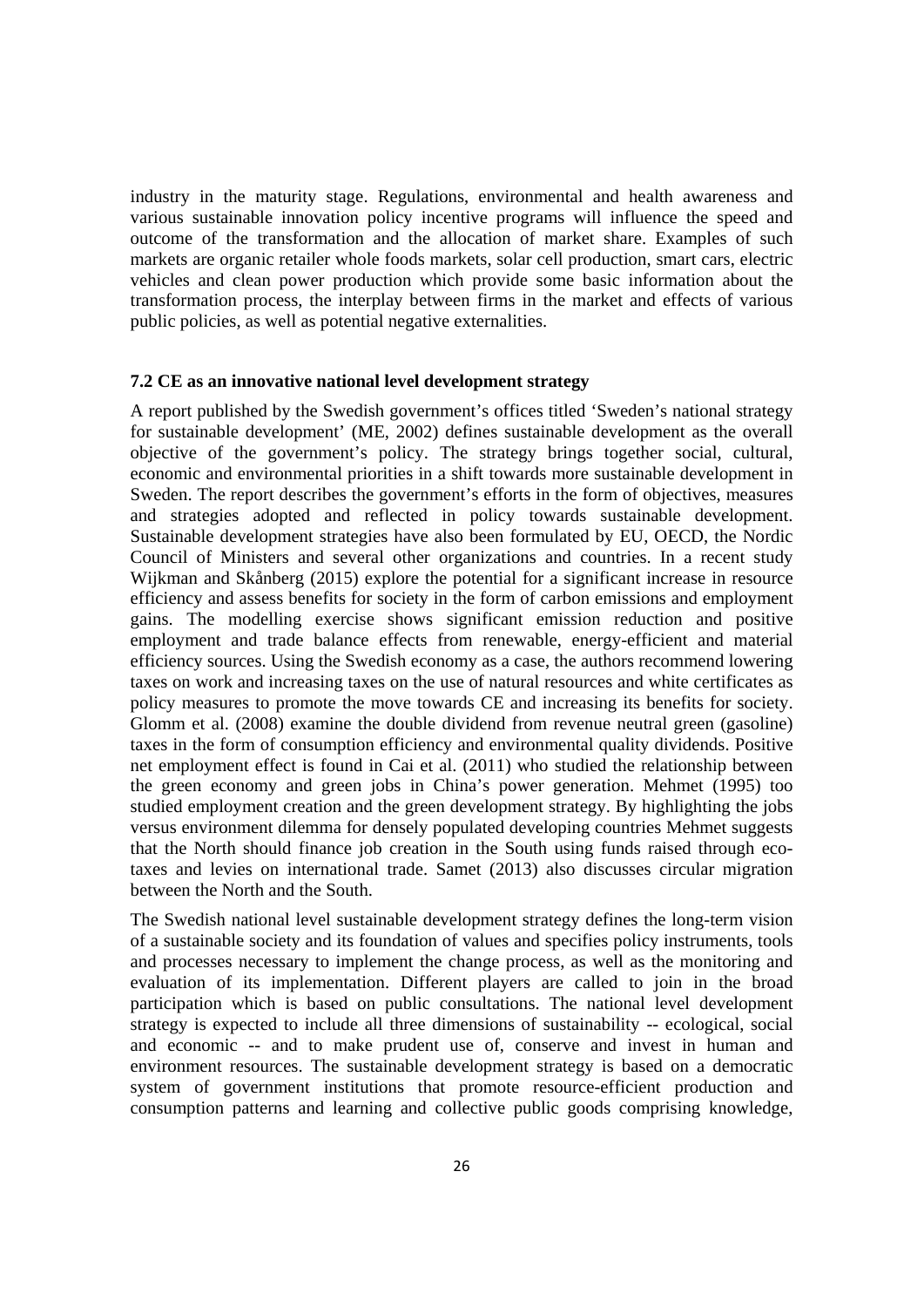industry in the maturity stage. Regulations, environmental and health awareness and various sustainable innovation policy incentive programs will influence the speed and outcome of the transformation and the allocation of market share. Examples of such markets are organic retailer whole foods markets, solar cell production, smart cars, electric vehicles and clean power production which provide some basic information about the transformation process, the interplay between firms in the market and effects of various public policies, as well as potential negative externalities.

### 7.2 CE as an innovative national level development strategy

A report published by the Swedish government's offices titled 'Sweden's national strategy for sustainable development' (ME, 2002) defines sustainable development as the overall objective of the government's policy. The strategy brings together social, cultural, economic and environmental priorities in a shift towards more sustainable development in Sweden. The report describes the government's efforts in the form of objectives, measures and strategies adopted and reflected in policy towards sustainable development. Sustainable development strategies have also been formulated by EU, OECD, the Nordic Council of Ministers and several other organizations and countries. In a recent study Wijkman and Skånberg (2015) explore the potential for a significant increase in resource efficiency and assess benefits for society in the form of carbon emissions and employment gains. The modelling exercise shows significant emission reduction and positive employment and trade balance effects from renewable, energy-efficient and material efficiency sources. Using the Swedish economy as a case, the authors recommend lowering taxes on work and increasing taxes on the use of natural resources and white certificates as policy measures to promote the move towards CE and increasing its benefits for society. Glomm et al. (2008) examine the double dividend from revenue neutral green (gasoline) taxes in the form of consumption efficiency and environmental quality dividends. Positive net employment effect is found in Cai et al. (2011) who studied the relationship between the green economy and green jobs in China's power generation. Mehmet (1995) too studied employment creation and the green development strategy. By highlighting the jobs versus environment dilemma for densely populated developing countries Mehmet suggests that the North should finance job creation in the South using funds raised through eco-taxes and levies on international trade. Samet (2013) also discusses circular migration between the North and the South.

The Swedish national level sustainable development strategy defines the long-term vision of a sustainable society and its foundation of values and specifies policy instruments, tools and processes necessary to implement the change process, as well as the monitoring and evaluation of its implementation. Different players are called to join in the broad participation which is based on public consultations. The national level development strategy is expected to include all three dimensions of sustainability -- ecological, social and economic -- and to make prudent use of, conserve and invest in human and environment resources. The sustainable development strategy is based on a democratic system of government institutions that promote resource-efficient production and consumption patterns and learning and collective public goods comprising knowledge,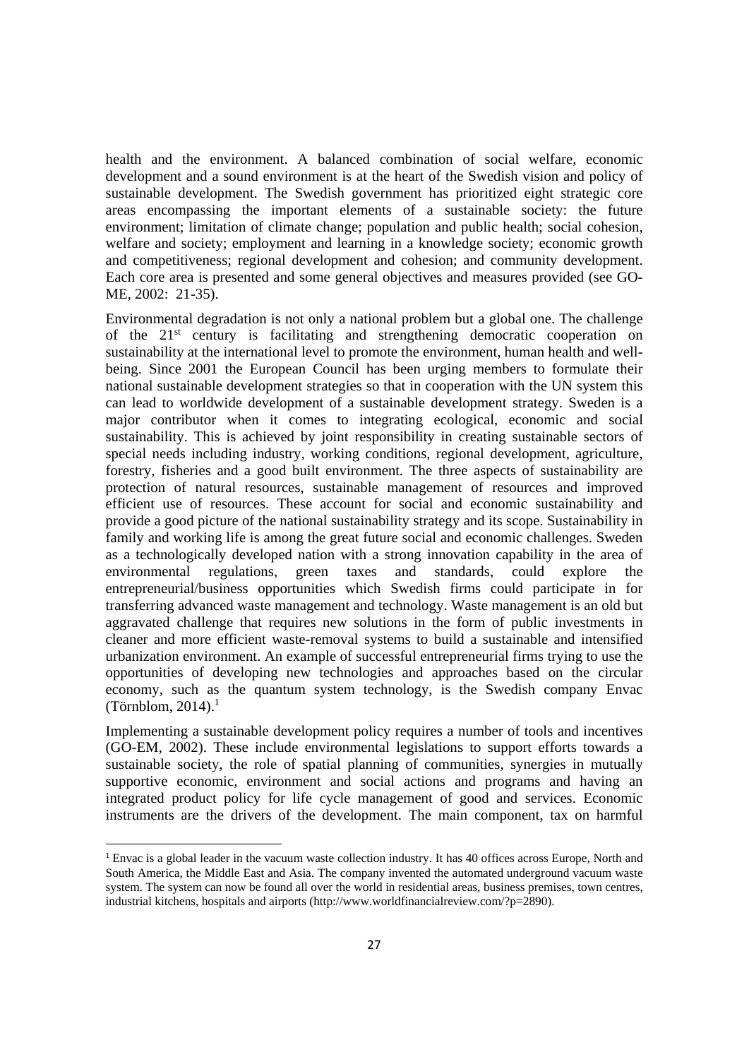health and the environment. A balanced combination of social welfare, economic development and a sound environment is at the heart of the Swedish vision and policy of sustainable development. The Swedish government has prioritized eight strategic core areas encompassing the important elements of a sustainable society: the future environment; limitation of climate change; population and public health; social cohesion, welfare and society; employment and learning in a knowledge society; economic growth and competitiveness; regional development and cohesion; and community development. Each core area is presented and some general objectives and measures provided (see GO-ME, 2002: 21-35).

Environmental degradation is not only a national problem but a global one. The challenge of the 21st century is facilitating and strengthening democratic cooperation on sustainability at the international level to promote the environment, human health and well-being. Since 2001 the European Council has been urging members to formulate their national sustainable development strategies so that in cooperation with the UN system this can lead to worldwide development of a sustainable development strategy. Sweden is a major contributor when it comes to integrating ecological, economic and social sustainability. This is achieved by joint responsibility in creating sustainable sectors of special needs including industry, working conditions, regional development, agriculture, forestry, fisheries and a good built environment. The three aspects of sustainability are protection of natural resources, sustainable management of resources and improved efficient use of resources. These account for social and economic sustainability and provide a good picture of the national sustainability strategy and its scope. Sustainability in family and working life is among the great future social and economic challenges. Sweden as a technologically developed nation with a strong innovation capability in the area of environmental regulations, green taxes and standards, could explore the entrepreneurial/business opportunities which Swedish firms could participate in for transferring advanced waste management and technology. Waste management is an old but aggravated challenge that requires new solutions in the form of public investments in cleaner and more efficient waste-removal systems to build a sustainable and intensified urbanization environment. An example of successful entrepreneurial firms trying to use the opportunities of developing new technologies and approaches based on the circular economy, such as the quantum system technology, is the Swedish company Envac (Törnblom, 2014).[1]

Implementing a sustainable development policy requires a number of tools and incentives (GO-EM, 2002). These include environmental legislations to support efforts towards a sustainable society, the role of spatial planning of communities, synergies in mutually supportive economic, environment and social actions and programs and having an integrated product policy for life cycle management of good and services. Economic instruments are the drivers of the development. The main component, tax on harmful

[1] Envac is a global leader in the vacuum waste collection industry. It has 40 offices across Europe, North and South America, the Middle East and Asia. The company invented the automated underground vacuum waste system. The system can now be found all over the world in residential areas, business premises, town centres, industrial kitchens, hospitals and airports (http://www.worldfinancialreview.com/?p=2890).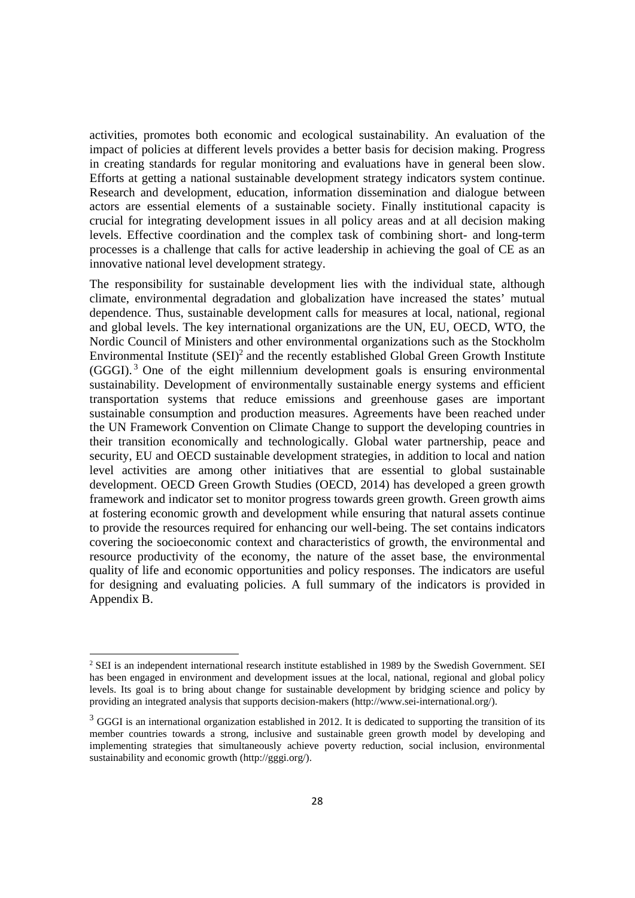activities, promotes both economic and ecological sustainability. An evaluation of the impact of policies at different levels provides a better basis for decision making. Progress in creating standards for regular monitoring and evaluations have in general been slow. Efforts at getting a national sustainable development strategy indicators system continue. Research and development, education, information dissemination and dialogue between actors are essential elements of a sustainable society. Finally institutional capacity is crucial for integrating development issues in all policy areas and at all decision making levels. Effective coordination and the complex task of combining short- and long-term processes is a challenge that calls for active leadership in achieving the goal of CE as an innovative national level development strategy.

The responsibility for sustainable development lies with the individual state, although climate, environmental degradation and globalization have increased the states' mutual dependence. Thus, sustainable development calls for measures at local, national, regional and global levels. The key international organizations are the UN, EU, OECD, WTO, the Nordic Council of Ministers and other environmental organizations such as the Stockholm Environmental Institute (SEI)[2] and the recently established Global Green Growth Institute (GGGI).[3] One of the eight millennium development goals is ensuring environmental sustainability. Development of environmentally sustainable energy systems and efficient transportation systems that reduce emissions and greenhouse gases are important sustainable consumption and production measures. Agreements have been reached under the UN Framework Convention on Climate Change to support the developing countries in their transition economically and technologically. Global water partnership, peace and security, EU and OECD sustainable development strategies, in addition to local and nation level activities are among other initiatives that are essential to global sustainable development. OECD Green Growth Studies (OECD, 2014) has developed a green growth framework and indicator set to monitor progress towards green growth. Green growth aims at fostering economic growth and development while ensuring that natural assets continue to provide the resources required for enhancing our well-being. The set contains indicators covering the socioeconomic context and characteristics of growth, the environmental and resource productivity of the economy, the nature of the asset base, the environmental quality of life and economic opportunities and policy responses. The indicators are useful for designing and evaluating policies. A full summary of the indicators is provided in Appendix B.

---

[2] SEI is an independent international research institute established in 1989 by the Swedish Government. SEI has been engaged in environment and development issues at the local, national, regional and global policy levels. Its goal is to bring about change for sustainable development by bridging science and policy by providing an integrated analysis that supports decision-makers (http://www.sei-international.org/).

[3] GGGI is an international organization established in 2012. It is dedicated to supporting the transition of its member countries towards a strong, inclusive and sustainable green growth model by developing and implementing strategies that simultaneously achieve poverty reduction, social inclusion, environmental sustainability and economic growth (http://gggi.org/).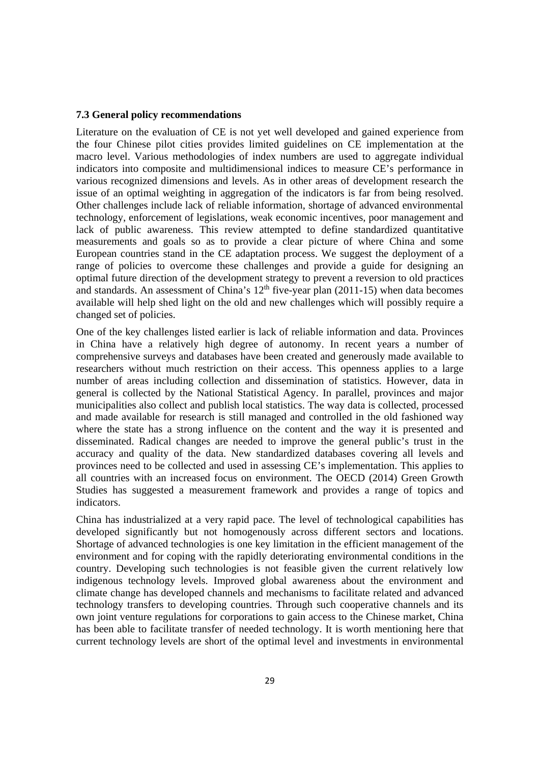### 7.3 General policy recommendations

Literature on the evaluation of CE is not yet well developed and gained experience from the four Chinese pilot cities provides limited guidelines on CE implementation at the macro level. Various methodologies of index numbers are used to aggregate individual indicators into composite and multidimensional indices to measure CE's performance in various recognized dimensions and levels. As in other areas of development research the issue of an optimal weighting in aggregation of the indicators is far from being resolved. Other challenges include lack of reliable information, shortage of advanced environmental technology, enforcement of legislations, weak economic incentives, poor management and lack of public awareness. This review attempted to define standardized quantitative measurements and goals so as to provide a clear picture of where China and some European countries stand in the CE adaptation process. We suggest the deployment of a range of policies to overcome these challenges and provide a guide for designing an optimal future direction of the development strategy to prevent a reversion to old practices and standards. An assessment of China's 12th five-year plan (2011-15) when data becomes available will help shed light on the old and new challenges which will possibly require a changed set of policies.

One of the key challenges listed earlier is lack of reliable information and data. Provinces in China have a relatively high degree of autonomy. In recent years a number of comprehensive surveys and databases have been created and generously made available to researchers without much restriction on their access. This openness applies to a large number of areas including collection and dissemination of statistics. However, data in general is collected by the National Statistical Agency. In parallel, provinces and major municipalities also collect and publish local statistics. The way data is collected, processed and made available for research is still managed and controlled in the old fashioned way where the state has a strong influence on the content and the way it is presented and disseminated. Radical changes are needed to improve the general public's trust in the accuracy and quality of the data. New standardized databases covering all levels and provinces need to be collected and used in assessing CE's implementation. This applies to all countries with an increased focus on environment. The OECD (2014) Green Growth Studies has suggested a measurement framework and provides a range of topics and indicators.

China has industrialized at a very rapid pace. The level of technological capabilities has developed significantly but not homogenously across different sectors and locations. Shortage of advanced technologies is one key limitation in the efficient management of the environment and for coping with the rapidly deteriorating environmental conditions in the country. Developing such technologies is not feasible given the current relatively low indigenous technology levels. Improved global awareness about the environment and climate change has developed channels and mechanisms to facilitate related and advanced technology transfers to developing countries. Through such cooperative channels and its own joint venture regulations for corporations to gain access to the Chinese market, China has been able to facilitate transfer of needed technology. It is worth mentioning here that current technology levels are short of the optimal level and investments in environmental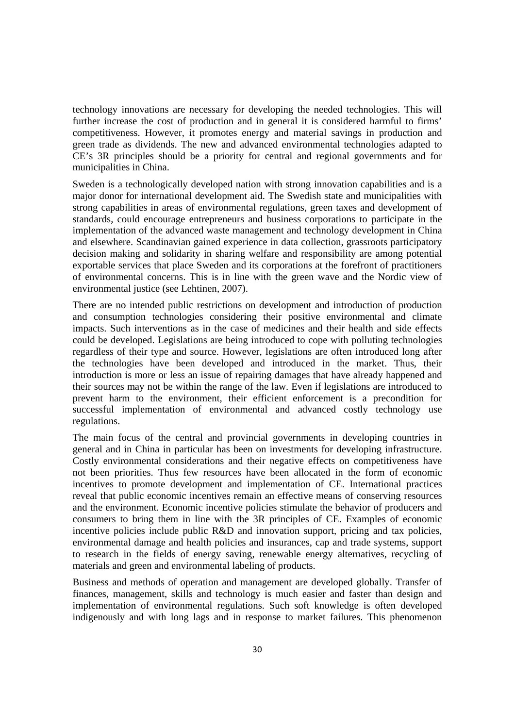technology innovations are necessary for developing the needed technologies. This will further increase the cost of production and in general it is considered harmful to firms' competitiveness. However, it promotes energy and material savings in production and green trade as dividends. The new and advanced environmental technologies adapted to CE's 3R principles should be a priority for central and regional governments and for municipalities in China.

Sweden is a technologically developed nation with strong innovation capabilities and is a major donor for international development aid. The Swedish state and municipalities with strong capabilities in areas of environmental regulations, green taxes and development of standards, could encourage entrepreneurs and business corporations to participate in the implementation of the advanced waste management and technology development in China and elsewhere. Scandinavian gained experience in data collection, grassroots participatory decision making and solidarity in sharing welfare and responsibility are among potential exportable services that place Sweden and its corporations at the forefront of practitioners of environmental concerns. This is in line with the green wave and the Nordic view of environmental justice (see Lehtinen, 2007).

There are no intended public restrictions on development and introduction of production and consumption technologies considering their positive environmental and climate impacts. Such interventions as in the case of medicines and their health and side effects could be developed. Legislations are being introduced to cope with polluting technologies regardless of their type and source. However, legislations are often introduced long after the technologies have been developed and introduced in the market. Thus, their introduction is more or less an issue of repairing damages that have already happened and their sources may not be within the range of the law. Even if legislations are introduced to prevent harm to the environment, their efficient enforcement is a precondition for successful implementation of environmental and advanced costly technology use regulations.

The main focus of the central and provincial governments in developing countries in general and in China in particular has been on investments for developing infrastructure. Costly environmental considerations and their negative effects on competitiveness have not been priorities. Thus few resources have been allocated in the form of economic incentives to promote development and implementation of CE. International practices reveal that public economic incentives remain an effective means of conserving resources and the environment. Economic incentive policies stimulate the behavior of producers and consumers to bring them in line with the 3R principles of CE. Examples of economic incentive policies include public R&D and innovation support, pricing and tax policies, environmental damage and health policies and insurances, cap and trade systems, support to research in the fields of energy saving, renewable energy alternatives, recycling of materials and green and environmental labeling of products.

Business and methods of operation and management are developed globally. Transfer of finances, management, skills and technology is much easier and faster than design and implementation of environmental regulations. Such soft knowledge is often developed indigenously and with long lags and in response to market failures. This phenomenon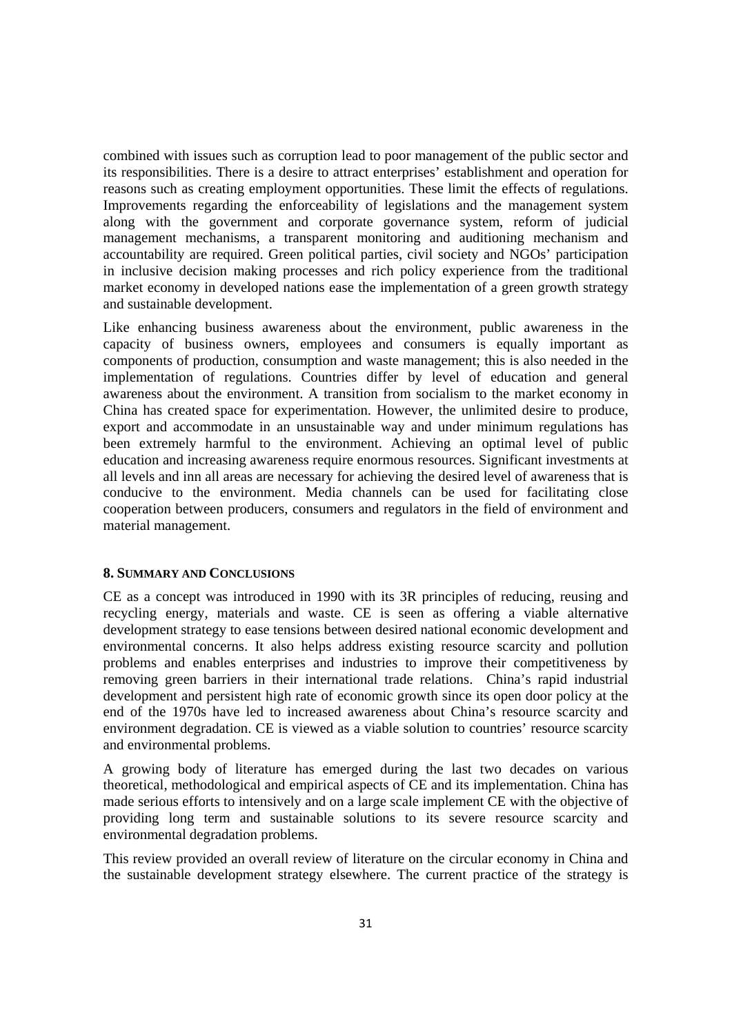combined with issues such as corruption lead to poor management of the public sector and its responsibilities. There is a desire to attract enterprises' establishment and operation for reasons such as creating employment opportunities. These limit the effects of regulations. Improvements regarding the enforceability of legislations and the management system along with the government and corporate governance system, reform of judicial management mechanisms, a transparent monitoring and auditioning mechanism and accountability are required. Green political parties, civil society and NGOs' participation in inclusive decision making processes and rich policy experience from the traditional market economy in developed nations ease the implementation of a green growth strategy and sustainable development.

Like enhancing business awareness about the environment, public awareness in the capacity of business owners, employees and consumers is equally important as components of production, consumption and waste management; this is also needed in the implementation of regulations. Countries differ by level of education and general awareness about the environment. A transition from socialism to the market economy in China has created space for experimentation. However, the unlimited desire to produce, export and accommodate in an unsustainable way and under minimum regulations has been extremely harmful to the environment. Achieving an optimal level of public education and increasing awareness require enormous resources. Significant investments at all levels and inn all areas are necessary for achieving the desired level of awareness that is conducive to the environment. Media channels can be used for facilitating close cooperation between producers, consumers and regulators in the field of environment and material management.

## 8. Summary and Conclusions

CE as a concept was introduced in 1990 with its 3R principles of reducing, reusing and recycling energy, materials and waste. CE is seen as offering a viable alternative development strategy to ease tensions between desired national economic development and environmental concerns. It also helps address existing resource scarcity and pollution problems and enables enterprises and industries to improve their competitiveness by removing green barriers in their international trade relations. China's rapid industrial development and persistent high rate of economic growth since its open door policy at the end of the 1970s have led to increased awareness about China's resource scarcity and environment degradation. CE is viewed as a viable solution to countries' resource scarcity and environmental problems.

A growing body of literature has emerged during the last two decades on various theoretical, methodological and empirical aspects of CE and its implementation. China has made serious efforts to intensively and on a large scale implement CE with the objective of providing long term and sustainable solutions to its severe resource scarcity and environmental degradation problems.

This review provided an overall review of literature on the circular economy in China and the sustainable development strategy elsewhere. The current practice of the strategy is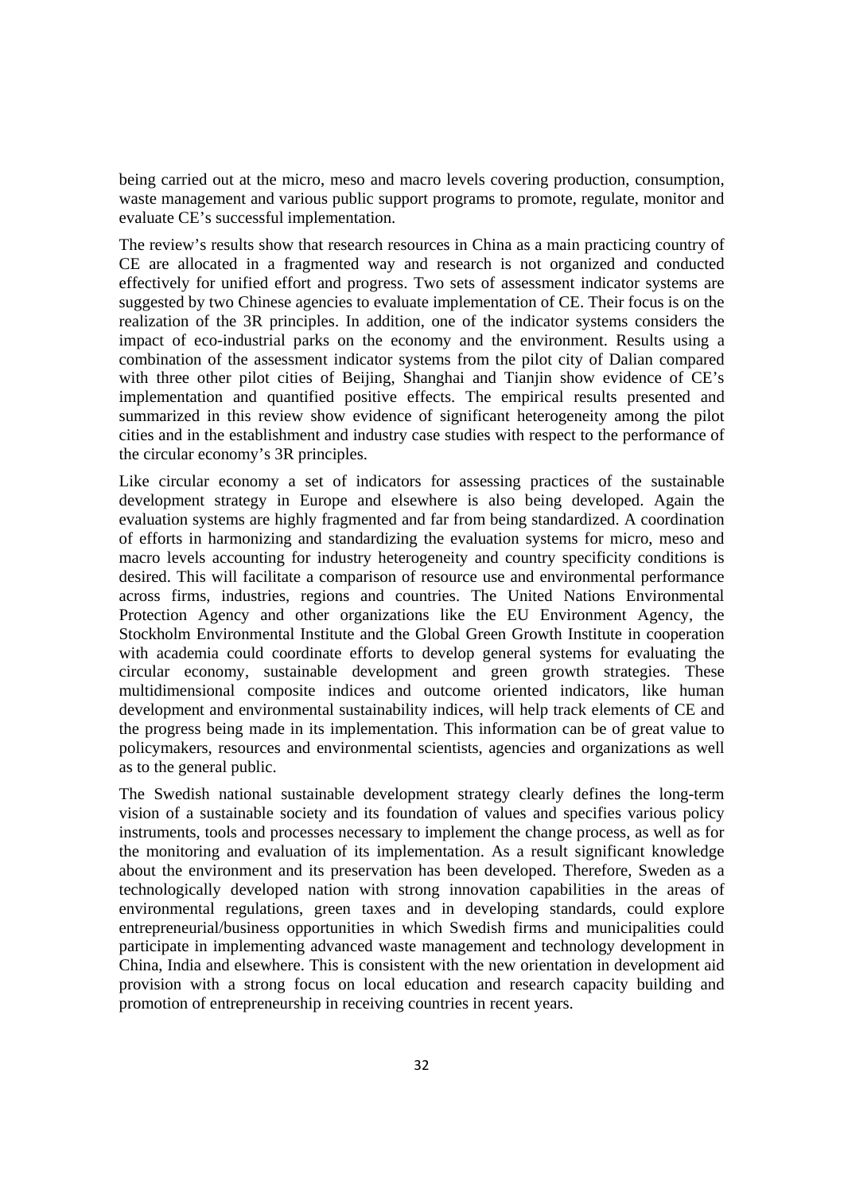being carried out at the micro, meso and macro levels covering production, consumption, waste management and various public support programs to promote, regulate, monitor and evaluate CE's successful implementation.

The review's results show that research resources in China as a main practicing country of CE are allocated in a fragmented way and research is not organized and conducted effectively for unified effort and progress. Two sets of assessment indicator systems are suggested by two Chinese agencies to evaluate implementation of CE. Their focus is on the realization of the 3R principles. In addition, one of the indicator systems considers the impact of eco-industrial parks on the economy and the environment. Results using a combination of the assessment indicator systems from the pilot city of Dalian compared with three other pilot cities of Beijing, Shanghai and Tianjin show evidence of CE's implementation and quantified positive effects. The empirical results presented and summarized in this review show evidence of significant heterogeneity among the pilot cities and in the establishment and industry case studies with respect to the performance of the circular economy's 3R principles.

Like circular economy a set of indicators for assessing practices of the sustainable development strategy in Europe and elsewhere is also being developed. Again the evaluation systems are highly fragmented and far from being standardized. A coordination of efforts in harmonizing and standardizing the evaluation systems for micro, meso and macro levels accounting for industry heterogeneity and country specificity conditions is desired. This will facilitate a comparison of resource use and environmental performance across firms, industries, regions and countries. The United Nations Environmental Protection Agency and other organizations like the EU Environment Agency, the Stockholm Environmental Institute and the Global Green Growth Institute in cooperation with academia could coordinate efforts to develop general systems for evaluating the circular economy, sustainable development and green growth strategies. These multidimensional composite indices and outcome oriented indicators, like human development and environmental sustainability indices, will help track elements of CE and the progress being made in its implementation. This information can be of great value to policymakers, resources and environmental scientists, agencies and organizations as well as to the general public.

The Swedish national sustainable development strategy clearly defines the long-term vision of a sustainable society and its foundation of values and specifies various policy instruments, tools and processes necessary to implement the change process, as well as for the monitoring and evaluation of its implementation. As a result significant knowledge about the environment and its preservation has been developed. Therefore, Sweden as a technologically developed nation with strong innovation capabilities in the areas of environmental regulations, green taxes and in developing standards, could explore entrepreneurial/business opportunities in which Swedish firms and municipalities could participate in implementing advanced waste management and technology development in China, India and elsewhere. This is consistent with the new orientation in development aid provision with a strong focus on local education and research capacity building and promotion of entrepreneurship in receiving countries in recent years.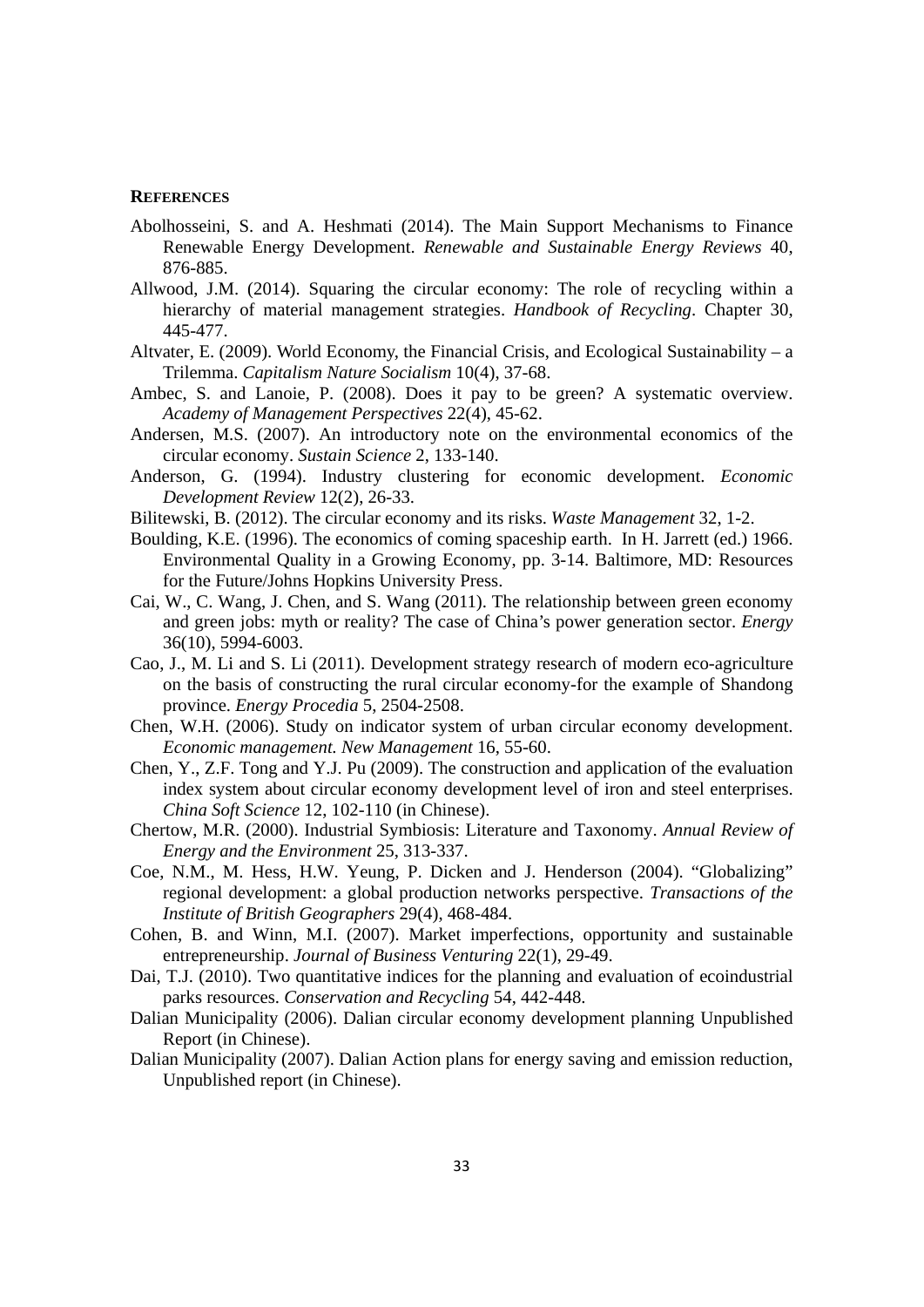## REFERENCES

Abolhosseini, S. and A. Heshmati (2014). The Main Support Mechanisms to Finance Renewable Energy Development. *Renewable and Sustainable Energy Reviews* 40, 876-885.

Allwood, J.M. (2014). Squaring the circular economy: The role of recycling within a hierarchy of material management strategies. *Handbook of Recycling*. Chapter 30, 445-477.

Altvater, E. (2009). World Economy, the Financial Crisis, and Ecological Sustainability – a Trilemma. *Capitalism Nature Socialism* 10(4), 37-68.

Ambec, S. and Lanoie, P. (2008). Does it pay to be green? A systematic overview. *Academy of Management Perspectives* 22(4), 45-62.

Andersen, M.S. (2007). An introductory note on the environmental economics of the circular economy. *Sustain Science* 2, 133-140.

Anderson, G. (1994). Industry clustering for economic development. *Economic Development Review* 12(2), 26-33.

Bilitewski, B. (2012). The circular economy and its risks. *Waste Management* 32, 1-2.

Boulding, K.E. (1996). The economics of coming spaceship earth. In H. Jarrett (ed.) 1966. Environmental Quality in a Growing Economy, pp. 3-14. Baltimore, MD: Resources for the Future/Johns Hopkins University Press.

Cai, W., C. Wang, J. Chen, and S. Wang (2011). The relationship between green economy and green jobs: myth or reality? The case of China's power generation sector. *Energy* 36(10), 5994-6003.

Cao, J., M. Li and S. Li (2011). Development strategy research of modern eco-agriculture on the basis of constructing the rural circular economy-for the example of Shandong province. *Energy Procedia* 5, 2504-2508.

Chen, W.H. (2006). Study on indicator system of urban circular economy development. *Economic management. New Management* 16, 55-60.

Chen, Y., Z.F. Tong and Y.J. Pu (2009). The construction and application of the evaluation index system about circular economy development level of iron and steel enterprises. *China Soft Science* 12, 102-110 (in Chinese).

Chertow, M.R. (2000). Industrial Symbiosis: Literature and Taxonomy. *Annual Review of Energy and the Environment* 25, 313-337.

Coe, N.M., M. Hess, H.W. Yeung, P. Dicken and J. Henderson (2004). "Globalizing" regional development: a global production networks perspective. *Transactions of the Institute of British Geographers* 29(4), 468-484.

Cohen, B. and Winn, M.I. (2007). Market imperfections, opportunity and sustainable entrepreneurship. *Journal of Business Venturing* 22(1), 29-49.

Dai, T.J. (2010). Two quantitative indices for the planning and evaluation of ecoindustrial parks resources. *Conservation and Recycling* 54, 442-448.

Dalian Municipality (2006). Dalian circular economy development planning Unpublished Report (in Chinese).

Dalian Municipality (2007). Dalian Action plans for energy saving and emission reduction, Unpublished report (in Chinese).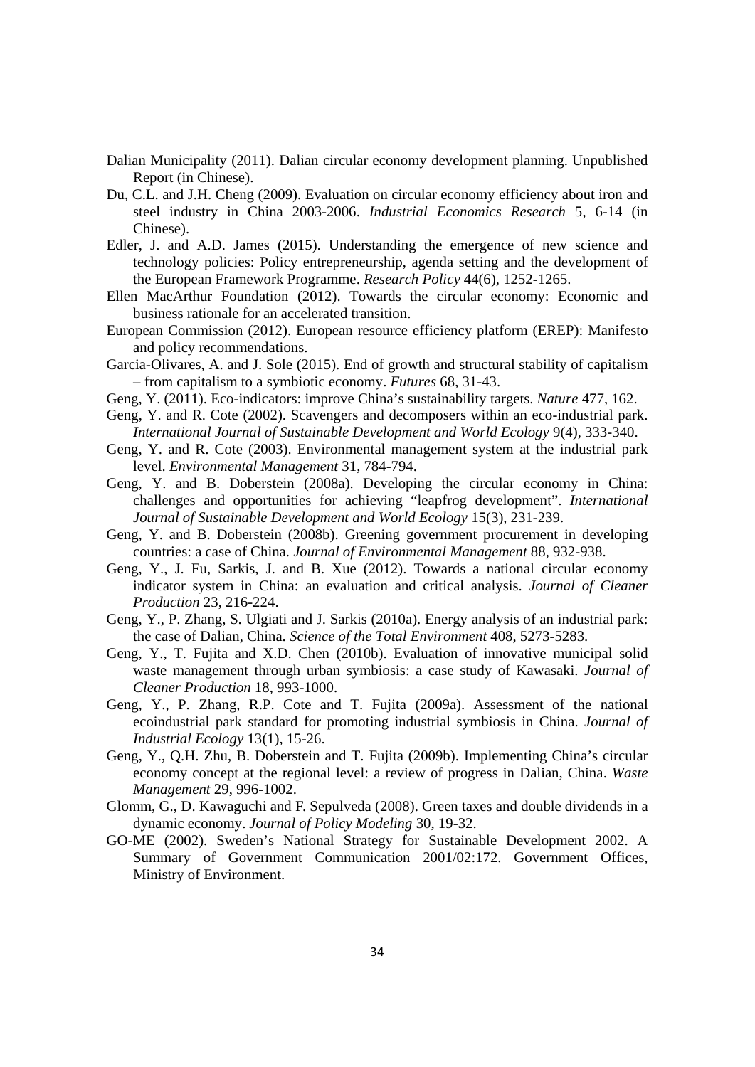Dalian Municipality (2011). Dalian circular economy development planning. Unpublished Report (in Chinese).

Du, C.L. and J.H. Cheng (2009). Evaluation on circular economy efficiency about iron and steel industry in China 2003-2006. *Industrial Economics Research* 5, 6-14 (in Chinese).

Edler, J. and A.D. James (2015). Understanding the emergence of new science and technology policies: Policy entrepreneurship, agenda setting and the development of the European Framework Programme. *Research Policy* 44(6), 1252-1265.

Ellen MacArthur Foundation (2012). Towards the circular economy: Economic and business rationale for an accelerated transition.

European Commission (2012). European resource efficiency platform (EREP): Manifesto and policy recommendations.

Garcia-Olivares, A. and J. Sole (2015). End of growth and structural stability of capitalism – from capitalism to a symbiotic economy. *Futures* 68, 31-43.

Geng, Y. (2011). Eco-indicators: improve China's sustainability targets. *Nature* 477, 162.

Geng, Y. and R. Cote (2002). Scavengers and decomposers within an eco-industrial park. *International Journal of Sustainable Development and World Ecology* 9(4), 333-340.

Geng, Y. and R. Cote (2003). Environmental management system at the industrial park level. *Environmental Management* 31, 784-794.

Geng, Y. and B. Doberstein (2008a). Developing the circular economy in China: challenges and opportunities for achieving "leapfrog development". *International Journal of Sustainable Development and World Ecology* 15(3), 231-239.

Geng, Y. and B. Doberstein (2008b). Greening government procurement in developing countries: a case of China. *Journal of Environmental Management* 88, 932-938.

Geng, Y., J. Fu, Sarkis, J. and B. Xue (2012). Towards a national circular economy indicator system in China: an evaluation and critical analysis. *Journal of Cleaner Production* 23, 216-224.

Geng, Y., P. Zhang, S. Ulgiati and J. Sarkis (2010a). Energy analysis of an industrial park: the case of Dalian, China. *Science of the Total Environment* 408, 5273-5283.

Geng, Y., T. Fujita and X.D. Chen (2010b). Evaluation of innovative municipal solid waste management through urban symbiosis: a case study of Kawasaki. *Journal of Cleaner Production* 18, 993-1000.

Geng, Y., P. Zhang, R.P. Cote and T. Fujita (2009a). Assessment of the national ecoindustrial park standard for promoting industrial symbiosis in China. *Journal of Industrial Ecology* 13(1), 15-26.

Geng, Y., Q.H. Zhu, B. Doberstein and T. Fujita (2009b). Implementing China's circular economy concept at the regional level: a review of progress in Dalian, China. *Waste Management* 29, 996-1002.

Glomm, G., D. Kawaguchi and F. Sepulveda (2008). Green taxes and double dividends in a dynamic economy. *Journal of Policy Modeling* 30, 19-32.

GO-ME (2002). Sweden's National Strategy for Sustainable Development 2002. A Summary of Government Communication 2001/02:172. Government Offices, Ministry of Environment.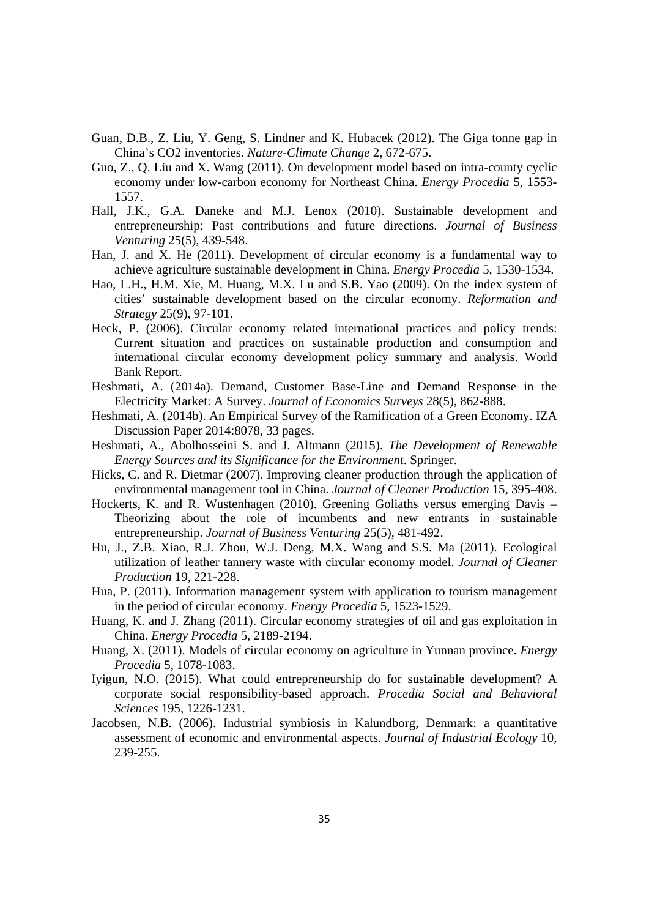Guan, D.B., Z. Liu, Y. Geng, S. Lindner and K. Hubacek (2012). The Giga tonne gap in China's CO2 inventories. *Nature-Climate Change* 2, 672-675.

Guo, Z., Q. Liu and X. Wang (2011). On development model based on intra-county cyclic economy under low-carbon economy for Northeast China. *Energy Procedia* 5, 1553-1557.

Hall, J.K., G.A. Daneke and M.J. Lenox (2010). Sustainable development and entrepreneurship: Past contributions and future directions. *Journal of Business Venturing* 25(5), 439-548.

Han, J. and X. He (2011). Development of circular economy is a fundamental way to achieve agriculture sustainable development in China. *Energy Procedia* 5, 1530-1534.

Hao, L.H., H.M. Xie, M. Huang, M.X. Lu and S.B. Yao (2009). On the index system of cities' sustainable development based on the circular economy. *Reformation and Strategy* 25(9), 97-101.

Heck, P. (2006). Circular economy related international practices and policy trends: Current situation and practices on sustainable production and consumption and international circular economy development policy summary and analysis. World Bank Report.

Heshmati, A. (2014a). Demand, Customer Base-Line and Demand Response in the Electricity Market: A Survey. *Journal of Economics Surveys* 28(5), 862-888.

Heshmati, A. (2014b). An Empirical Survey of the Ramification of a Green Economy. IZA Discussion Paper 2014:8078, 33 pages.

Heshmati, A., Abolhosseini S. and J. Altmann (2015). *The Development of Renewable Energy Sources and its Significance for the Environment*. Springer.

Hicks, C. and R. Dietmar (2007). Improving cleaner production through the application of environmental management tool in China. *Journal of Cleaner Production* 15, 395-408.

Hockerts, K. and R. Wustenhagen (2010). Greening Goliaths versus emerging Davis – Theorizing about the role of incumbents and new entrants in sustainable entrepreneurship. *Journal of Business Venturing* 25(5), 481-492.

Hu, J., Z.B. Xiao, R.J. Zhou, W.J. Deng, M.X. Wang and S.S. Ma (2011). Ecological utilization of leather tannery waste with circular economy model. *Journal of Cleaner Production* 19, 221-228.

Hua, P. (2011). Information management system with application to tourism management in the period of circular economy. *Energy Procedia* 5, 1523-1529.

Huang, K. and J. Zhang (2011). Circular economy strategies of oil and gas exploitation in China. *Energy Procedia* 5, 2189-2194.

Huang, X. (2011). Models of circular economy on agriculture in Yunnan province. *Energy Procedia* 5, 1078-1083.

Iyigun, N.O. (2015). What could entrepreneurship do for sustainable development? A corporate social responsibility-based approach. *Procedia Social and Behavioral Sciences* 195, 1226-1231.

Jacobsen, N.B. (2006). Industrial symbiosis in Kalundborg, Denmark: a quantitative assessment of economic and environmental aspects. *Journal of Industrial Ecology* 10, 239-255.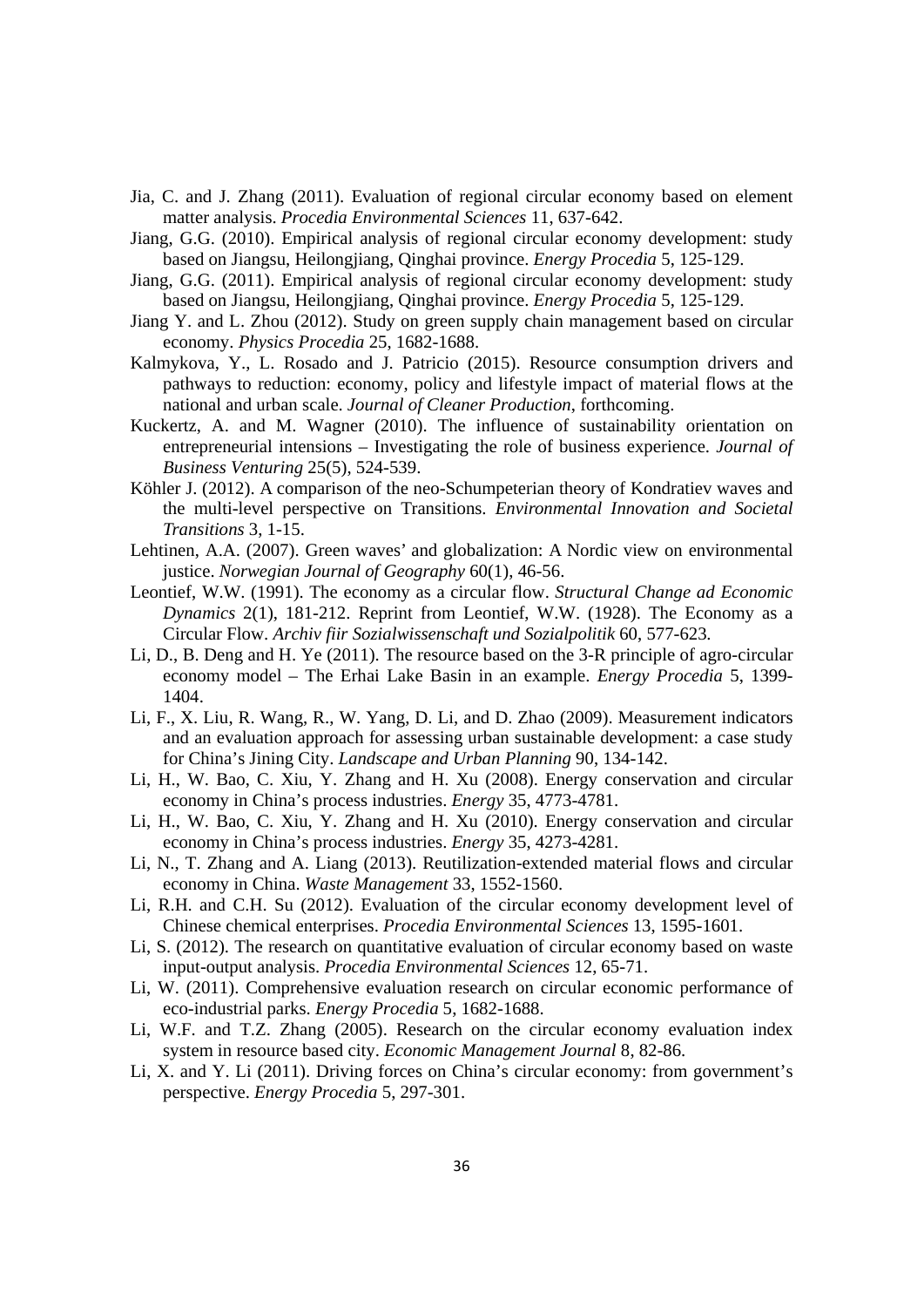Jia, C. and J. Zhang (2011). Evaluation of regional circular economy based on element matter analysis. *Procedia Environmental Sciences* 11, 637-642.

Jiang, G.G. (2010). Empirical analysis of regional circular economy development: study based on Jiangsu, Heilongjiang, Qinghai province. *Energy Procedia* 5, 125-129.

Jiang, G.G. (2011). Empirical analysis of regional circular economy development: study based on Jiangsu, Heilongjiang, Qinghai province. *Energy Procedia* 5, 125-129.

Jiang Y. and L. Zhou (2012). Study on green supply chain management based on circular economy. *Physics Procedia* 25, 1682-1688.

Kalmykova, Y., L. Rosado and J. Patricio (2015). Resource consumption drivers and pathways to reduction: economy, policy and lifestyle impact of material flows at the national and urban scale. *Journal of Cleaner Production*, forthcoming.

Kuckertz, A. and M. Wagner (2010). The influence of sustainability orientation on entrepreneurial intensions – Investigating the role of business experience. *Journal of Business Venturing* 25(5), 524-539.

Köhler J. (2012). A comparison of the neo-Schumpeterian theory of Kondratiev waves and the multi-level perspective on Transitions. *Environmental Innovation and Societal Transitions* 3, 1-15.

Lehtinen, A.A. (2007). Green waves' and globalization: A Nordic view on environmental justice. *Norwegian Journal of Geography* 60(1), 46-56.

Leontief, W.W. (1991). The economy as a circular flow. *Structural Change ad Economic Dynamics* 2(1), 181-212. Reprint from Leontief, W.W. (1928). The Economy as a Circular Flow. *Archiv fiir Sozialwissenschaft und Sozialpolitik* 60, 577-623.

Li, D., B. Deng and H. Ye (2011). The resource based on the 3-R principle of agro-circular economy model – The Erhai Lake Basin in an example. *Energy Procedia* 5, 1399-1404.

Li, F., X. Liu, R. Wang, R., W. Yang, D. Li, and D. Zhao (2009). Measurement indicators and an evaluation approach for assessing urban sustainable development: a case study for China's Jining City. *Landscape and Urban Planning* 90, 134-142.

Li, H., W. Bao, C. Xiu, Y. Zhang and H. Xu (2008). Energy conservation and circular economy in China's process industries. *Energy* 35, 4773-4781.

Li, H., W. Bao, C. Xiu, Y. Zhang and H. Xu (2010). Energy conservation and circular economy in China's process industries. *Energy* 35, 4273-4281.

Li, N., T. Zhang and A. Liang (2013). Reutilization-extended material flows and circular economy in China. *Waste Management* 33, 1552-1560.

Li, R.H. and C.H. Su (2012). Evaluation of the circular economy development level of Chinese chemical enterprises. *Procedia Environmental Sciences* 13, 1595-1601.

Li, S. (2012). The research on quantitative evaluation of circular economy based on waste input-output analysis. *Procedia Environmental Sciences* 12, 65-71.

Li, W. (2011). Comprehensive evaluation research on circular economic performance of eco-industrial parks. *Energy Procedia* 5, 1682-1688.

Li, W.F. and T.Z. Zhang (2005). Research on the circular economy evaluation index system in resource based city. *Economic Management Journal* 8, 82-86.

Li, X. and Y. Li (2011). Driving forces on China's circular economy: from government's perspective. *Energy Procedia* 5, 297-301.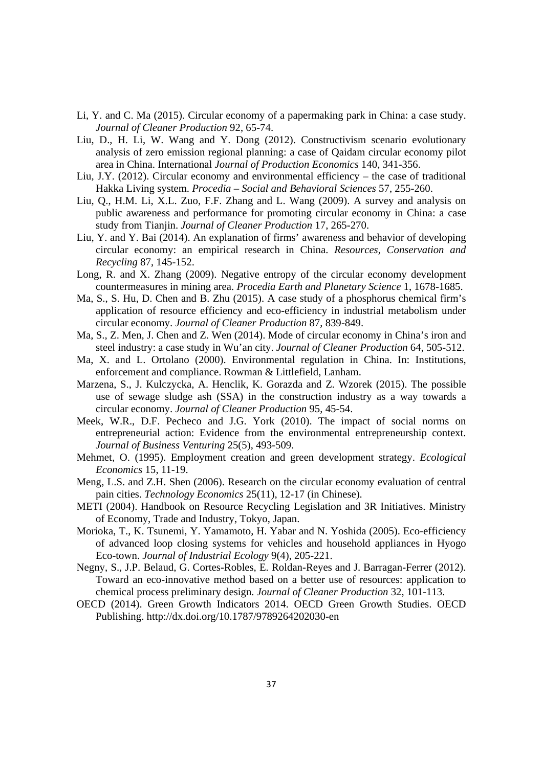Li, Y. and C. Ma (2015). Circular economy of a papermaking park in China: a case study. *Journal of Cleaner Production* 92, 65-74.

Liu, D., H. Li, W. Wang and Y. Dong (2012). Constructivism scenario evolutionary analysis of zero emission regional planning: a case of Qaidam circular economy pilot area in China. International *Journal of Production Economics* 140, 341-356.

Liu, J.Y. (2012). Circular economy and environmental efficiency – the case of traditional Hakka Living system. *Procedia – Social and Behavioral Sciences* 57, 255-260.

Liu, Q., H.M. Li, X.L. Zuo, F.F. Zhang and L. Wang (2009). A survey and analysis on public awareness and performance for promoting circular economy in China: a case study from Tianjin. *Journal of Cleaner Production* 17, 265-270.

Liu, Y. and Y. Bai (2014). An explanation of firms' awareness and behavior of developing circular economy: an empirical research in China. *Resources, Conservation and Recycling* 87, 145-152.

Long, R. and X. Zhang (2009). Negative entropy of the circular economy development countermeasures in mining area. *Procedia Earth and Planetary Science* 1, 1678-1685.

Ma, S., S. Hu, D. Chen and B. Zhu (2015). A case study of a phosphorus chemical firm's application of resource efficiency and eco-efficiency in industrial metabolism under circular economy. *Journal of Cleaner Production* 87, 839-849.

Ma, S., Z. Men, J. Chen and Z. Wen (2014). Mode of circular economy in China's iron and steel industry: a case study in Wu'an city. *Journal of Cleaner Production* 64, 505-512.

Ma, X. and L. Ortolano (2000). Environmental regulation in China. In: Institutions, enforcement and compliance. Rowman & Littlefield, Lanham.

Marzena, S., J. Kulczycka, A. Henclik, K. Gorazda and Z. Wzorek (2015). The possible use of sewage sludge ash (SSA) in the construction industry as a way towards a circular economy. *Journal of Cleaner Production* 95, 45-54.

Meek, W.R., D.F. Pecheco and J.G. York (2010). The impact of social norms on entrepreneurial action: Evidence from the environmental entrepreneurship context. *Journal of Business Venturing* 25(5), 493-509.

Mehmet, O. (1995). Employment creation and green development strategy. *Ecological Economics* 15, 11-19.

Meng, L.S. and Z.H. Shen (2006). Research on the circular economy evaluation of central pain cities. *Technology Economics* 25(11), 12-17 (in Chinese).

METI (2004). Handbook on Resource Recycling Legislation and 3R Initiatives. Ministry of Economy, Trade and Industry, Tokyo, Japan.

Morioka, T., K. Tsunemi, Y. Yamamoto, H. Yabar and N. Yoshida (2005). Eco-efficiency of advanced loop closing systems for vehicles and household appliances in Hyogo Eco-town. *Journal of Industrial Ecology* 9(4), 205-221.

Negny, S., J.P. Belaud, G. Cortes-Robles, E. Roldan-Reyes and J. Barragan-Ferrer (2012). Toward an eco-innovative method based on a better use of resources: application to chemical process preliminary design. *Journal of Cleaner Production* 32, 101-113.

OECD (2014). Green Growth Indicators 2014. OECD Green Growth Studies. OECD Publishing. http://dx.doi.org/10.1787/9789264202030-en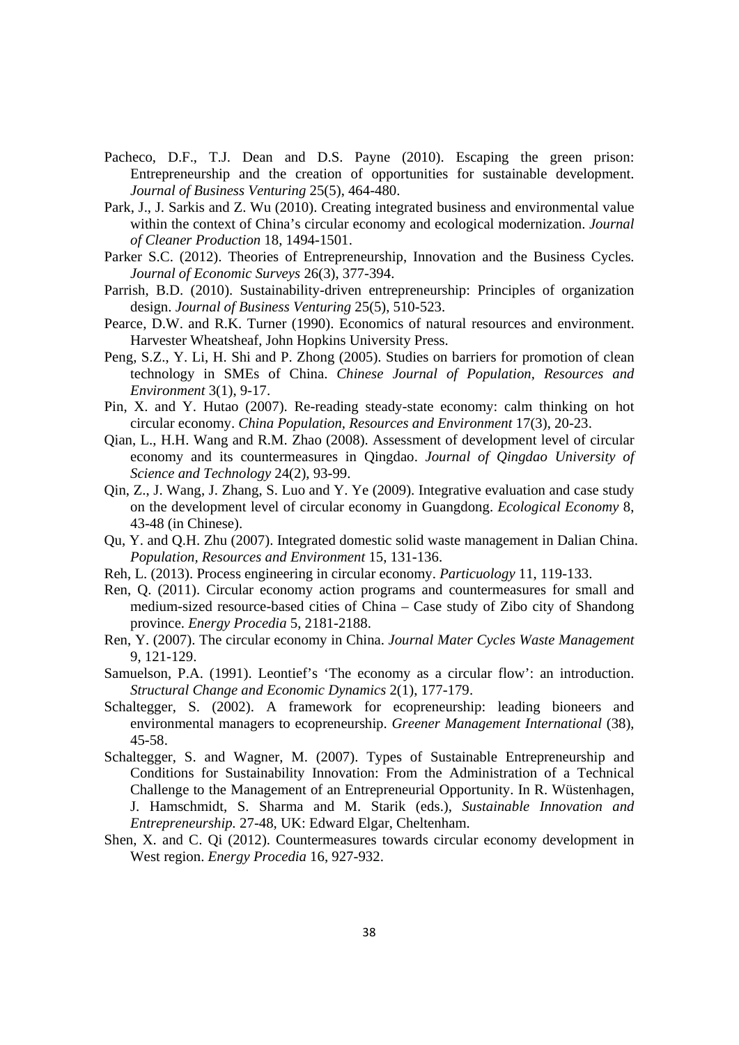Pacheco, D.F., T.J. Dean and D.S. Payne (2010). Escaping the green prison: Entrepreneurship and the creation of opportunities for sustainable development. *Journal of Business Venturing* 25(5), 464-480.

Park, J., J. Sarkis and Z. Wu (2010). Creating integrated business and environmental value within the context of China's circular economy and ecological modernization. *Journal of Cleaner Production* 18, 1494-1501.

Parker S.C. (2012). Theories of Entrepreneurship, Innovation and the Business Cycles. *Journal of Economic Surveys* 26(3), 377-394.

Parrish, B.D. (2010). Sustainability-driven entrepreneurship: Principles of organization design. *Journal of Business Venturing* 25(5), 510-523.

Pearce, D.W. and R.K. Turner (1990). Economics of natural resources and environment. Harvester Wheatsheaf, John Hopkins University Press.

Peng, S.Z., Y. Li, H. Shi and P. Zhong (2005). Studies on barriers for promotion of clean technology in SMEs of China. *Chinese Journal of Population, Resources and Environment* 3(1), 9-17.

Pin, X. and Y. Hutao (2007). Re-reading steady-state economy: calm thinking on hot circular economy. *China Population, Resources and Environment* 17(3), 20-23.

Qian, L., H.H. Wang and R.M. Zhao (2008). Assessment of development level of circular economy and its countermeasures in Qingdao. *Journal of Qingdao University of Science and Technology* 24(2), 93-99.

Qin, Z., J. Wang, J. Zhang, S. Luo and Y. Ye (2009). Integrative evaluation and case study on the development level of circular economy in Guangdong. *Ecological Economy* 8, 43-48 (in Chinese).

Qu, Y. and Q.H. Zhu (2007). Integrated domestic solid waste management in Dalian China. *Population, Resources and Environment* 15, 131-136.

Reh, L. (2013). Process engineering in circular economy. *Particuology* 11, 119-133.

Ren, Q. (2011). Circular economy action programs and countermeasures for small and medium-sized resource-based cities of China – Case study of Zibo city of Shandong province. *Energy Procedia* 5, 2181-2188.

Ren, Y. (2007). The circular economy in China. *Journal Mater Cycles Waste Management* 9, 121-129.

Samuelson, P.A. (1991). Leontief's 'The economy as a circular flow': an introduction. *Structural Change and Economic Dynamics* 2(1), 177-179.

Schaltegger, S. (2002). A framework for ecopreneurship: leading bioneers and environmental managers to ecopreneurship. *Greener Management International* (38), 45-58.

Schaltegger, S. and Wagner, M. (2007). Types of Sustainable Entrepreneurship and Conditions for Sustainability Innovation: From the Administration of a Technical Challenge to the Management of an Entrepreneurial Opportunity. In R. Wüstenhagen, J. Hamschmidt, S. Sharma and M. Starik (eds.), *Sustainable Innovation and Entrepreneurship.* 27-48, UK: Edward Elgar, Cheltenham.

Shen, X. and C. Qi (2012). Countermeasures towards circular economy development in West region. *Energy Procedia* 16, 927-932.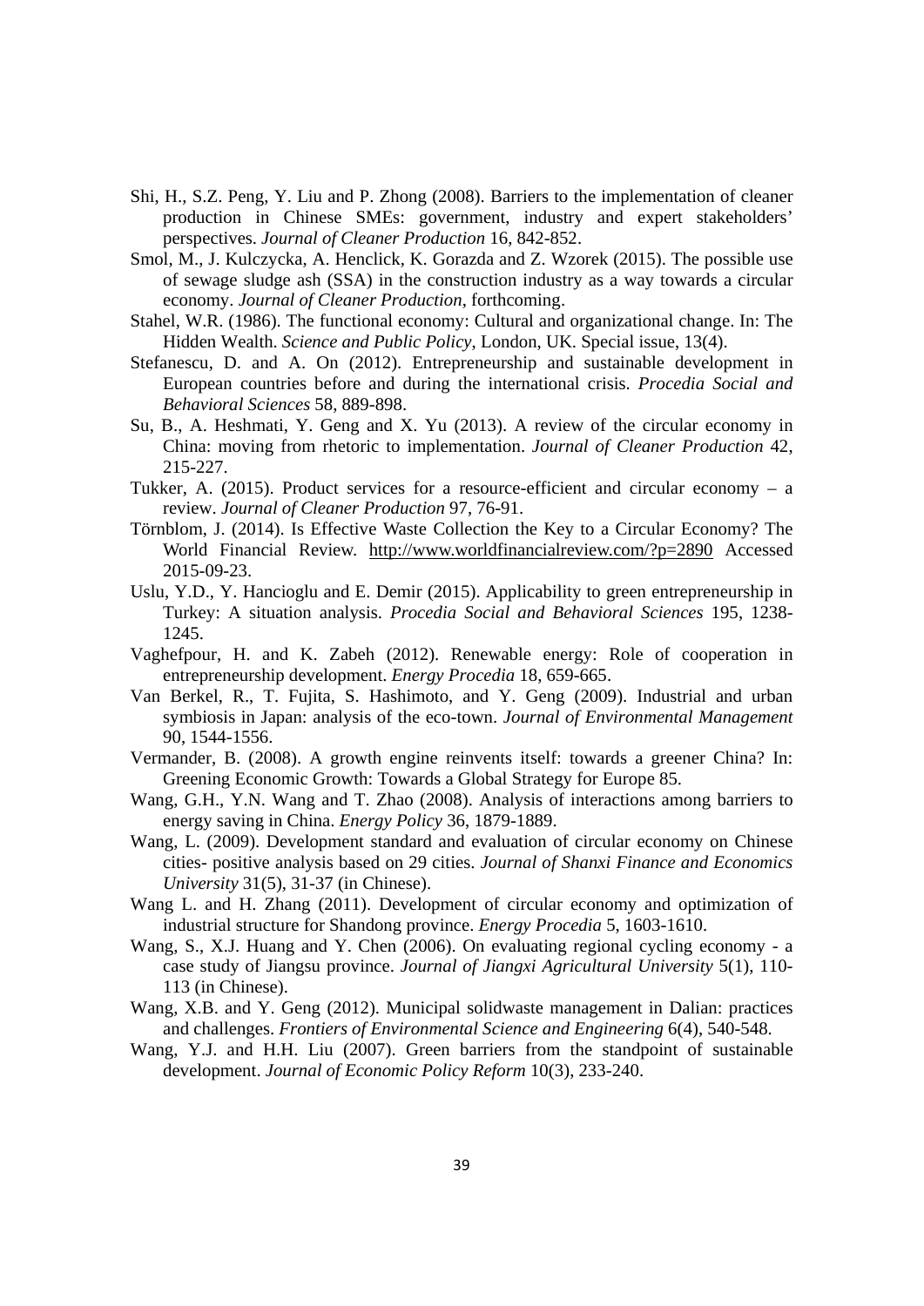Shi, H., S.Z. Peng, Y. Liu and P. Zhong (2008). Barriers to the implementation of cleaner production in Chinese SMEs: government, industry and expert stakeholders' perspectives. *Journal of Cleaner Production* 16, 842-852.

Smol, M., J. Kulczycka, A. Henclick, K. Gorazda and Z. Wzorek (2015). The possible use of sewage sludge ash (SSA) in the construction industry as a way towards a circular economy. *Journal of Cleaner Production*, forthcoming.

Stahel, W.R. (1986). The functional economy: Cultural and organizational change. In: The Hidden Wealth. *Science and Public Policy*, London, UK. Special issue, 13(4).

Stefanescu, D. and A. On (2012). Entrepreneurship and sustainable development in European countries before and during the international crisis. *Procedia Social and Behavioral Sciences* 58, 889-898.

Su, B., A. Heshmati, Y. Geng and X. Yu (2013). A review of the circular economy in China: moving from rhetoric to implementation. *Journal of Cleaner Production* 42, 215-227.

Tukker, A. (2015). Product services for a resource-efficient and circular economy – a review. *Journal of Cleaner Production* 97, 76-91.

Törnblom, J. (2014). Is Effective Waste Collection the Key to a Circular Economy? The World Financial Review. http://www.worldfinancialreview.com/?p=2890 Accessed 2015-09-23.

Uslu, Y.D., Y. Hancioglu and E. Demir (2015). Applicability to green entrepreneurship in Turkey: A situation analysis. *Procedia Social and Behavioral Sciences* 195, 1238-1245.

Vaghefpour, H. and K. Zabeh (2012). Renewable energy: Role of cooperation in entrepreneurship development. *Energy Procedia* 18, 659-665.

Van Berkel, R., T. Fujita, S. Hashimoto, and Y. Geng (2009). Industrial and urban symbiosis in Japan: analysis of the eco-town. *Journal of Environmental Management* 90, 1544-1556.

Vermander, B. (2008). A growth engine reinvents itself: towards a greener China? In: Greening Economic Growth: Towards a Global Strategy for Europe 85.

Wang, G.H., Y.N. Wang and T. Zhao (2008). Analysis of interactions among barriers to energy saving in China. *Energy Policy* 36, 1879-1889.

Wang, L. (2009). Development standard and evaluation of circular economy on Chinese cities- positive analysis based on 29 cities. *Journal of Shanxi Finance and Economics University* 31(5), 31-37 (in Chinese).

Wang L. and H. Zhang (2011). Development of circular economy and optimization of industrial structure for Shandong province. *Energy Procedia* 5, 1603-1610.

Wang, S., X.J. Huang and Y. Chen (2006). On evaluating regional cycling economy - a case study of Jiangsu province. *Journal of Jiangxi Agricultural University* 5(1), 110-113 (in Chinese).

Wang, X.B. and Y. Geng (2012). Municipal solidwaste management in Dalian: practices and challenges. *Frontiers of Environmental Science and Engineering* 6(4), 540-548.

Wang, Y.J. and H.H. Liu (2007). Green barriers from the standpoint of sustainable development. *Journal of Economic Policy Reform* 10(3), 233-240.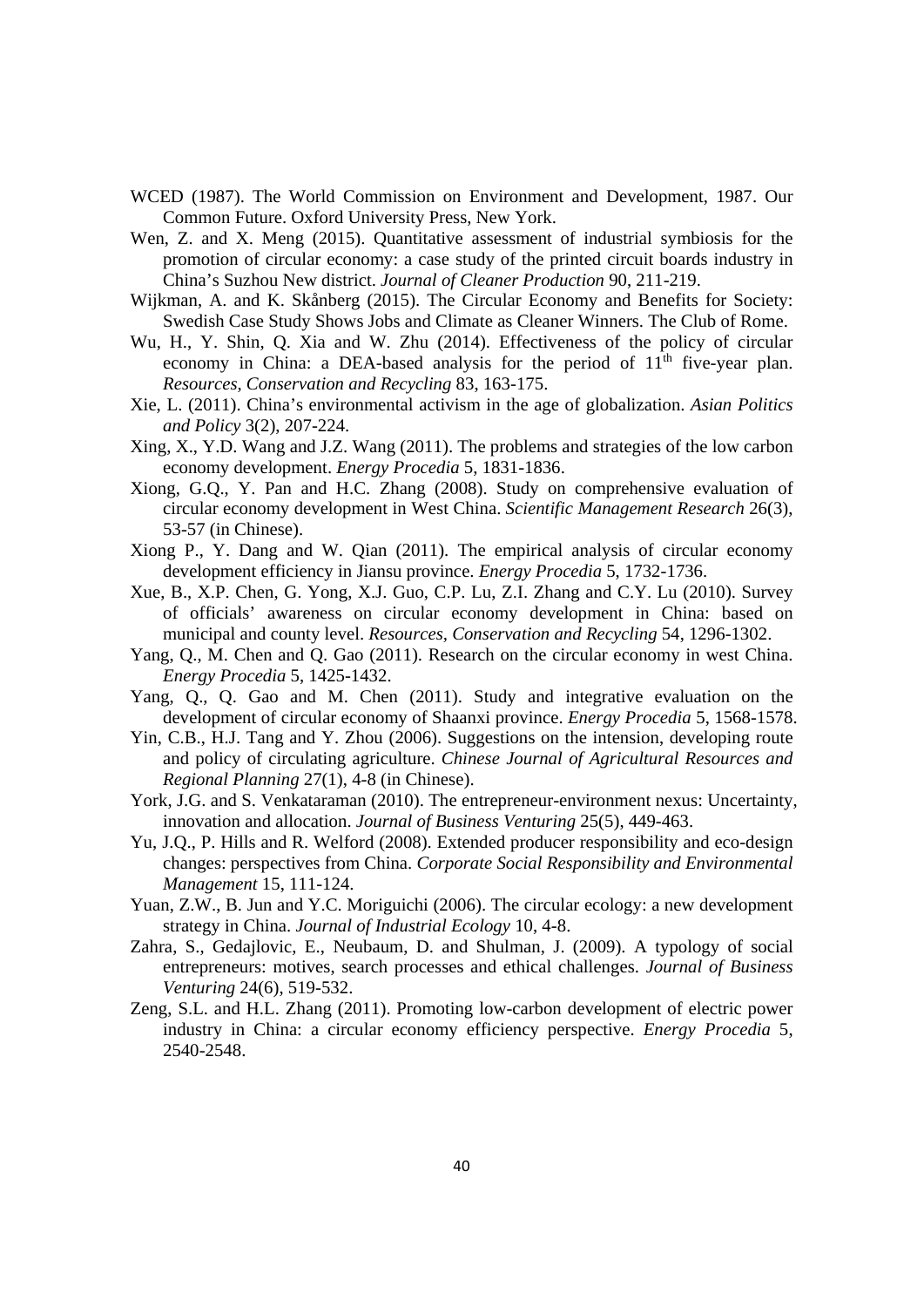WCED (1987). The World Commission on Environment and Development, 1987. Our Common Future. Oxford University Press, New York.

Wen, Z. and X. Meng (2015). Quantitative assessment of industrial symbiosis for the promotion of circular economy: a case study of the printed circuit boards industry in China's Suzhou New district. *Journal of Cleaner Production* 90, 211-219.

Wijkman, A. and K. Skånberg (2015). The Circular Economy and Benefits for Society: Swedish Case Study Shows Jobs and Climate as Cleaner Winners. The Club of Rome.

Wu, H., Y. Shin, Q. Xia and W. Zhu (2014). Effectiveness of the policy of circular economy in China: a DEA-based analysis for the period of 11th five-year plan. *Resources, Conservation and Recycling* 83, 163-175.

Xie, L. (2011). China's environmental activism in the age of globalization. *Asian Politics and Policy* 3(2), 207-224.

Xing, X., Y.D. Wang and J.Z. Wang (2011). The problems and strategies of the low carbon economy development. *Energy Procedia* 5, 1831-1836.

Xiong, G.Q., Y. Pan and H.C. Zhang (2008). Study on comprehensive evaluation of circular economy development in West China. *Scientific Management Research* 26(3), 53-57 (in Chinese).

Xiong P., Y. Dang and W. Qian (2011). The empirical analysis of circular economy development efficiency in Jiansu province. *Energy Procedia* 5, 1732-1736.

Xue, B., X.P. Chen, G. Yong, X.J. Guo, C.P. Lu, Z.I. Zhang and C.Y. Lu (2010). Survey of officials' awareness on circular economy development in China: based on municipal and county level. *Resources, Conservation and Recycling* 54, 1296-1302.

Yang, Q., M. Chen and Q. Gao (2011). Research on the circular economy in west China. *Energy Procedia* 5, 1425-1432.

Yang, Q., Q. Gao and M. Chen (2011). Study and integrative evaluation on the development of circular economy of Shaanxi province. *Energy Procedia* 5, 1568-1578.

Yin, C.B., H.J. Tang and Y. Zhou (2006). Suggestions on the intension, developing route and policy of circulating agriculture. *Chinese Journal of Agricultural Resources and Regional Planning* 27(1), 4-8 (in Chinese).

York, J.G. and S. Venkataraman (2010). The entrepreneur-environment nexus: Uncertainty, innovation and allocation. *Journal of Business Venturing* 25(5), 449-463.

Yu, J.Q., P. Hills and R. Welford (2008). Extended producer responsibility and eco-design changes: perspectives from China. *Corporate Social Responsibility and Environmental Management* 15, 111-124.

Yuan, Z.W., B. Jun and Y.C. Moriguichi (2006). The circular ecology: a new development strategy in China. *Journal of Industrial Ecology* 10, 4-8.

Zahra, S., Gedajlovic, E., Neubaum, D. and Shulman, J. (2009). A typology of social entrepreneurs: motives, search processes and ethical challenges. *Journal of Business Venturing* 24(6), 519-532.

Zeng, S.L. and H.L. Zhang (2011). Promoting low-carbon development of electric power industry in China: a circular economy efficiency perspective. *Energy Procedia* 5, 2540-2548.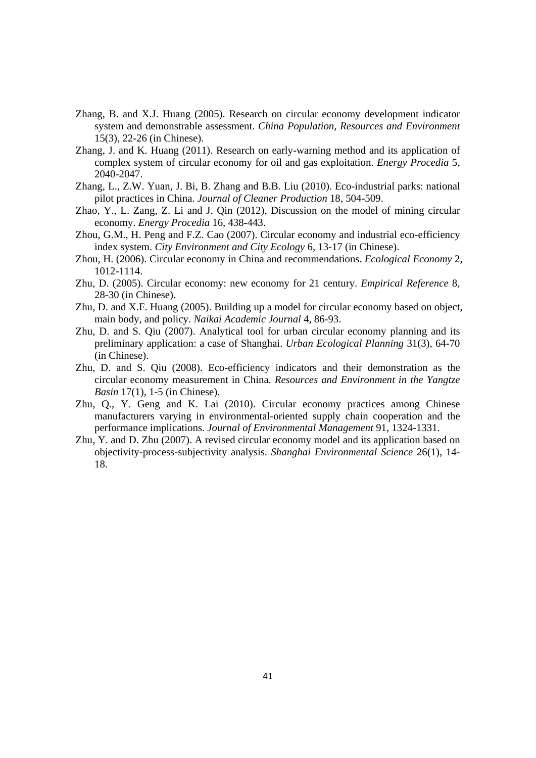Zhang, B. and X.J. Huang (2005). Research on circular economy development indicator system and demonstrable assessment. *China Population, Resources and Environment* 15(3), 22-26 (in Chinese).

Zhang, J. and K. Huang (2011). Research on early-warning method and its application of complex system of circular economy for oil and gas exploitation. *Energy Procedia* 5, 2040-2047.

Zhang, L., Z.W. Yuan, J. Bi, B. Zhang and B.B. Liu (2010). Eco-industrial parks: national pilot practices in China. *Journal of Cleaner Production* 18, 504-509.

Zhao, Y., L. Zang, Z. Li and J. Qin (2012), Discussion on the model of mining circular economy. *Energy Procedia* 16, 438-443.

Zhou, G.M., H. Peng and F.Z. Cao (2007). Circular economy and industrial eco-efficiency index system. *City Environment and City Ecology* 6, 13-17 (in Chinese).

Zhou, H. (2006). Circular economy in China and recommendations. *Ecological Economy* 2, 1012-1114.

Zhu, D. (2005). Circular economy: new economy for 21 century. *Empirical Reference* 8, 28-30 (in Chinese).

Zhu, D. and X.F. Huang (2005). Building up a model for circular economy based on object, main body, and policy. *Naikai Academic Journal* 4, 86-93.

Zhu, D. and S. Qiu (2007). Analytical tool for urban circular economy planning and its preliminary application: a case of Shanghai. *Urban Ecological Planning* 31(3), 64-70 (in Chinese).

Zhu, D. and S. Qiu (2008). Eco-efficiency indicators and their demonstration as the circular economy measurement in China. *Resources and Environment in the Yangtze Basin* 17(1), 1-5 (in Chinese).

Zhu, Q., Y. Geng and K. Lai (2010). Circular economy practices among Chinese manufacturers varying in environmental-oriented supply chain cooperation and the performance implications. *Journal of Environmental Management* 91, 1324-1331.

Zhu, Y. and D. Zhu (2007). A revised circular economy model and its application based on objectivity-process-subjectivity analysis. *Shanghai Environmental Science* 26(1), 14-18.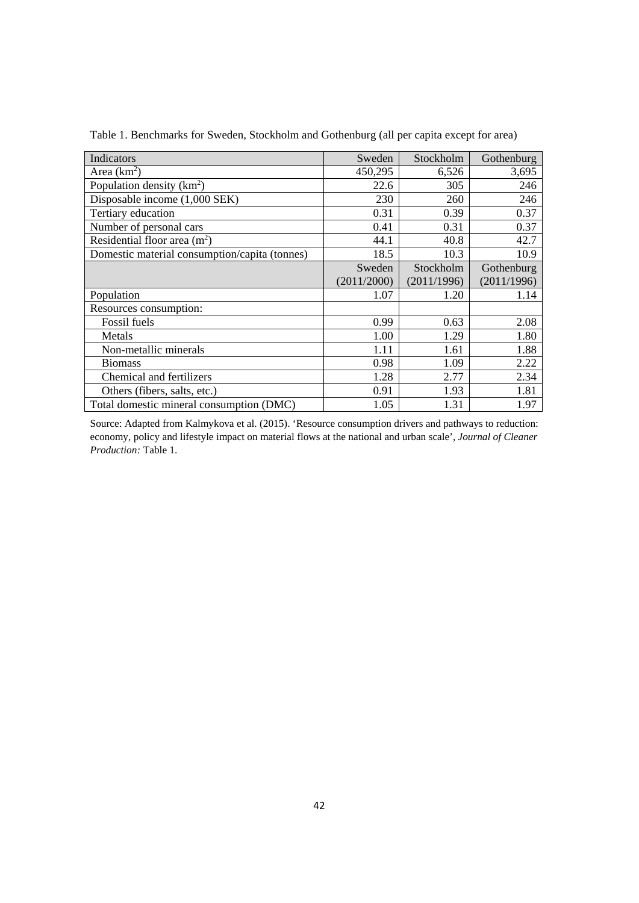Table 1. Benchmarks for Sweden, Stockholm and Gothenburg (all per capita except for area)

| Indicators | Sweden | Stockholm | Gothenburg |
|---|---|---|---|
| Area ($km^2$) | 450,295 | 6,526 | 3,695 |
| Population density ($km^2$) | 22.6 | 305 | 246 |
| Disposable income (1,000 SEK) | 230 | 260 | 246 |
| Tertiary education | 0.31 | 0.39 | 0.37 |
| Number of personal cars | 0.41 | 0.31 | 0.37 |
| Residential floor area ($m^2$) | 44.1 | 40.8 | 42.7 |
| Domestic material consumption/capita (tonnes) | 18.5 | 10.3 | 10.9 |
| | Sweden (2011/2000) | Stockholm (2011/1996) | Gothenburg (2011/1996) |
| Population | 1.07 | 1.20 | 1.14 |
| Resources consumption: | | | |
| Fossil fuels | 0.99 | 0.63 | 2.08 |
| Metals | 1.00 | 1.29 | 1.80 |
| Non-metallic minerals | 1.11 | 1.61 | 1.88 |
| Biomass | 0.98 | 1.09 | 2.22 |
| Chemical and fertilizers | 1.28 | 2.77 | 2.34 |
| Others (fibers, salts, etc.) | 0.91 | 1.93 | 1.81 |
| Total domestic mineral consumption (DMC) | 1.05 | 1.31 | 1.97 |

Source: Adapted from Kalmykova et al. (2015). 'Resource consumption drivers and pathways to reduction: economy, policy and lifestyle impact on material flows at the national and urban scale', *Journal of Cleaner Production:* Table 1.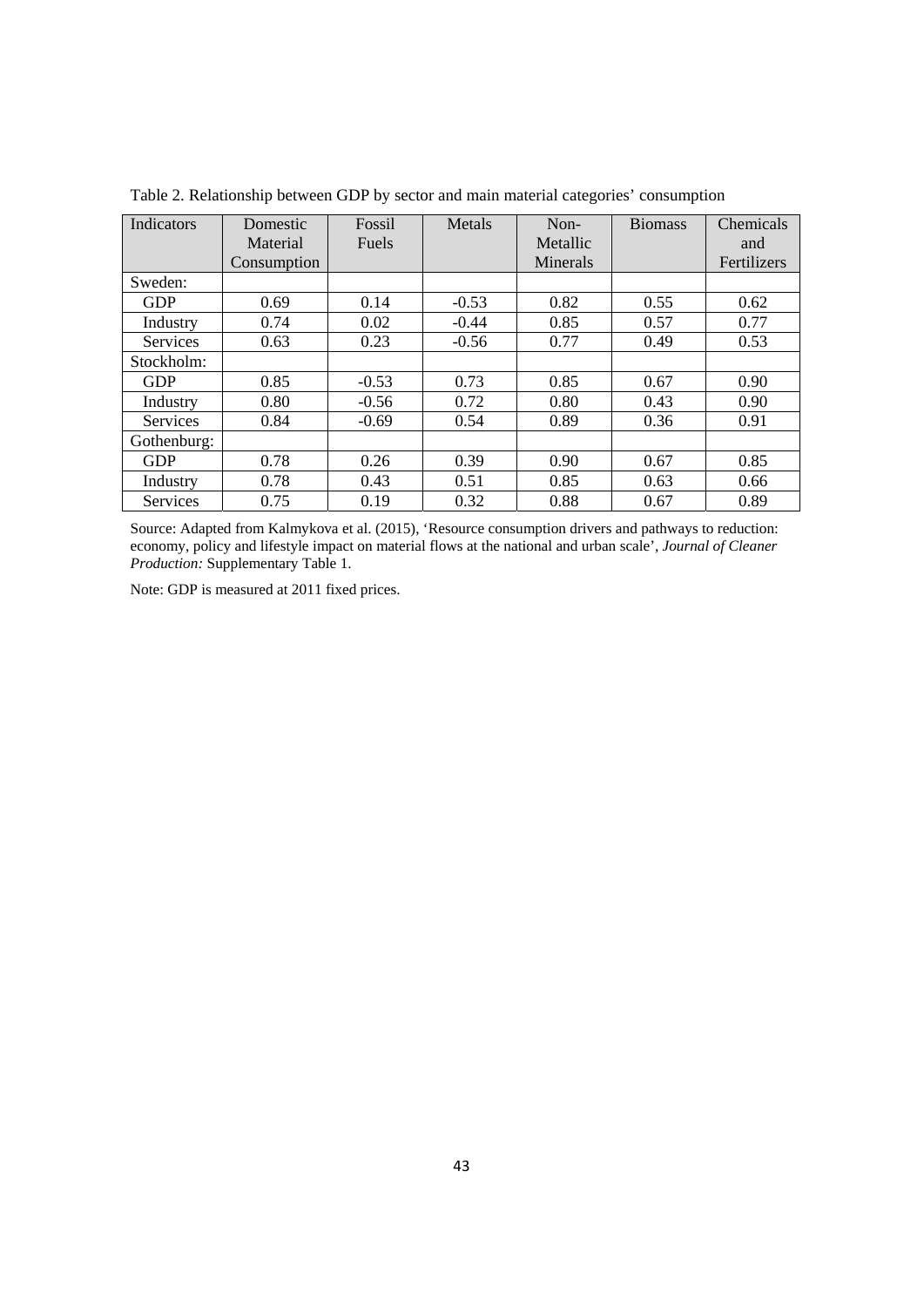Table 2. Relationship between GDP by sector and main material categories' consumption

| Indicators | Domestic Material Consumption | Fossil Fuels | Metals | Non-Metallic Minerals | Biomass | Chemicals and Fertilizers |
|---|---|---|---|---|---|---|
| Sweden: | | | | | | |
| GDP | 0.69 | 0.14 | -0.53 | 0.82 | 0.55 | 0.62 |
| Industry | 0.74 | 0.02 | -0.44 | 0.85 | 0.57 | 0.77 |
| Services | 0.63 | 0.23 | -0.56 | 0.77 | 0.49 | 0.53 |
| Stockholm: | | | | | | |
| GDP | 0.85 | -0.53 | 0.73 | 0.85 | 0.67 | 0.90 |
| Industry | 0.80 | -0.56 | 0.72 | 0.80 | 0.43 | 0.90 |
| Services | 0.84 | -0.69 | 0.54 | 0.89 | 0.36 | 0.91 |
| Gothenburg: | | | | | | |
| GDP | 0.78 | 0.26 | 0.39 | 0.90 | 0.67 | 0.85 |
| Industry | 0.78 | 0.43 | 0.51 | 0.85 | 0.63 | 0.66 |
| Services | 0.75 | 0.19 | 0.32 | 0.88 | 0.67 | 0.89 |

Source: Adapted from Kalmykova et al. (2015), 'Resource consumption drivers and pathways to reduction: economy, policy and lifestyle impact on material flows at the national and urban scale', *Journal of Cleaner Production:* Supplementary Table 1.

Note: GDP is measured at 2011 fixed prices.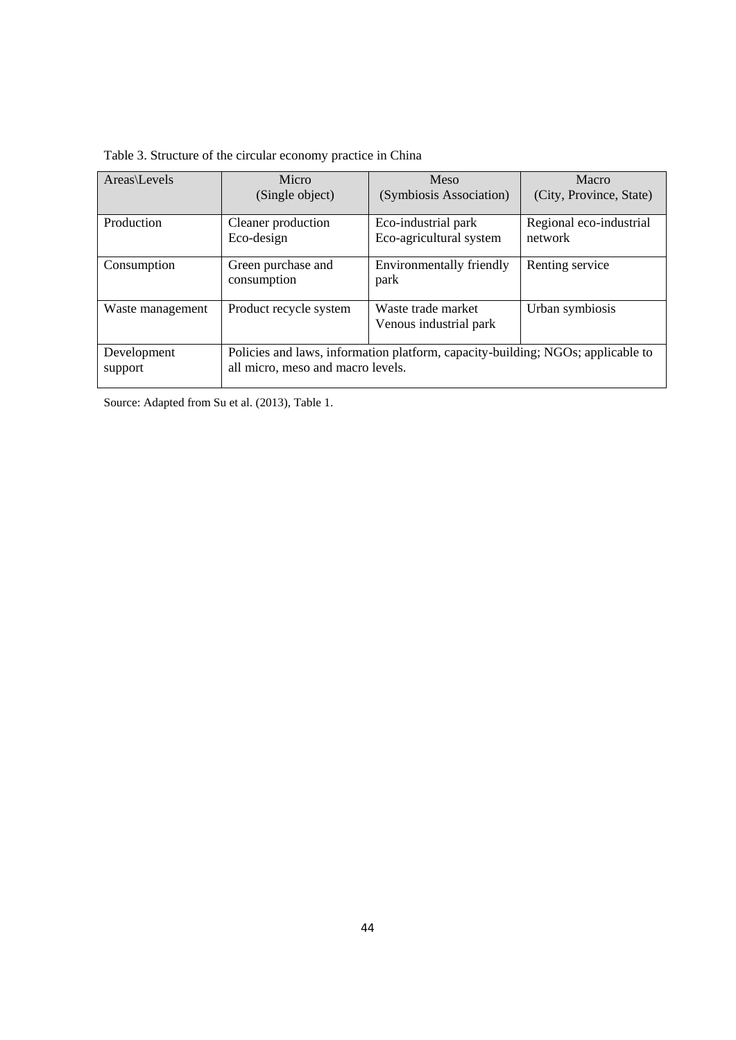Table 3. Structure of the circular economy practice in China

| Areas\Levels | Micro (Single object) | Meso (Symbiosis Association) | Macro (City, Province, State) |
|---|---|---|---|
| Production | Cleaner production<br>Eco-design | Eco-industrial park<br>Eco-agricultural system | Regional eco-industrial network |
| Consumption | Green purchase and consumption | Environmentally friendly park | Renting service |
| Waste management | Product recycle system | Waste trade market<br>Venous industrial park | Urban symbiosis |
| Development support | Policies and laws, information platform, capacity-building; NGOs; applicable to all micro, meso and macro levels. | | |

Source: Adapted from Su et al. (2013), Table 1.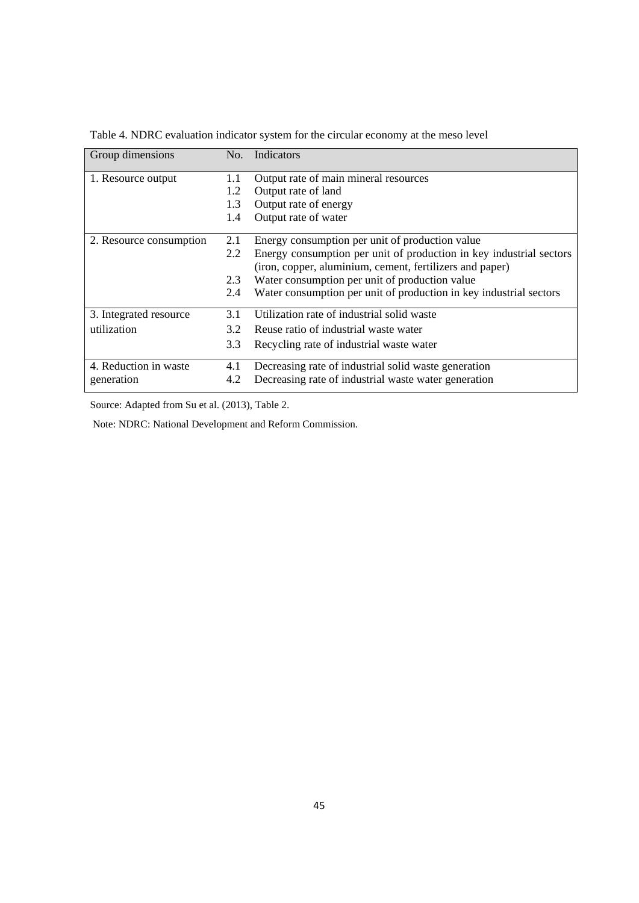Table 4. NDRC evaluation indicator system for the circular economy at the meso level

| Group dimensions | No. | Indicators |
|---|---|---|
| 1. Resource output | 1.1 | Output rate of main mineral resources |
| | 1.2 | Output rate of land |
| | 1.3 | Output rate of energy |
| | 1.4 | Output rate of water |
| 2. Resource consumption | 2.1 | Energy consumption per unit of production value |
| | 2.2 | Energy consumption per unit of production in key industrial sectors (iron, copper, aluminium, cement, fertilizers and paper) |
| | 2.3 | Water consumption per unit of production value |
| | 2.4 | Water consumption per unit of production in key industrial sectors |
| 3. Integrated resource utilization | 3.1 | Utilization rate of industrial solid waste |
| | 3.2 | Reuse ratio of industrial waste water |
| | 3.3 | Recycling rate of industrial waste water |
| 4. Reduction in waste generation | 4.1 | Decreasing rate of industrial solid waste generation |
| | 4.2 | Decreasing rate of industrial waste water generation |

Source: Adapted from Su et al. (2013), Table 2.

Note: NDRC: National Development and Reform Commission.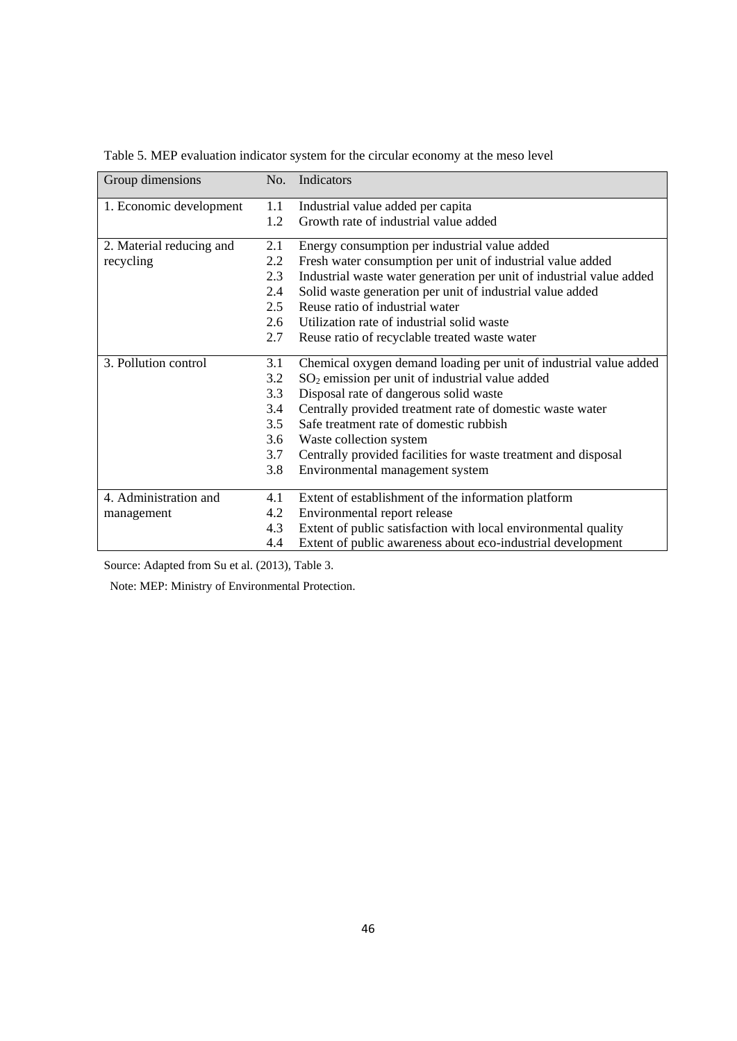Table 5. MEP evaluation indicator system for the circular economy at the meso level

| Group dimensions | No. | Indicators |
| --- | --- | --- |
| 1. Economic development | 1.1 | Industrial value added per capita |
| | 1.2 | Growth rate of industrial value added |
| 2. Material reducing and recycling | 2.1 | Energy consumption per industrial value added |
| | 2.2 | Fresh water consumption per unit of industrial value added |
| | 2.3 | Industrial waste water generation per unit of industrial value added |
| | 2.4 | Solid waste generation per unit of industrial value added |
| | 2.5 | Reuse ratio of industrial water |
| | 2.6 | Utilization rate of industrial solid waste |
| | 2.7 | Reuse ratio of recyclable treated waste water |
| 3. Pollution control | 3.1 | Chemical oxygen demand loading per unit of industrial value added |
| | 3.2 | $SO_2$ emission per unit of industrial value added |
| | 3.3 | Disposal rate of dangerous solid waste |
| | 3.4 | Centrally provided treatment rate of domestic waste water |
| | 3.5 | Safe treatment rate of domestic rubbish |
| | 3.6 | Waste collection system |
| | 3.7 | Centrally provided facilities for waste treatment and disposal |
| | 3.8 | Environmental management system |
| 4. Administration and management | 4.1 | Extent of establishment of the information platform |
| | 4.2 | Environmental report release |
| | 4.3 | Extent of public satisfaction with local environmental quality |
| | 4.4 | Extent of public awareness about eco-industrial development |

Source: Adapted from Su et al. (2013), Table 3.

Note: MEP: Ministry of Environmental Protection.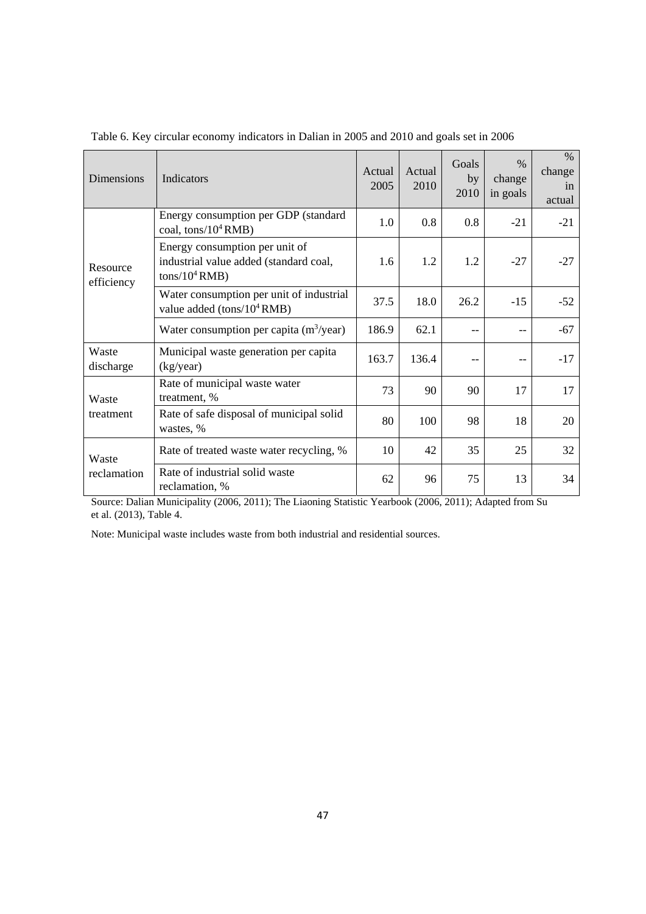Table 6. Key circular economy indicators in Dalian in 2005 and 2010 and goals set in 2006

| Dimensions | Indicators | Actual 2005 | Actual 2010 | Goals by 2010 | % change in goals | % change in actual |
|---|---|---|---|---|---|---|
| Resource efficiency | Energy consumption per GDP (standard coal, tons/$10^4$ RMB) | 1.0 | 0.8 | 0.8 | -21 | -21 |
| | Energy consumption per unit of industrial value added (standard coal, tons/$10^4$ RMB) | 1.6 | 1.2 | 1.2 | -27 | -27 |
| | Water consumption per unit of industrial value added (tons/$10^4$ RMB) | 37.5 | 18.0 | 26.2 | -15 | -52 |
| | Water consumption per capita ($m^3$/year) | 186.9 | 62.1 | -- | -- | -67 |
| Waste discharge | Municipal waste generation per capita (kg/year) | 163.7 | 136.4 | -- | -- | -17 |
| Waste treatment | Rate of municipal waste water treatment, % | 73 | 90 | 90 | 17 | 17 |
| | Rate of safe disposal of municipal solid wastes, % | 80 | 100 | 98 | 18 | 20 |
| Waste reclamation | Rate of treated waste water recycling, % | 10 | 42 | 35 | 25 | 32 |
| | Rate of industrial solid waste reclamation, % | 62 | 96 | 75 | 13 | 34 |

Source: Dalian Municipality (2006, 2011); The Liaoning Statistic Yearbook (2006, 2011); Adapted from Su et al. (2013), Table 4.

Note: Municipal waste includes waste from both industrial and residential sources.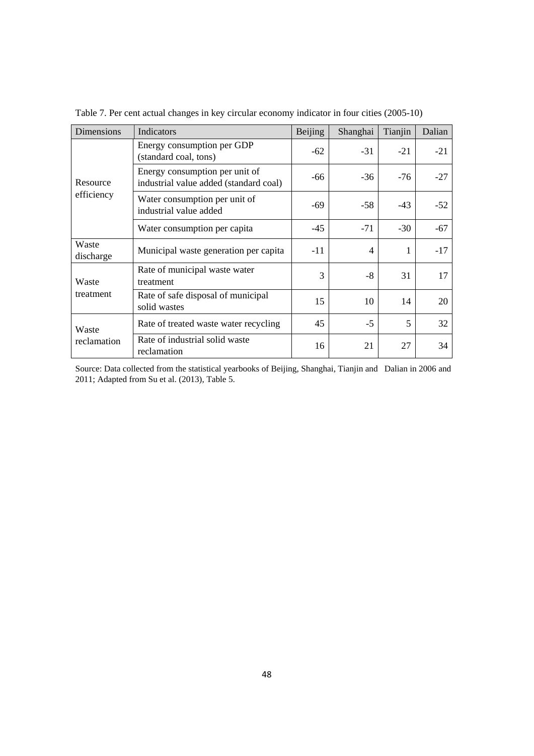Table 7. Per cent actual changes in key circular economy indicator in four cities (2005-10)

| Dimensions | Indicators | Beijing | Shanghai | Tianjin | Dalian |
|---|---|---|---|---|---|
| Resource efficiency | Energy consumption per GDP (standard coal, tons) | -62 | -31 | -21 | -21 |
| | Energy consumption per unit of industrial value added (standard coal) | -66 | -36 | -76 | -27 |
| | Water consumption per unit of industrial value added | -69 | -58 | -43 | -52 |
| | Water consumption per capita | -45 | -71 | -30 | -67 |
| Waste discharge | Municipal waste generation per capita | -11 | 4 | 1 | -17 |
| Waste treatment | Rate of municipal waste water treatment | 3 | -8 | 31 | 17 |
| | Rate of safe disposal of municipal solid wastes | 15 | 10 | 14 | 20 |
| Waste reclamation | Rate of treated waste water recycling | 45 | -5 | 5 | 32 |
| | Rate of industrial solid waste reclamation | 16 | 21 | 27 | 34 |

Source: Data collected from the statistical yearbooks of Beijing, Shanghai, Tianjin and Dalian in 2006 and 2011; Adapted from Su et al. (2013), Table 5.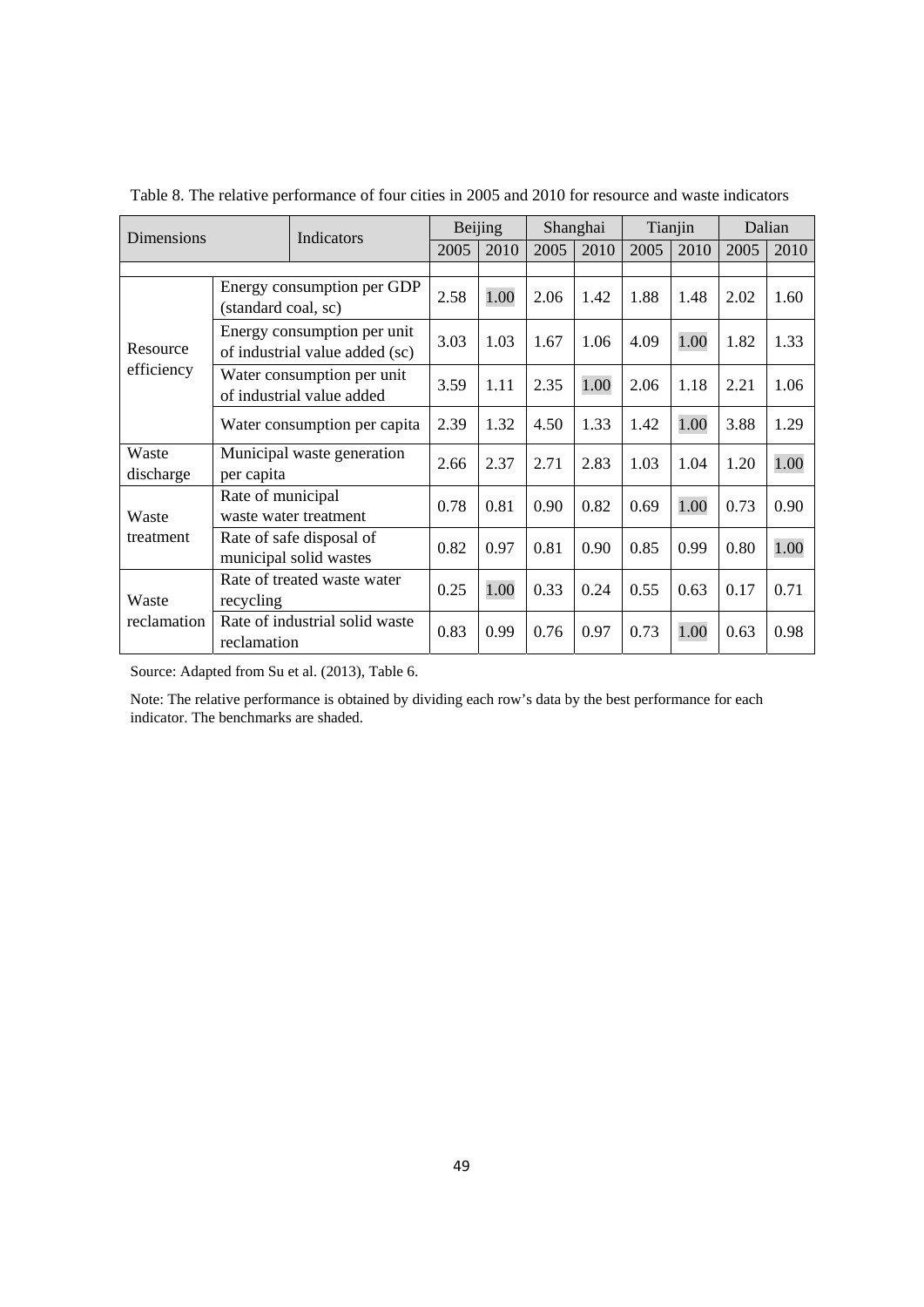Table 8. The relative performance of four cities in 2005 and 2010 for resource and waste indicators

| Dimensions | Indicators | Beijing | | Shanghai | | Tianjin | | Dalian | |
|---|---|---|---|---|---|---|---|---|---|
| | | 2005 | 2010 | 2005 | 2010 | 2005 | 2010 | 2005 | 2010 |
| Resource efficiency | Energy consumption per GDP (standard coal, sc) | 2.58 | 1.00 | 2.06 | 1.42 | 1.88 | 1.48 | 2.02 | 1.60 |
| | Energy consumption per unit of industrial value added (sc) | 3.03 | 1.03 | 1.67 | 1.06 | 4.09 | 1.00 | 1.82 | 1.33 |
| | Water consumption per unit of industrial value added | 3.59 | 1.11 | 2.35 | 1.00 | 2.06 | 1.18 | 2.21 | 1.06 |
| | Water consumption per capita | 2.39 | 1.32 | 4.50 | 1.33 | 1.42 | 1.00 | 3.88 | 1.29 |
| Waste discharge | Municipal waste generation per capita | 2.66 | 2.37 | 2.71 | 2.83 | 1.03 | 1.04 | 1.20 | 1.00 |
| Waste treatment | Rate of municipal waste water treatment | 0.78 | 0.81 | 0.90 | 0.82 | 0.69 | 1.00 | 0.73 | 0.90 |
| | Rate of safe disposal of municipal solid wastes | 0.82 | 0.97 | 0.81 | 0.90 | 0.85 | 0.99 | 0.80 | 1.00 |
| Waste reclamation | Rate of treated waste water recycling | 0.25 | 1.00 | 0.33 | 0.24 | 0.55 | 0.63 | 0.17 | 0.71 |
| | Rate of industrial solid waste reclamation | 0.83 | 0.99 | 0.76 | 0.97 | 0.73 | 1.00 | 0.63 | 0.98 |

Source: Adapted from Su et al. (2013), Table 6.

Note: The relative performance is obtained by dividing each row's data by the best performance for each indicator. The benchmarks are shaded.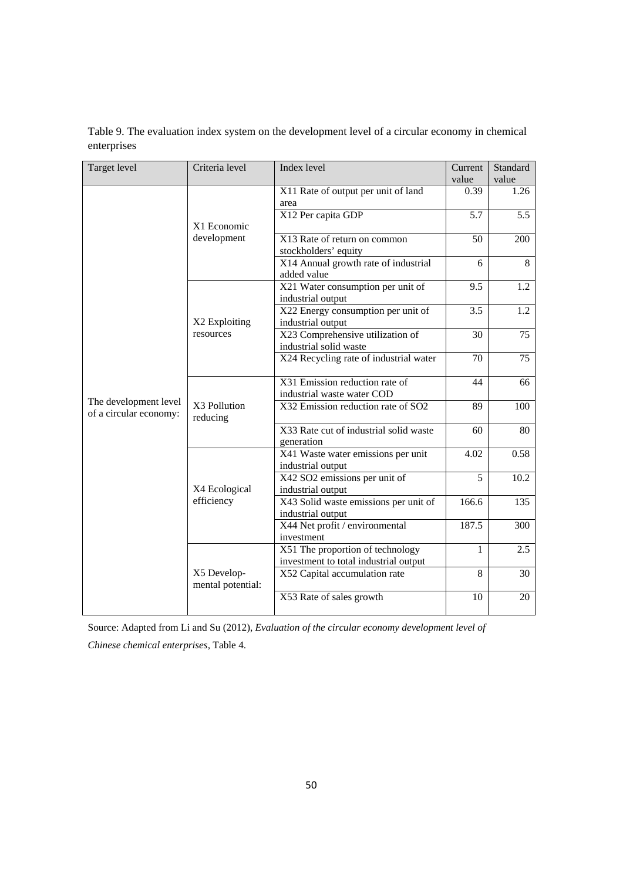Table 9. The evaluation index system on the development level of a circular economy in chemical enterprises

| Target level | Criteria level | Index level | Current value | Standard value |
|---|---|---|---|---|
| The development level of a circular economy: | X1 Economic development | X11 Rate of output per unit of land area | 0.39 | 1.26 |
| | | X12 Per capita GDP | 5.7 | 5.5 |
| | | X13 Rate of return on common stockholders' equity | 50 | 200 |
| | | X14 Annual growth rate of industrial added value | 6 | 8 |
| | X2 Exploiting resources | X21 Water consumption per unit of industrial output | 9.5 | 1.2 |
| | | X22 Energy consumption per unit of industrial output | 3.5 | 1.2 |
| | | X23 Comprehensive utilization of industrial solid waste | 30 | 75 |
| | | X24 Recycling rate of industrial water | 70 | 75 |
| | X3 Pollution reducing | X31 Emission reduction rate of industrial waste water COD | 44 | 66 |
| | | X32 Emission reduction rate of SO2 | 89 | 100 |
| | | X33 Rate cut of industrial solid waste generation | 60 | 80 |
| | X4 Ecological efficiency | X41 Waste water emissions per unit industrial output | 4.02 | 0.58 |
| | | X42 SO2 emissions per unit of industrial output | 5 | 10.2 |
| | | X43 Solid waste emissions per unit of industrial output | 166.6 | 135 |
| | | X44 Net profit / environmental investment | 187.5 | 300 |
| | X5 Develop-mental potential: | X51 The proportion of technology investment to total industrial output | 1 | 2.5 |
| | | X52 Capital accumulation rate | 8 | 30 |
| | | X53 Rate of sales growth | 10 | 20 |

Source: Adapted from Li and Su (2012), *Evaluation of the circular economy development level of Chinese chemical enterprises*, Table 4.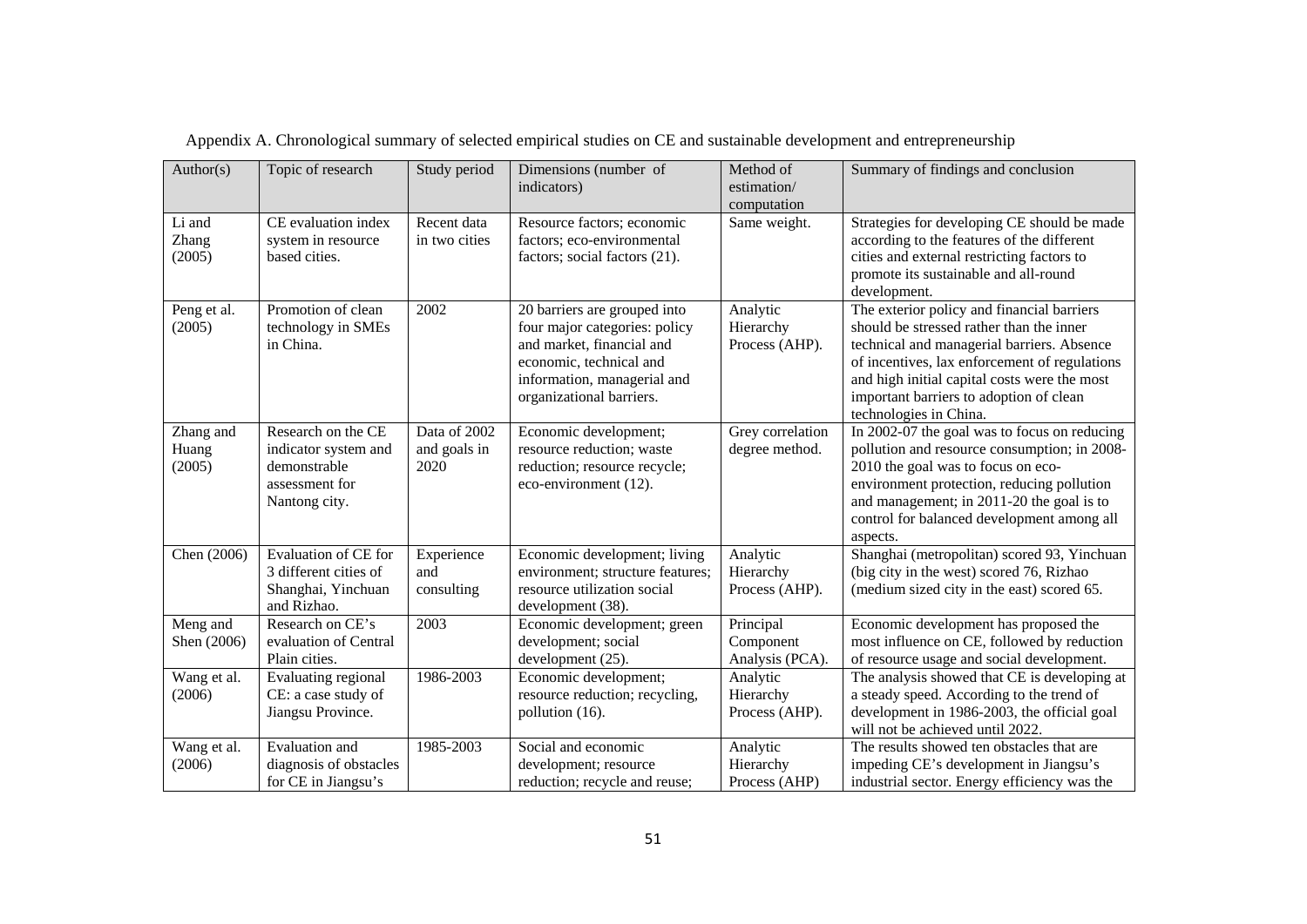Appendix A. Chronological summary of selected empirical studies on CE and sustainable development and entrepreneurship

| Author(s) | Topic of research | Study period | Dimensions (number of indicators) | Method of estimation/ computation | Summary of findings and conclusion |
|---|---|---|---|---|---|
| Li and Zhang (2005) | CE evaluation index system in resource based cities. | Recent data in two cities | Resource factors; economic factors; eco-environmental factors; social factors (21). | Same weight. | Strategies for developing CE should be made according to the features of the different cities and external restricting factors to promote its sustainable and all-round development. |
| Peng et al. (2005) | Promotion of clean technology in SMEs in China. | 2002 | 20 barriers are grouped into four major categories: policy and market, financial and economic, technical and information, managerial and organizational barriers. | Analytic Hierarchy Process (AHP). | The exterior policy and financial barriers should be stressed rather than the inner technical and managerial barriers. Absence of incentives, lax enforcement of regulations and high initial capital costs were the most important barriers to adoption of clean technologies in China. |
| Zhang and Huang (2005) | Research on the CE indicator system and demonstrable assessment for Nantong city. | Data of 2002 and goals in 2020 | Economic development; resource reduction; waste reduction; resource recycle; eco-environment (12). | Grey correlation degree method. | In 2002-07 the goal was to focus on reducing pollution and resource consumption; in 2008-2010 the goal was to focus on eco-environment protection, reducing pollution and management; in 2011-20 the goal is to control for balanced development among all aspects. |
| Chen (2006) | Evaluation of CE for 3 different cities of Shanghai, Yinchuan and Rizhao. | Experience and consulting | Economic development; living environment; structure features; resource utilization social development (38). | Analytic Hierarchy Process (AHP). | Shanghai (metropolitan) scored 93, Yinchuan (big city in the west) scored 76, Rizhao (medium sized city in the east) scored 65. |
| Meng and Shen (2006) | Research on CE's evaluation of Central Plain cities. | 2003 | Economic development; green development; social development (25). | Principal Component Analysis (PCA). | Economic development has proposed the most influence on CE, followed by reduction of resource usage and social development. |
| Wang et al. (2006) | Evaluating regional CE: a case study of Jiangsu Province. | 1986-2003 | Economic development; resource reduction; recycling, pollution (16). | Analytic Hierarchy Process (AHP). | The analysis showed that CE is developing at a steady speed. According to the trend of development in 1986-2003, the official goal will not be achieved until 2022. |
| Wang et al. (2006) | Evaluation and diagnosis of obstacles for CE in Jiangsu's | 1985-2003 | Social and economic development; resource reduction; recycle and reuse; | Analytic Hierarchy Process (AHP) | The results showed ten obstacles that are impeding CE's development in Jiangsu's industrial sector. Energy efficiency was the |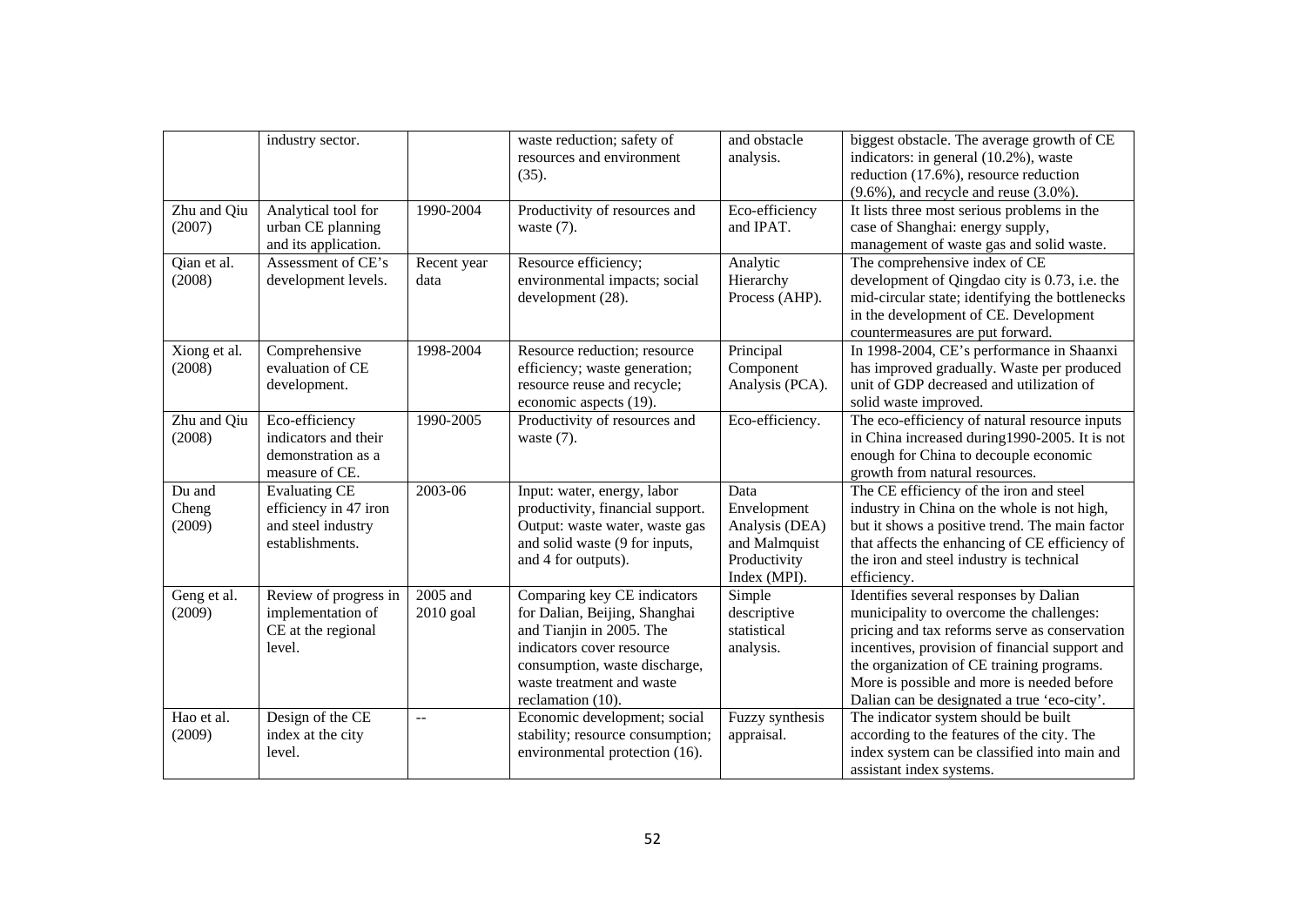| | industry sector. | | waste reduction; safety of resources and environment (35). | and obstacle analysis. | biggest obstacle. The average growth of CE indicators: in general (10.2%), waste reduction (17.6%), resource reduction (9.6%), and recycle and reuse (3.0%). |
|---|---|---|---|---|---|
| Zhu and Qiu (2007) | Analytical tool for urban CE planning and its application. | 1990-2004 | Productivity of resources and waste (7). | Eco-efficiency and IPAT. | It lists three most serious problems in the case of Shanghai: energy supply, management of waste gas and solid waste. |
| Qian et al. (2008) | Assessment of CE's development levels. | Recent year data | Resource efficiency; environmental impacts; social development (28). | Analytic Hierarchy Process (AHP). | The comprehensive index of CE development of Qingdao city is 0.73, i.e. the mid-circular state; identifying the bottlenecks in the development of CE. Development countermeasures are put forward. |
| Xiong et al. (2008) | Comprehensive evaluation of CE development. | 1998-2004 | Resource reduction; resource efficiency; waste generation; resource reuse and recycle; economic aspects (19). | Principal Component Analysis (PCA). | In 1998-2004, CE's performance in Shaanxi has improved gradually. Waste per produced unit of GDP decreased and utilization of solid waste improved. |
| Zhu and Qiu (2008) | Eco-efficiency indicators and their demonstration as a measure of CE. | 1990-2005 | Productivity of resources and waste (7). | Eco-efficiency. | The eco-efficiency of natural resource inputs in China increased during1990-2005. It is not enough for China to decouple economic growth from natural resources. |
| Du and Cheng (2009) | Evaluating CE efficiency in 47 iron and steel industry establishments. | 2003-06 | Input: water, energy, labor productivity, financial support. Output: waste water, waste gas and solid waste (9 for inputs, and 4 for outputs). | Data Envelopment Analysis (DEA) and Malmquist Productivity Index (MPI). | The CE efficiency of the iron and steel industry in China on the whole is not high, but it shows a positive trend. The main factor that affects the enhancing of CE efficiency of the iron and steel industry is technical efficiency. |
| Geng et al. (2009) | Review of progress in implementation of CE at the regional level. | 2005 and 2010 goal | Comparing key CE indicators for Dalian, Beijing, Shanghai and Tianjin in 2005. The indicators cover resource consumption, waste discharge, waste treatment and waste reclamation (10). | Simple descriptive statistical analysis. | Identifies several responses by Dalian municipality to overcome the challenges: pricing and tax reforms serve as conservation incentives, provision of financial support and the organization of CE training programs. More is possible and more is needed before Dalian can be designated a true 'eco-city'. |
| Hao et al. (2009) | Design of the CE index at the city level. | -- | Economic development; social stability; resource consumption; environmental protection (16). | Fuzzy synthesis appraisal. | The indicator system should be built according to the features of the city. The index system can be classified into main and assistant index systems. |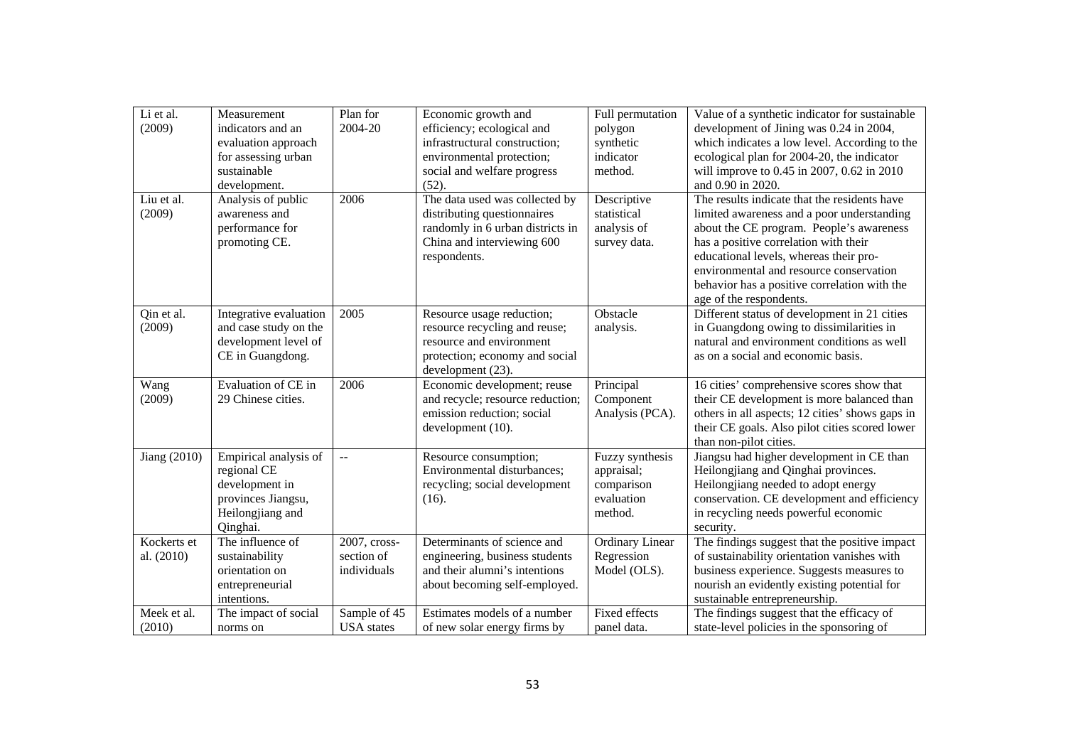| | | | | | |
|---|---|---|---|---|---|
| Li et al. (2009) | Measurement indicators and an evaluation approach for assessing urban sustainable development. | Plan for 2004-20 | Economic growth and efficiency; ecological and infrastructural construction; environmental protection; social and welfare progress (52). | Full permutation polygon synthetic indicator method. | Value of a synthetic indicator for sustainable development of Jining was 0.24 in 2004, which indicates a low level. According to the ecological plan for 2004-20, the indicator will improve to 0.45 in 2007, 0.62 in 2010 and 0.90 in 2020. |
| Liu et al. (2009) | Analysis of public awareness and performance for promoting CE. | 2006 | The data used was collected by distributing questionnaires randomly in 6 urban districts in China and interviewing 600 respondents. | Descriptive statistical analysis of survey data. | The results indicate that the residents have limited awareness and a poor understanding about the CE program. People's awareness has a positive correlation with their educational levels, whereas their pro-environmental and resource conservation behavior has a positive correlation with the age of the respondents. |
| Qin et al. (2009) | Integrative evaluation and case study on the development level of CE in Guangdong. | 2005 | Resource usage reduction; resource recycling and reuse; resource and environment protection; economy and social development (23). | Obstacle analysis. | Different status of development in 21 cities in Guangdong owing to dissimilarities in natural and environment conditions as well as on a social and economic basis. |
| Wang (2009) | Evaluation of CE in 29 Chinese cities. | 2006 | Economic development; reuse and recycle; resource reduction; emission reduction; social development (10). | Principal Component Analysis (PCA). | 16 cities' comprehensive scores show that their CE development is more balanced than others in all aspects; 12 cities' shows gaps in their CE goals. Also pilot cities scored lower than non-pilot cities. |
| Jiang (2010) | Empirical analysis of regional CE development in provinces Jiangsu, Heilongjiang and Qinghai. | -- | Resource consumption; Environmental disturbances; recycling; social development (16). | Fuzzy synthesis appraisal; comparison evaluation method. | Jiangsu had higher development in CE than Heilongjiang and Qinghai provinces. Heilongjiang needed to adopt energy conservation. CE development and efficiency in recycling needs powerful economic security. |
| Kockerts et al. (2010) | The influence of sustainability orientation on entrepreneurial intentions. | 2007, cross-section of individuals | Determinants of science and engineering, business students and their alumni's intentions about becoming self-employed. | Ordinary Linear Regression Model (OLS). | The findings suggest that the positive impact of sustainability orientation vanishes with business experience. Suggests measures to nourish an evidently existing potential for sustainable entrepreneurship. |
| Meek et al. (2010) | The impact of social norms on | Sample of 45 USA states | Estimates models of a number of new solar energy firms by | Fixed effects panel data. | The findings suggest that the efficacy of state-level policies in the sponsoring of |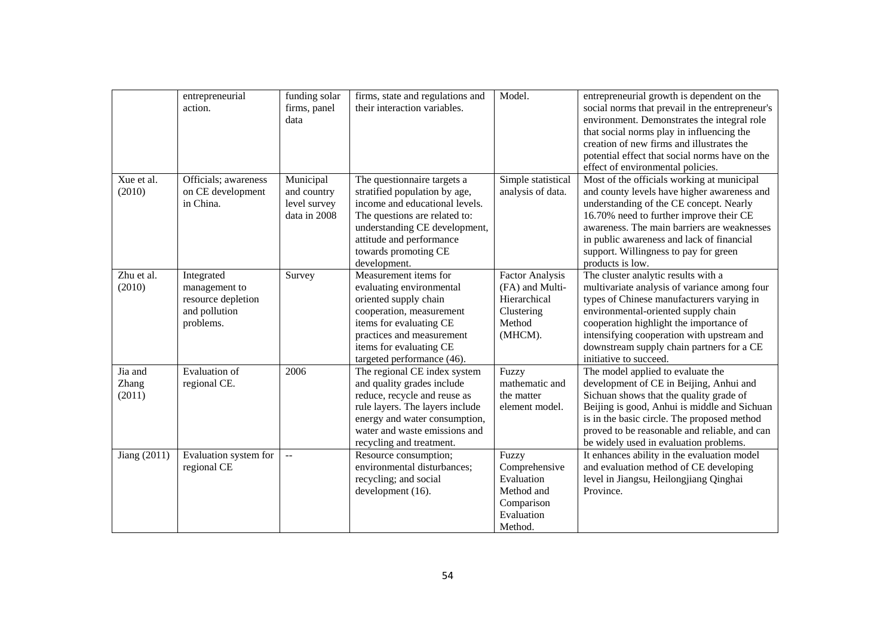| | | | | | |
|---|---|---|---|---|---|
| | entrepreneurial action. | funding solar firms, panel data | firms, state and regulations and their interaction variables. | Model. | entrepreneurial growth is dependent on the social norms that prevail in the entrepreneur's environment. Demonstrates the integral role that social norms play in influencing the creation of new firms and illustrates the potential effect that social norms have on the effect of environmental policies. |
| Xue et al. (2010) | Officials; awareness on CE development in China. | Municipal and country level survey data in 2008 | The questionnaire targets a stratified population by age, income and educational levels. The questions are related to: understanding CE development, attitude and performance towards promoting CE development. | Simple statistical analysis of data. | Most of the officials working at municipal and county levels have higher awareness and understanding of the CE concept. Nearly 16.70% need to further improve their CE awareness. The main barriers are weaknesses in public awareness and lack of financial support. Willingness to pay for green products is low. |
| Zhu et al. (2010) | Integrated management to resource depletion and pollution problems. | Survey | Measurement items for evaluating environmental oriented supply chain cooperation, measurement items for evaluating CE practices and measurement items for evaluating CE targeted performance (46). | Factor Analysis (FA) and Multi-Hierarchical Clustering Method (MHCM). | The cluster analytic results with a multivariate analysis of variance among four types of Chinese manufacturers varying in environmental-oriented supply chain cooperation highlight the importance of intensifying cooperation with upstream and downstream supply chain partners for a CE initiative to succeed. |
| Jia and Zhang (2011) | Evaluation of regional CE. | 2006 | The regional CE index system and quality grades include reduce, recycle and reuse as rule layers. The layers include energy and water consumption, water and waste emissions and recycling and treatment. | Fuzzy mathematic and the matter element model. | The model applied to evaluate the development of CE in Beijing, Anhui and Sichuan shows that the quality grade of Beijing is good, Anhui is middle and Sichuan is in the basic circle. The proposed method proved to be reasonable and reliable, and can be widely used in evaluation problems. |
| Jiang (2011) | Evaluation system for regional CE | -- | Resource consumption; environmental disturbances; recycling; and social development (16). | Fuzzy Comprehensive Evaluation Method and Comparison Evaluation Method. | It enhances ability in the evaluation model and evaluation method of CE developing level in Jiangsu, Heilongjiang Qinghai Province. |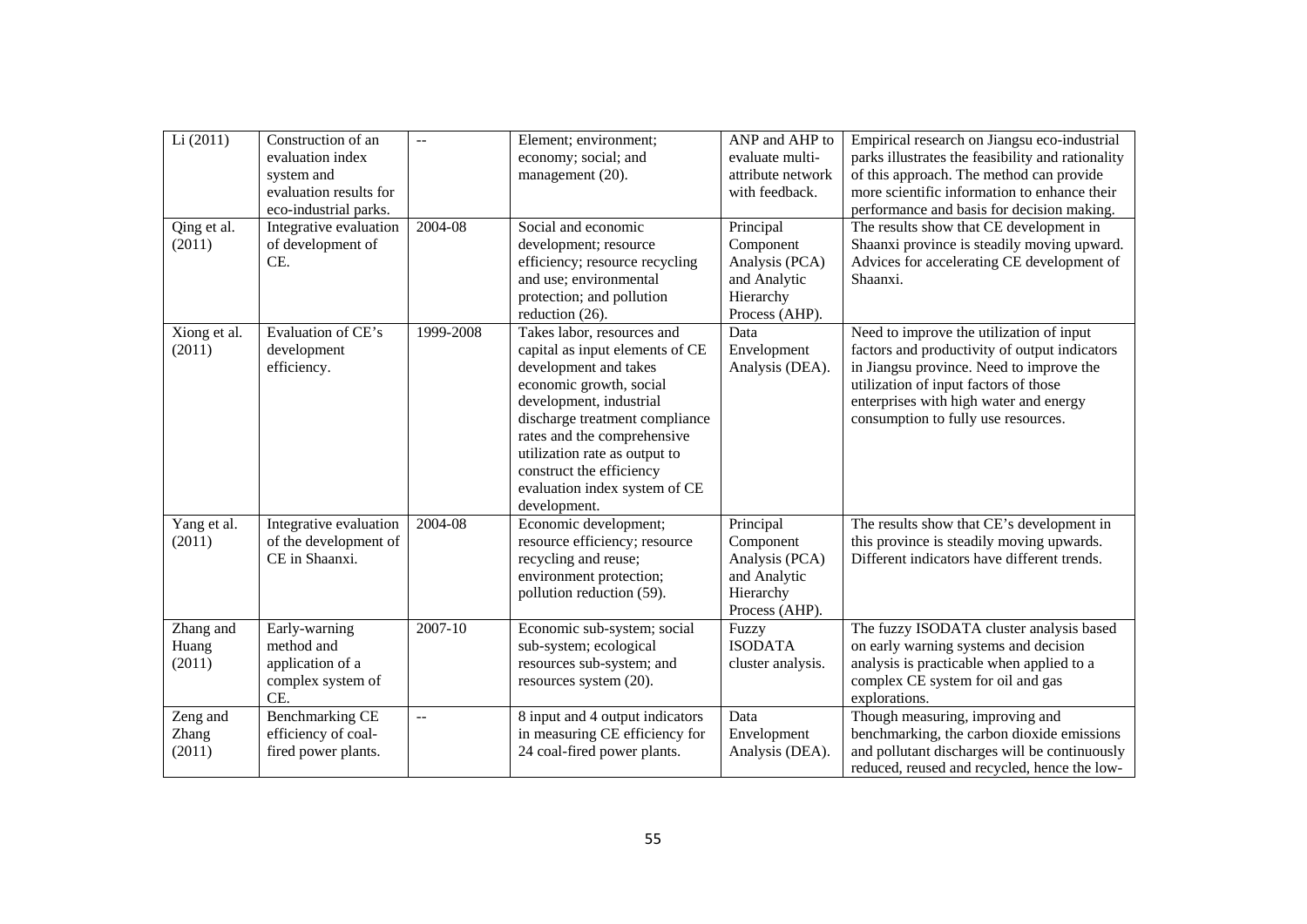| Li (2011) | Construction of an evaluation index system and evaluation results for eco-industrial parks. | -- | Element; environment; economy; social; and management (20). | ANP and AHP to evaluate multi-attribute network with feedback. | Empirical research on Jiangsu eco-industrial parks illustrates the feasibility and rationality of this approach. The method can provide more scientific information to enhance their performance and basis for decision making. |
|---|---|---|---|---|---|
| Qing et al. (2011) | Integrative evaluation of development of CE. | 2004-08 | Social and economic development; resource efficiency; resource recycling and use; environmental protection; and pollution reduction (26). | Principal Component Analysis (PCA) and Analytic Hierarchy Process (AHP). | The results show that CE development in Shaanxi province is steadily moving upward. Advices for accelerating CE development of Shaanxi. |
| Xiong et al. (2011) | Evaluation of CE's development efficiency. | 1999-2008 | Takes labor, resources and capital as input elements of CE development and takes economic growth, social development, industrial discharge treatment compliance rates and the comprehensive utilization rate as output to construct the efficiency evaluation index system of CE development. | Data Envelopment Analysis (DEA). | Need to improve the utilization of input factors and productivity of output indicators in Jiangsu province. Need to improve the utilization of input factors of those enterprises with high water and energy consumption to fully use resources. |
| Yang et al. (2011) | Integrative evaluation of the development of CE in Shaanxi. | 2004-08 | Economic development; resource efficiency; resource recycling and reuse; environment protection; pollution reduction (59). | Principal Component Analysis (PCA) and Analytic Hierarchy Process (AHP). | The results show that CE's development in this province is steadily moving upwards. Different indicators have different trends. |
| Zhang and Huang (2011) | Early-warning method and application of a complex system of CE. | 2007-10 | Economic sub-system; social sub-system; ecological resources sub-system; and resources system (20). | Fuzzy ISODATA cluster analysis. | The fuzzy ISODATA cluster analysis based on early warning systems and decision analysis is practicable when applied to a complex CE system for oil and gas explorations. |
| Zeng and Zhang (2011) | Benchmarking CE efficiency of coal-fired power plants. | -- | 8 input and 4 output indicators in measuring CE efficiency for 24 coal-fired power plants. | Data Envelopment Analysis (DEA). | Though measuring, improving and benchmarking, the carbon dioxide emissions and pollutant discharges will be continuously reduced, reused and recycled, hence the low- |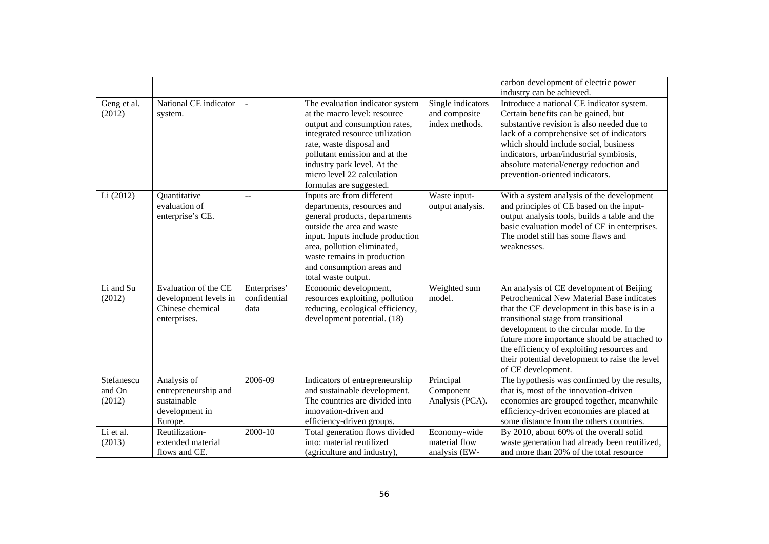| | | | | | |
|---|---|---|---|---|---|
| | | | | | carbon development of electric power industry can be achieved. |
| Geng et al. (2012) | National CE indicator system. | - | The evaluation indicator system at the macro level: resource output and consumption rates, integrated resource utilization rate, waste disposal and pollutant emission and at the industry park level. At the micro level 22 calculation formulas are suggested. | Single indicators and composite index methods. | Introduce a national CE indicator system. Certain benefits can be gained, but substantive revision is also needed due to lack of a comprehensive set of indicators which should include social, business indicators, urban/industrial symbiosis, absolute material/energy reduction and prevention-oriented indicators. |
| Li (2012) | Quantitative evaluation of enterprise's CE. | -- | Inputs are from different departments, resources and general products, departments outside the area and waste input. Inputs include production area, pollution eliminated, waste remains in production and consumption areas and total waste output. | Waste input-output analysis. | With a system analysis of the development and principles of CE based on the input-output analysis tools, builds a table and the basic evaluation model of CE in enterprises. The model still has some flaws and weaknesses. |
| Li and Su (2012) | Evaluation of the CE development levels in Chinese chemical enterprises. | Enterprises' confidential data | Economic development, resources exploiting, pollution reducing, ecological efficiency, development potential. (18) | Weighted sum model. | An analysis of CE development of Beijing Petrochemical New Material Base indicates that the CE development in this base is in a transitional stage from transitional development to the circular mode. In the future more importance should be attached to the efficiency of exploiting resources and their potential development to raise the level of CE development. |
| Stefanescu and On (2012) | Analysis of entrepreneurship and sustainable development in Europe. | 2006-09 | Indicators of entrepreneurship and sustainable development. The countries are divided into innovation-driven and efficiency-driven groups. | Principal Component Analysis (PCA). | The hypothesis was confirmed by the results, that is, most of the innovation-driven economies are grouped together, meanwhile efficiency-driven economies are placed at some distance from the others countries. |
| Li et al. (2013) | Reutilization-extended material flows and CE. | 2000-10 | Total generation flows divided into: material reutilized (agriculture and industry), | Economy-wide material flow analysis (EW- | By 2010, about 60% of the overall solid waste generation had already been reutilized, and more than 20% of the total resource |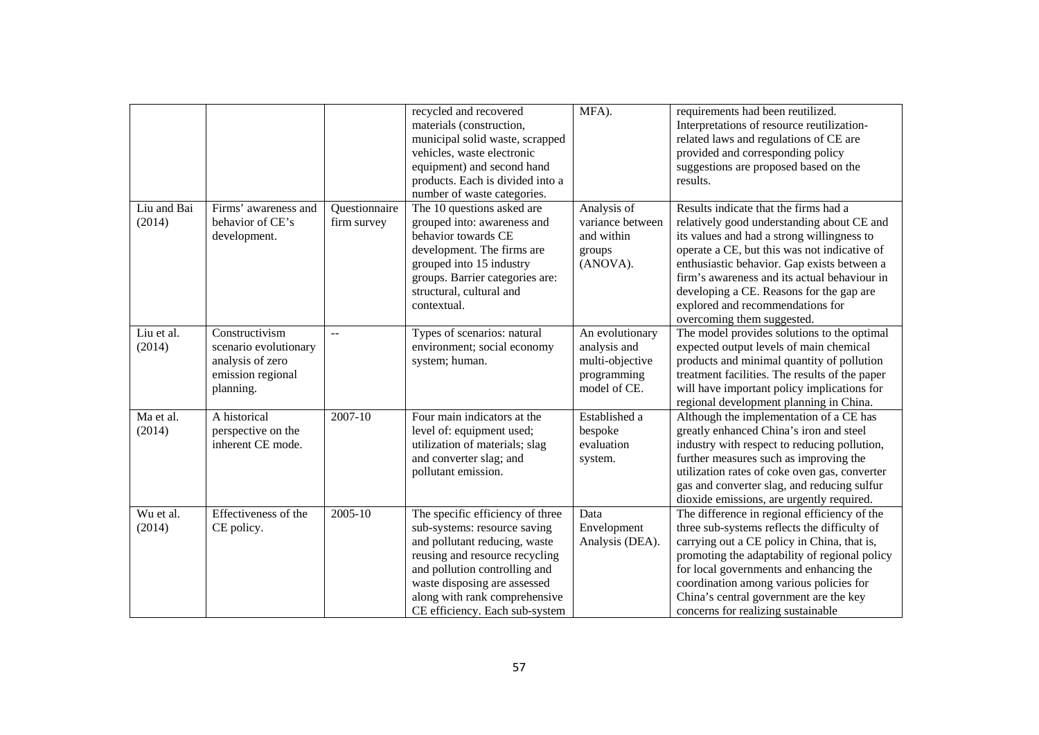| | | | recycled and recovered materials (construction, municipal solid waste, scrapped vehicles, waste electronic equipment) and second hand products. Each is divided into a number of waste categories. | MFA). | requirements had been reutilized. Interpretations of resource reutilization-related laws and regulations of CE are provided and corresponding policy suggestions are proposed based on the results. |
|---|---|---|---|---|---|
| Liu and Bai (2014) | Firms' awareness and behavior of CE's development. | Questionnaire firm survey | The 10 questions asked are grouped into: awareness and behavior towards CE development. The firms are grouped into 15 industry groups. Barrier categories are: structural, cultural and contextual. | Analysis of variance between and within groups (ANOVA). | Results indicate that the firms had a relatively good understanding about CE and its values and had a strong willingness to operate a CE, but this was not indicative of enthusiastic behavior. Gap exists between a firm's awareness and its actual behaviour in developing a CE. Reasons for the gap are explored and recommendations for overcoming them suggested. |
| Liu et al. (2014) | Constructivism scenario evolutionary analysis of zero emission regional planning. | -- | Types of scenarios: natural environment; social economy system; human. | An evolutionary analysis and multi-objective programming model of CE. | The model provides solutions to the optimal expected output levels of main chemical products and minimal quantity of pollution treatment facilities. The results of the paper will have important policy implications for regional development planning in China. |
| Ma et al. (2014) | A historical perspective on the inherent CE mode. | 2007-10 | Four main indicators at the level of: equipment used; utilization of materials; slag and converter slag; and pollutant emission. | Established a bespoke evaluation system. | Although the implementation of a CE has greatly enhanced China's iron and steel industry with respect to reducing pollution, further measures such as improving the utilization rates of coke oven gas, converter gas and converter slag, and reducing sulfur dioxide emissions, are urgently required. |
| Wu et al. (2014) | Effectiveness of the CE policy. | 2005-10 | The specific efficiency of three sub-systems: resource saving and pollutant reducing, waste reusing and resource recycling and pollution controlling and waste disposing are assessed along with rank comprehensive CE efficiency. Each sub-system | Data Envelopment Analysis (DEA). | The difference in regional efficiency of the three sub-systems reflects the difficulty of carrying out a CE policy in China, that is, promoting the adaptability of regional policy for local governments and enhancing the coordination among various policies for China's central government are the key concerns for realizing sustainable |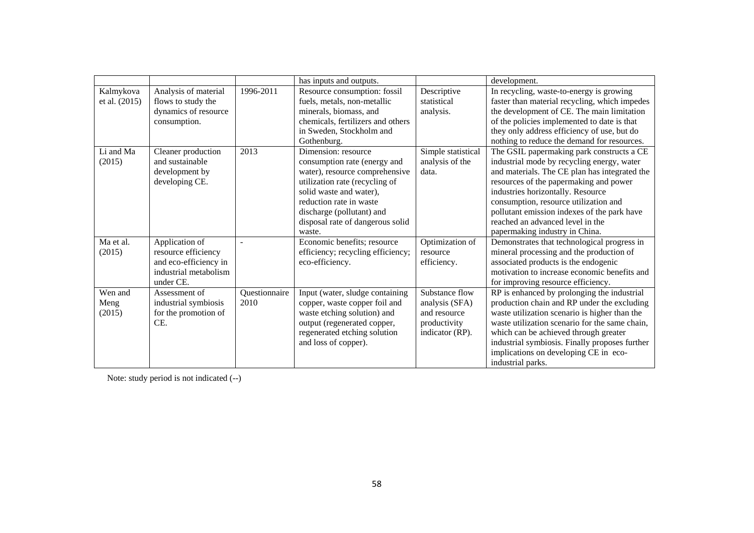| | | | has inputs and outputs. | | development. |
|---|---|---|---|---|---|
| Kalmykova et al. (2015) | Analysis of material flows to study the dynamics of resource consumption. | 1996-2011 | Resource consumption: fossil fuels, metals, non-metallic minerals, biomass, and chemicals, fertilizers and others in Sweden, Stockholm and Gothenburg. | Descriptive statistical analysis. | In recycling, waste-to-energy is growing faster than material recycling, which impedes the development of CE. The main limitation of the policies implemented to date is that they only address efficiency of use, but do nothing to reduce the demand for resources. |
| Li and Ma (2015) | Cleaner production and sustainable development by developing CE. | 2013 | Dimension: resource consumption rate (energy and water), resource comprehensive utilization rate (recycling of solid waste and water), reduction rate in waste discharge (pollutant) and disposal rate of dangerous solid waste. | Simple statistical analysis of the data. | The GSIL papermaking park constructs a CE industrial mode by recycling energy, water and materials. The CE plan has integrated the resources of the papermaking and power industries horizontally. Resource consumption, resource utilization and pollutant emission indexes of the park have reached an advanced level in the papermaking industry in China. |
| Ma et al. (2015) | Application of resource efficiency and eco-efficiency in industrial metabolism under CE. | - | Economic benefits; resource efficiency; recycling efficiency; eco-efficiency. | Optimization of resource efficiency. | Demonstrates that technological progress in mineral processing and the production of associated products is the endogenic motivation to increase economic benefits and for improving resource efficiency. |
| Wen and Meng (2015) | Assessment of industrial symbiosis for the promotion of CE. | Questionnaire 2010 | Input (water, sludge containing copper, waste copper foil and waste etching solution) and output (regenerated copper, regenerated etching solution and loss of copper). | Substance flow analysis (SFA) and resource productivity indicator (RP). | RP is enhanced by prolonging the industrial production chain and RP under the excluding waste utilization scenario is higher than the waste utilization scenario for the same chain, which can be achieved through greater industrial symbiosis. Finally proposes further implications on developing CE in eco-industrial parks. |

Note: study period is not indicated (--)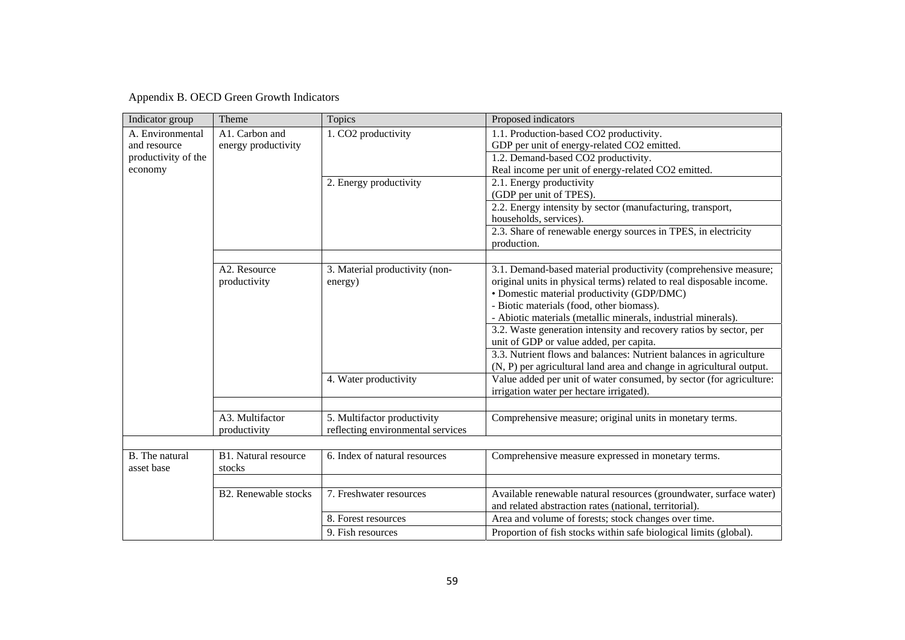Appendix B. OECD Green Growth Indicators

| Indicator group | Theme | Topics | Proposed indicators |
|---|---|---|---|
| A. Environmental and resource productivity of the economy | A1. Carbon and energy productivity | 1. $CO_2$ productivity | 1.1. Production-based $CO_2$ productivity. GDP per unit of energy-related $CO_2$ emitted. |
| | | | 1.2. Demand-based $CO_2$ productivity. Real income per unit of energy-related $CO_2$ emitted. |
| | | 2. Energy productivity | 2.1. Energy productivity (GDP per unit of TPES). |
| | | | 2.2. Energy intensity by sector (manufacturing, transport, households, services). |
| | | | 2.3. Share of renewable energy sources in TPES, in electricity production. |
| | | | |
| | A2. Resource productivity | 3. Material productivity (non-energy) | 3.1. Demand-based material productivity (comprehensive measure; original units in physical terms) related to real disposable income. • Domestic material productivity (GDP/DMC) - Biotic materials (food, other biomass). - Abiotic materials (metallic minerals, industrial minerals). |
| | | | 3.2. Waste generation intensity and recovery ratios by sector, per unit of GDP or value added, per capita. |
| | | | 3.3. Nutrient flows and balances: Nutrient balances in agriculture (N, P) per agricultural land area and change in agricultural output. |
| | | 4. Water productivity | Value added per unit of water consumed, by sector (for agriculture: irrigation water per hectare irrigated). |
| | | | |
| | A3. Multifactor productivity | 5. Multifactor productivity reflecting environmental services | Comprehensive measure; original units in monetary terms. |
| | | | |
| B. The natural asset base | B1. Natural resource stocks | 6. Index of natural resources | Comprehensive measure expressed in monetary terms. |
| | | | |
| | B2. Renewable stocks | 7. Freshwater resources | Available renewable natural resources (groundwater, surface water) and related abstraction rates (national, territorial). |
| | | 8. Forest resources | Area and volume of forests; stock changes over time. |
| | | 9. Fish resources | Proportion of fish stocks within safe biological limits (global). |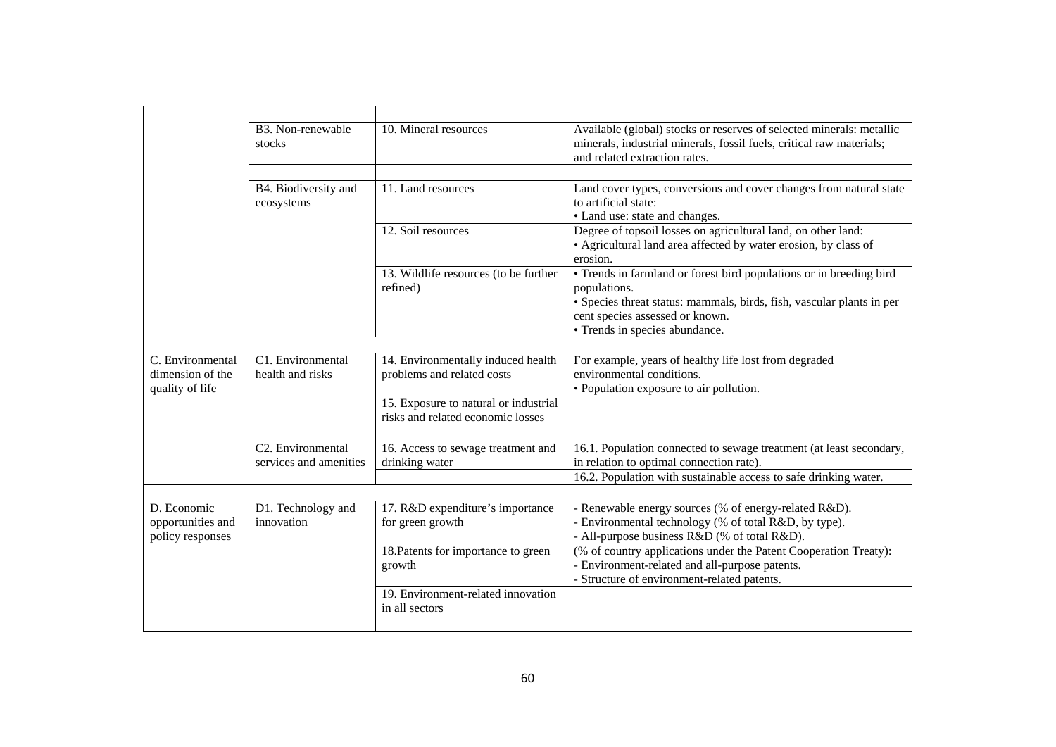| | | | |
|---|---|---|---|
| | | | |
| | B3. Non-renewable stocks | 10. Mineral resources | Available (global) stocks or reserves of selected minerals: metallic minerals, industrial minerals, fossil fuels, critical raw materials; and related extraction rates. |
| | | | |
| | B4. Biodiversity and ecosystems | 11. Land resources | Land cover types, conversions and cover changes from natural state to artificial state:<br>• Land use: state and changes. |
| | | 12. Soil resources | Degree of topsoil losses on agricultural land, on other land:<br>• Agricultural land area affected by water erosion, by class of erosion. |
| | | 13. Wildlife resources (to be further refined) | • Trends in farmland or forest bird populations or in breeding bird populations.<br>• Species threat status: mammals, birds, fish, vascular plants in per cent species assessed or known.<br>• Trends in species abundance. |
| | | | |
| C. Environmental dimension of the quality of life | C1. Environmental health and risks | 14. Environmentally induced health problems and related costs | For example, years of healthy life lost from degraded environmental conditions.<br>• Population exposure to air pollution. |
| | | 15. Exposure to natural or industrial risks and related economic losses | |
| | | | |
| | C2. Environmental services and amenities | 16. Access to sewage treatment and drinking water | 16.1. Population connected to sewage treatment (at least secondary, in relation to optimal connection rate). |
| | | | 16.2. Population with sustainable access to safe drinking water. |
| | | | |
| D. Economic opportunities and policy responses | D1. Technology and innovation | 17. R&D expenditure's importance for green growth | - Renewable energy sources (% of energy-related R&D).<br>- Environmental technology (% of total R&D, by type).<br>- All-purpose business R&D (% of total R&D). |
| | | 18.Patents for importance to green growth | (% of country applications under the Patent Cooperation Treaty):<br>- Environment-related and all-purpose patents.<br>- Structure of environment-related patents. |
| | | 19. Environment-related innovation in all sectors | |
| | | | |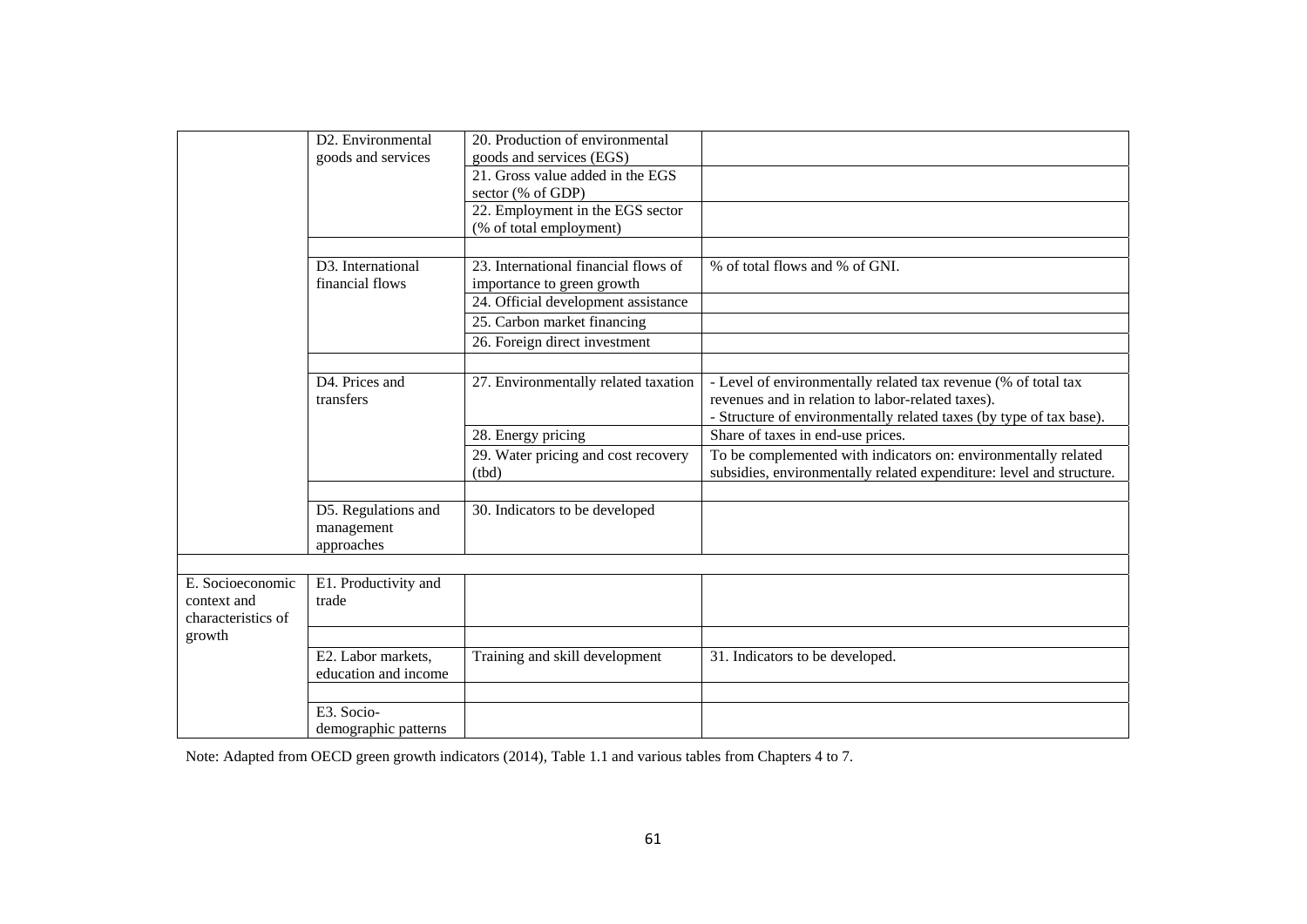| | | | |
|---|---|---|---|
| | D2. Environmental goods and services | 20. Production of environmental goods and services (EGS) | |
| | | 21. Gross value added in the EGS sector (% of GDP) | |
| | | 22. Employment in the EGS sector (% of total employment) | |
| | | | |
| | D3. International financial flows | 23. International financial flows of importance to green growth | % of total flows and % of GNI. |
| | | 24. Official development assistance | |
| | | 25. Carbon market financing | |
| | | 26. Foreign direct investment | |
| | | | |
| | D4. Prices and transfers | 27. Environmentally related taxation | - Level of environmentally related tax revenue (% of total tax revenues and in relation to labor-related taxes).<br>- Structure of environmentally related taxes (by type of tax base). |
| | | 28. Energy pricing | Share of taxes in end-use prices. |
| | | 29. Water pricing and cost recovery (tbd) | To be complemented with indicators on: environmentally related subsidies, environmentally related expenditure: level and structure. |
| | | | |
| | D5. Regulations and management approaches | 30. Indicators to be developed | |
| | | | |
| E. Socioeconomic context and characteristics of growth | E1. Productivity and trade | | |
| | | | |
| | E2. Labor markets, education and income | Training and skill development | 31. Indicators to be developed. |
| | | | |
| | E3. Socio-demographic patterns | | |

Note: Adapted from OECD green growth indicators (2014), Table 1.1 and various tables from Chapters 4 to 7.